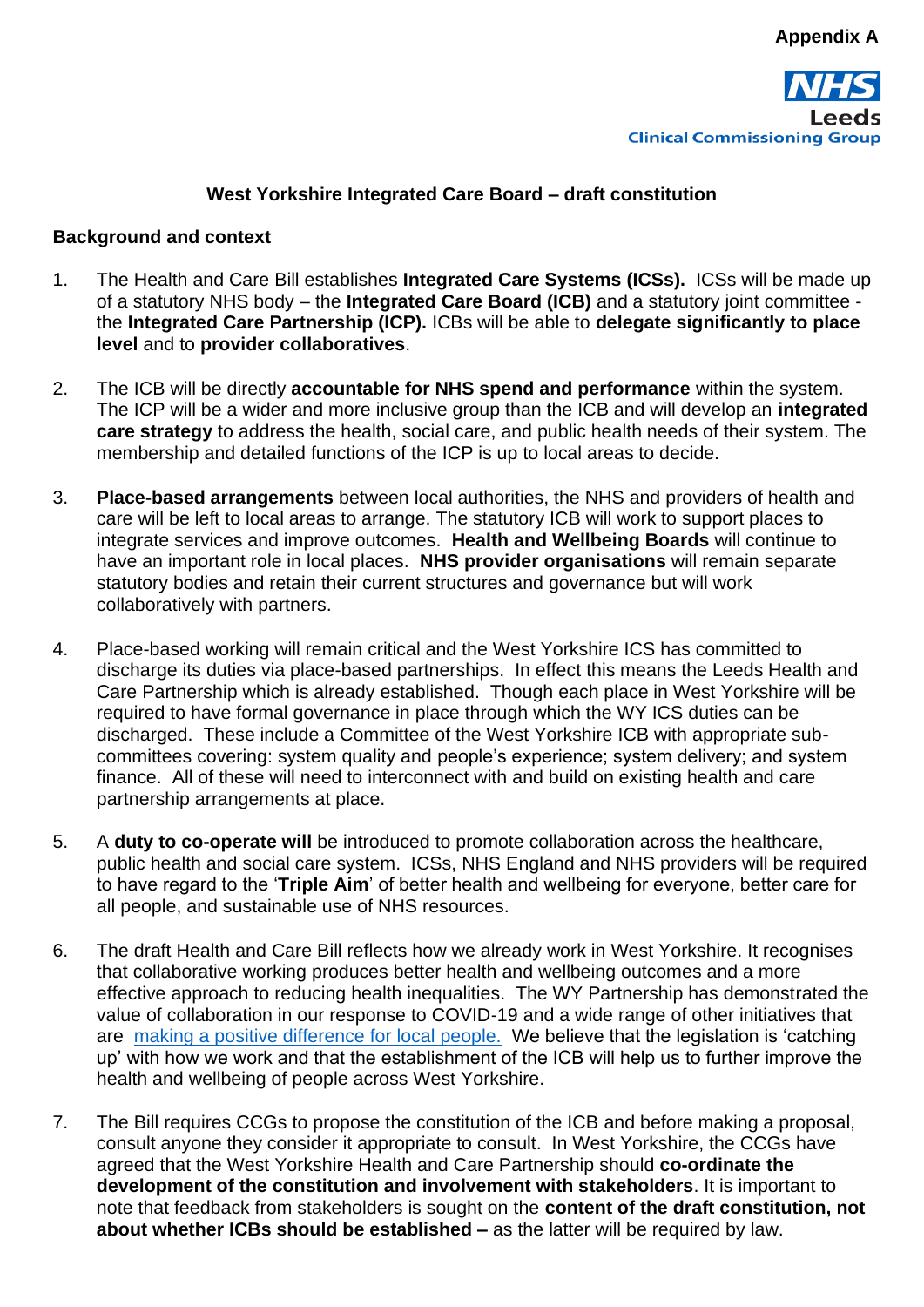**Appendix A**

NHS
Leeds
Clinical Commissioning Group

## West Yorkshire Integrated Care Board – draft constitution

### Background and context

1. The Health and Care Bill establishes **Integrated Care Systems (ICSs).** ICSs will be made up of a statutory NHS body – the **Integrated Care Board (ICB)** and a statutory joint committee - the **Integrated Care Partnership (ICP).** ICBs will be able to **delegate significantly to place level** and to **provider collaboratives**.

2. The ICB will be directly **accountable for NHS spend and performance** within the system. The ICP will be a wider and more inclusive group than the ICB and will develop an **integrated care strategy** to address the health, social care, and public health needs of their system. The membership and detailed functions of the ICP is up to local areas to decide.

3. **Place-based arrangements** between local authorities, the NHS and providers of health and care will be left to local areas to arrange. The statutory ICB will work to support places to integrate services and improve outcomes. **Health and Wellbeing Boards** will continue to have an important role in local places. **NHS provider organisations** will remain separate statutory bodies and retain their current structures and governance but will work collaboratively with partners.

4. Place-based working will remain critical and the West Yorkshire ICS has committed to discharge its duties via place-based partnerships. In effect this means the Leeds Health and Care Partnership which is already established. Though each place in West Yorkshire will be required to have formal governance in place through which the WY ICS duties can be discharged. These include a Committee of the West Yorkshire ICB with appropriate sub-committees covering: system quality and people's experience; system delivery; and system finance. All of these will need to interconnect with and build on existing health and care partnership arrangements at place.

5. A **duty to co-operate will** be introduced to promote collaboration across the healthcare, public health and social care system. ICSs, NHS England and NHS providers will be required to have regard to the '**Triple Aim**' of better health and wellbeing for everyone, better care for all people, and sustainable use of NHS resources.

6. The draft Health and Care Bill reflects how we already work in West Yorkshire. It recognises that collaborative working produces better health and wellbeing outcomes and a more effective approach to reducing health inequalities. The WY Partnership has demonstrated the value of collaboration in our response to COVID-19 and a wide range of other initiatives that are making a positive difference for local people. We believe that the legislation is 'catching up' with how we work and that the establishment of the ICB will help us to further improve the health and wellbeing of people across West Yorkshire.

7. The Bill requires CCGs to propose the constitution of the ICB and before making a proposal, consult anyone they consider it appropriate to consult. In West Yorkshire, the CCGs have agreed that the West Yorkshire Health and Care Partnership should **co-ordinate the development of the constitution and involvement with stakeholders**. It is important to note that feedback from stakeholders is sought on the **content of the draft constitution, not about whether ICBs should be established –** as the latter will be required by law.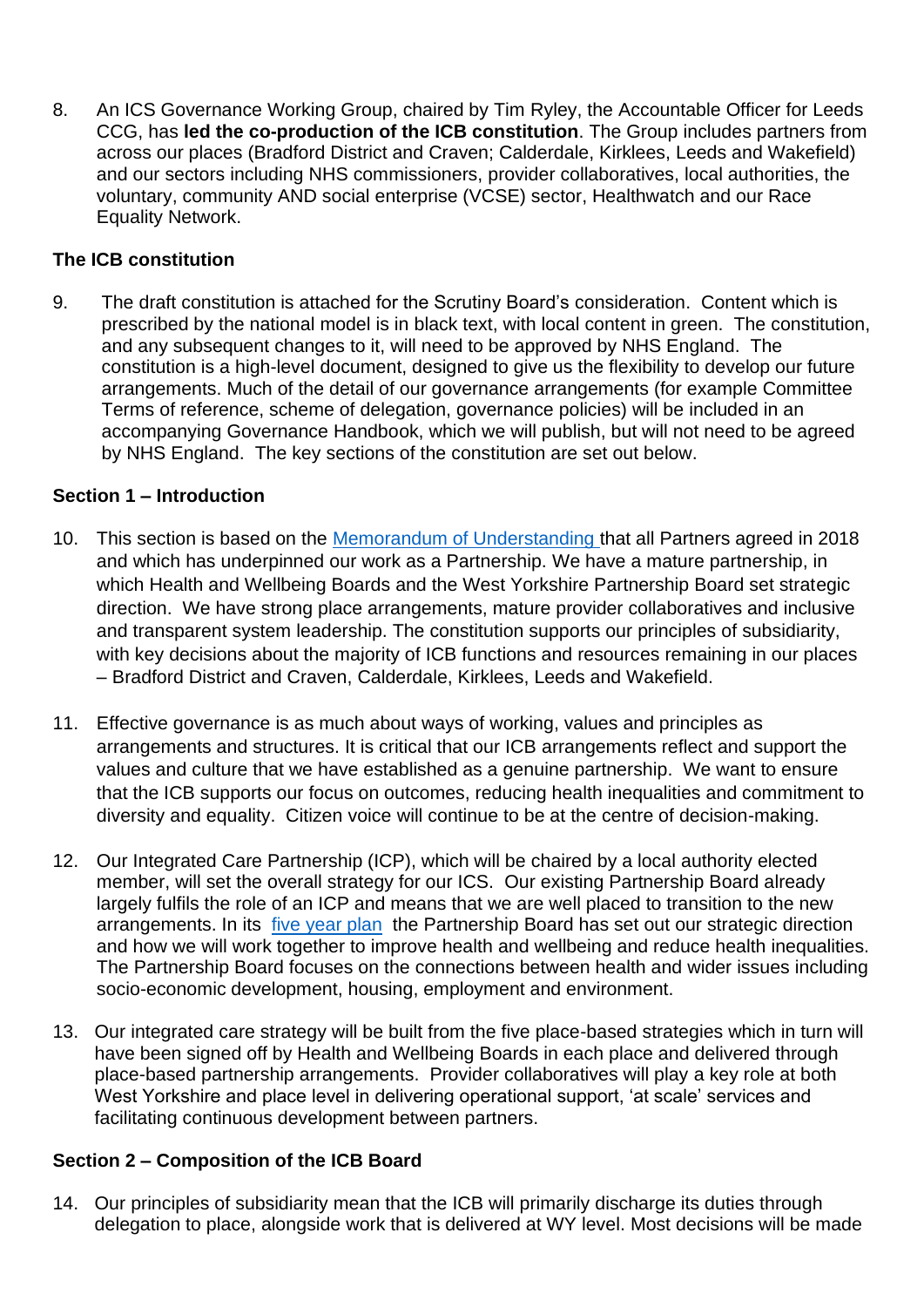8. An ICS Governance Working Group, chaired by Tim Ryley, the Accountable Officer for Leeds CCG, has **led the co-production of the ICB constitution**. The Group includes partners from across our places (Bradford District and Craven; Calderdale, Kirklees, Leeds and Wakefield) and our sectors including NHS commissioners, provider collaboratives, local authorities, the voluntary, community AND social enterprise (VCSE) sector, Healthwatch and our Race Equality Network.

**The ICB constitution**

9. The draft constitution is attached for the Scrutiny Board's consideration. Content which is prescribed by the national model is in black text, with local content in green. The constitution, and any subsequent changes to it, will need to be approved by NHS England. The constitution is a high-level document, designed to give us the flexibility to develop our future arrangements. Much of the detail of our governance arrangements (for example Committee Terms of reference, scheme of delegation, governance policies) will be included in an accompanying Governance Handbook, which we will publish, but will not need to be agreed by NHS England. The key sections of the constitution are set out below.

**Section 1 – Introduction**

10. This section is based on the Memorandum of Understanding that all Partners agreed in 2018 and which has underpinned our work as a Partnership. We have a mature partnership, in which Health and Wellbeing Boards and the West Yorkshire Partnership Board set strategic direction. We have strong place arrangements, mature provider collaboratives and inclusive and transparent system leadership. The constitution supports our principles of subsidiarity, with key decisions about the majority of ICB functions and resources remaining in our places – Bradford District and Craven, Calderdale, Kirklees, Leeds and Wakefield.

11. Effective governance is as much about ways of working, values and principles as arrangements and structures. It is critical that our ICB arrangements reflect and support the values and culture that we have established as a genuine partnership. We want to ensure that the ICB supports our focus on outcomes, reducing health inequalities and commitment to diversity and equality. Citizen voice will continue to be at the centre of decision-making.

12. Our Integrated Care Partnership (ICP), which will be chaired by a local authority elected member, will set the overall strategy for our ICS. Our existing Partnership Board already largely fulfils the role of an ICP and means that we are well placed to transition to the new arrangements. In its five year plan the Partnership Board has set out our strategic direction and how we will work together to improve health and wellbeing and reduce health inequalities. The Partnership Board focuses on the connections between health and wider issues including socio-economic development, housing, employment and environment.

13. Our integrated care strategy will be built from the five place-based strategies which in turn will have been signed off by Health and Wellbeing Boards in each place and delivered through place-based partnership arrangements. Provider collaboratives will play a key role at both West Yorkshire and place level in delivering operational support, 'at scale' services and facilitating continuous development between partners.

**Section 2 – Composition of the ICB Board**

14. Our principles of subsidiarity mean that the ICB will primarily discharge its duties through delegation to place, alongside work that is delivered at WY level. Most decisions will be made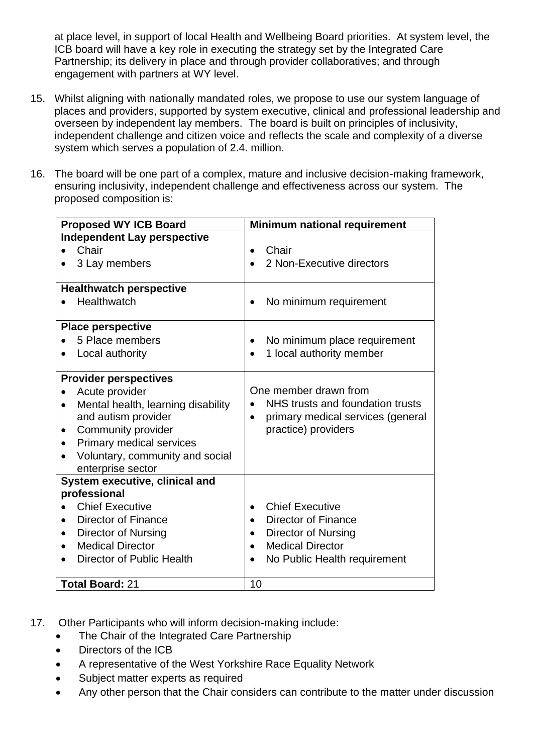at place level, in support of local Health and Wellbeing Board priorities. At system level, the ICB board will have a key role in executing the strategy set by the Integrated Care Partnership; its delivery in place and through provider collaboratives; and through engagement with partners at WY level.

15. Whilst aligning with nationally mandated roles, we propose to use our system language of places and providers, supported by system executive, clinical and professional leadership and overseen by independent lay members. The board is built on principles of inclusivity, independent challenge and citizen voice and reflects the scale and complexity of a diverse system which serves a population of 2.4. million.

16. The board will be one part of a complex, mature and inclusive decision-making framework, ensuring inclusivity, independent challenge and effectiveness across our system. The proposed composition is:

| Proposed WY ICB Board | Minimum national requirement |
|---|---|
| **Independent Lay perspective**<br>• Chair<br>• 3 Lay members | • Chair<br>• 2 Non-Executive directors |
| **Healthwatch perspective**<br>• Healthwatch | • No minimum requirement |
| **Place perspective**<br>• 5 Place members<br>• Local authority | • No minimum place requirement<br>• 1 local authority member |
| **Provider perspectives**<br>• Acute provider<br>• Mental health, learning disability and autism provider<br>• Community provider<br>• Primary medical services<br>• Voluntary, community and social enterprise sector | One member drawn from<br>• NHS trusts and foundation trusts<br>• primary medical services (general practice) providers |
| **System executive, clinical and professional**<br>• Chief Executive<br>• Director of Finance<br>• Director of Nursing<br>• Medical Director<br>• Director of Public Health | • Chief Executive<br>• Director of Finance<br>• Director of Nursing<br>• Medical Director<br>• No Public Health requirement |
| **Total Board:** 21 | 10 |

17. Other Participants who will inform decision-making include:
    - The Chair of the Integrated Care Partnership
    - Directors of the ICB
    - A representative of the West Yorkshire Race Equality Network
    - Subject matter experts as required
    - Any other person that the Chair considers can contribute to the matter under discussion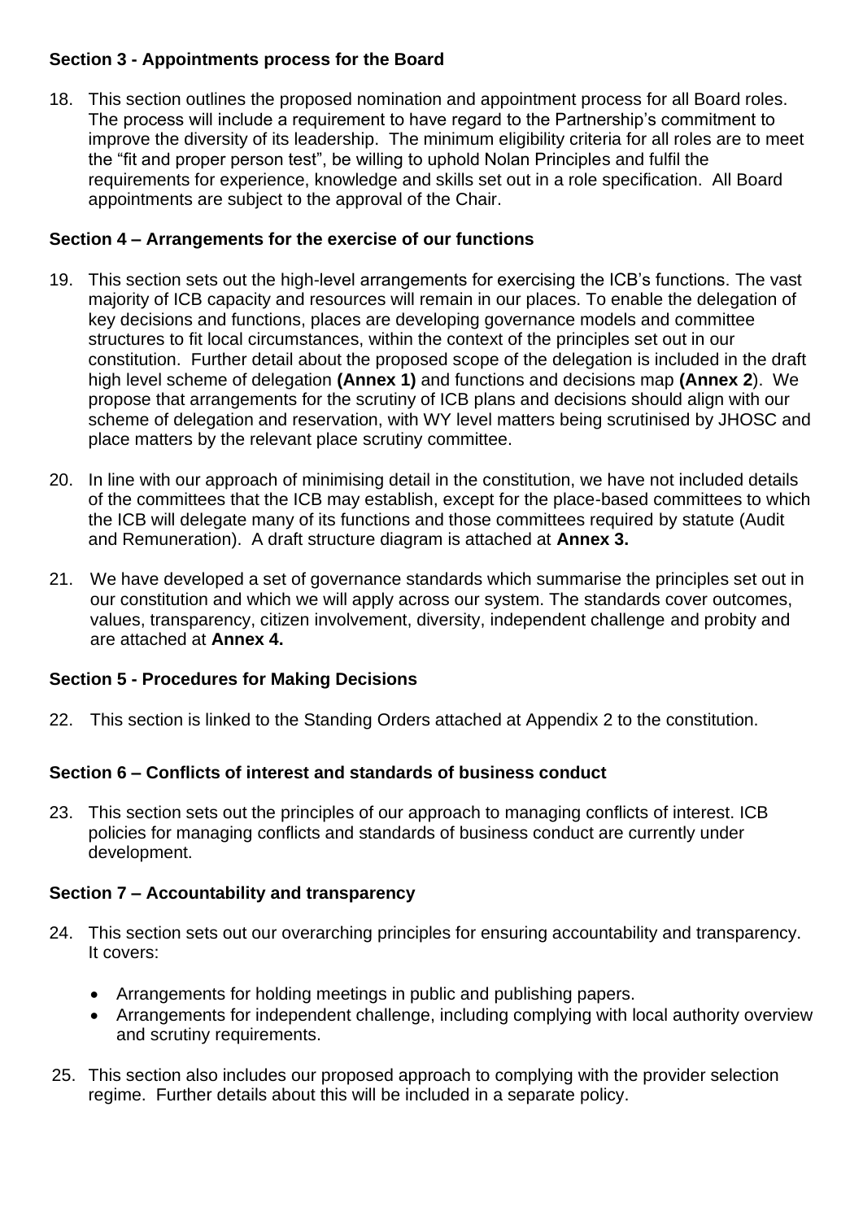### Section 3 - Appointments process for the Board

18. This section outlines the proposed nomination and appointment process for all Board roles. The process will include a requirement to have regard to the Partnership's commitment to improve the diversity of its leadership. The minimum eligibility criteria for all roles are to meet the "fit and proper person test", be willing to uphold Nolan Principles and fulfil the requirements for experience, knowledge and skills set out in a role specification. All Board appointments are subject to the approval of the Chair.

### Section 4 – Arrangements for the exercise of our functions

19. This section sets out the high-level arrangements for exercising the ICB's functions. The vast majority of ICB capacity and resources will remain in our places. To enable the delegation of key decisions and functions, places are developing governance models and committee structures to fit local circumstances, within the context of the principles set out in our constitution. Further detail about the proposed scope of the delegation is included in the draft high level scheme of delegation **(Annex 1)** and functions and decisions map **(Annex 2**). We propose that arrangements for the scrutiny of ICB plans and decisions should align with our scheme of delegation and reservation, with WY level matters being scrutinised by JHOSC and place matters by the relevant place scrutiny committee.

20. In line with our approach of minimising detail in the constitution, we have not included details of the committees that the ICB may establish, except for the place-based committees to which the ICB will delegate many of its functions and those committees required by statute (Audit and Remuneration). A draft structure diagram is attached at **Annex 3.**

21. We have developed a set of governance standards which summarise the principles set out in our constitution and which we will apply across our system. The standards cover outcomes, values, transparency, citizen involvement, diversity, independent challenge and probity and are attached at **Annex 4.**

### Section 5 - Procedures for Making Decisions

22. This section is linked to the Standing Orders attached at Appendix 2 to the constitution.

### Section 6 – Conflicts of interest and standards of business conduct

23. This section sets out the principles of our approach to managing conflicts of interest. ICB policies for managing conflicts and standards of business conduct are currently under development.

### Section 7 – Accountability and transparency

24. This section sets out our overarching principles for ensuring accountability and transparency. It covers:

    - Arrangements for holding meetings in public and publishing papers.
    - Arrangements for independent challenge, including complying with local authority overview and scrutiny requirements.

25. This section also includes our proposed approach to complying with the provider selection regime. Further details about this will be included in a separate policy.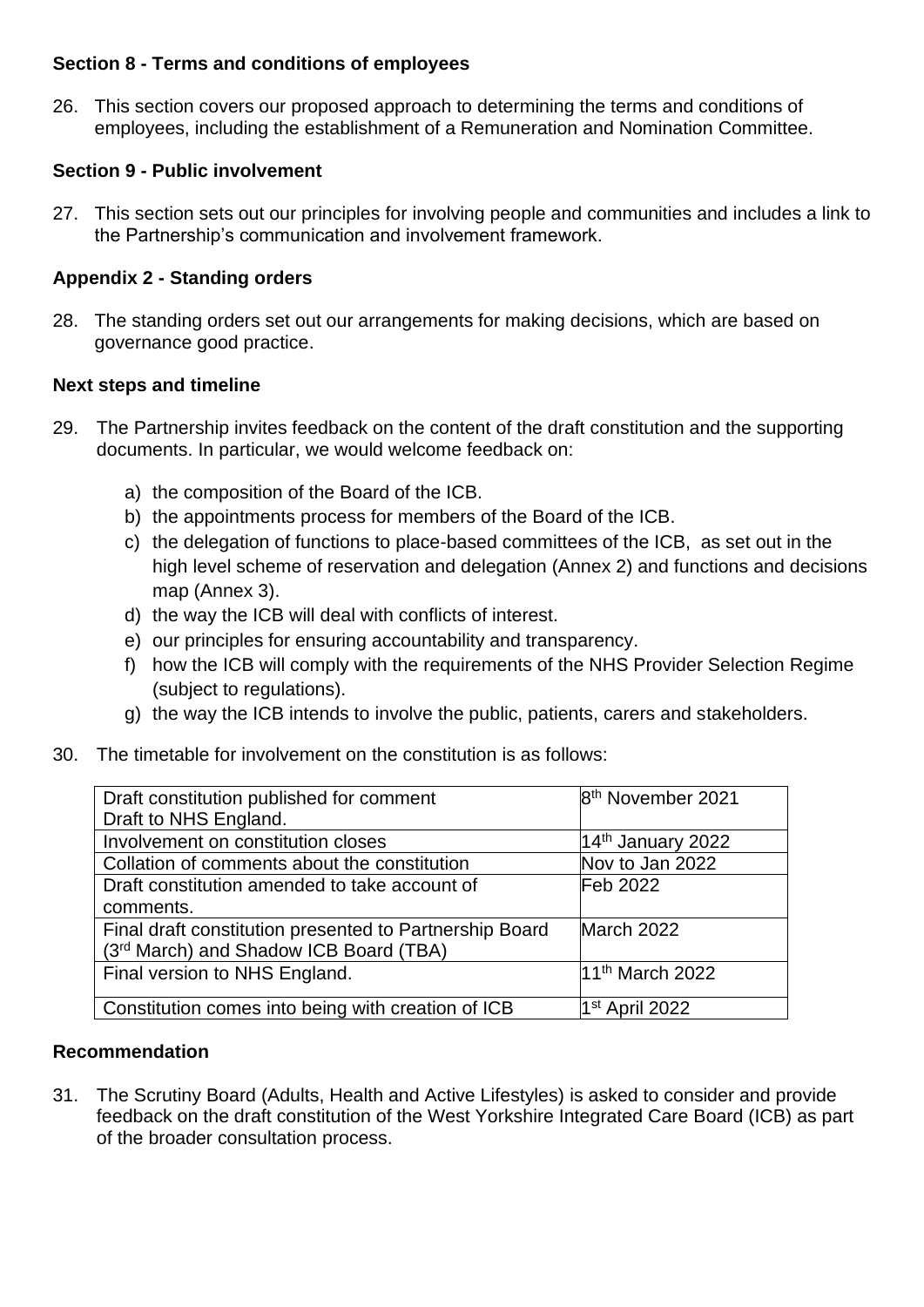**Section 8 - Terms and conditions of employees**

26. This section covers our proposed approach to determining the terms and conditions of employees, including the establishment of a Remuneration and Nomination Committee.

**Section 9 - Public involvement**

27. This section sets out our principles for involving people and communities and includes a link to the Partnership's communication and involvement framework.

**Appendix 2 - Standing orders**

28. The standing orders set out our arrangements for making decisions, which are based on governance good practice.

**Next steps and timeline**

29. The Partnership invites feedback on the content of the draft constitution and the supporting documents. In particular, we would welcome feedback on:

    a) the composition of the Board of the ICB.
    b) the appointments process for members of the Board of the ICB.
    c) the delegation of functions to place-based committees of the ICB, as set out in the high level scheme of reservation and delegation (Annex 2) and functions and decisions map (Annex 3).
    d) the way the ICB will deal with conflicts of interest.
    e) our principles for ensuring accountability and transparency.
    f) how the ICB will comply with the requirements of the NHS Provider Selection Regime (subject to regulations).
    g) the way the ICB intends to involve the public, patients, carers and stakeholders.

30. The timetable for involvement on the constitution is as follows:

| | |
|---|---|
| Draft constitution published for comment<br>Draft to NHS England. | 8th November 2021 |
| Involvement on constitution closes | 14th January 2022 |
| Collation of comments about the constitution | Nov to Jan 2022 |
| Draft constitution amended to take account of comments. | Feb 2022 |
| Final draft constitution presented to Partnership Board (3rd March) and Shadow ICB Board (TBA) | March 2022 |
| Final version to NHS England. | 11th March 2022 |
| Constitution comes into being with creation of ICB | 1st April 2022 |

**Recommendation**

31. The Scrutiny Board (Adults, Health and Active Lifestyles) is asked to consider and provide feedback on the draft constitution of the West Yorkshire Integrated Care Board (ICB) as part of the broader consultation process.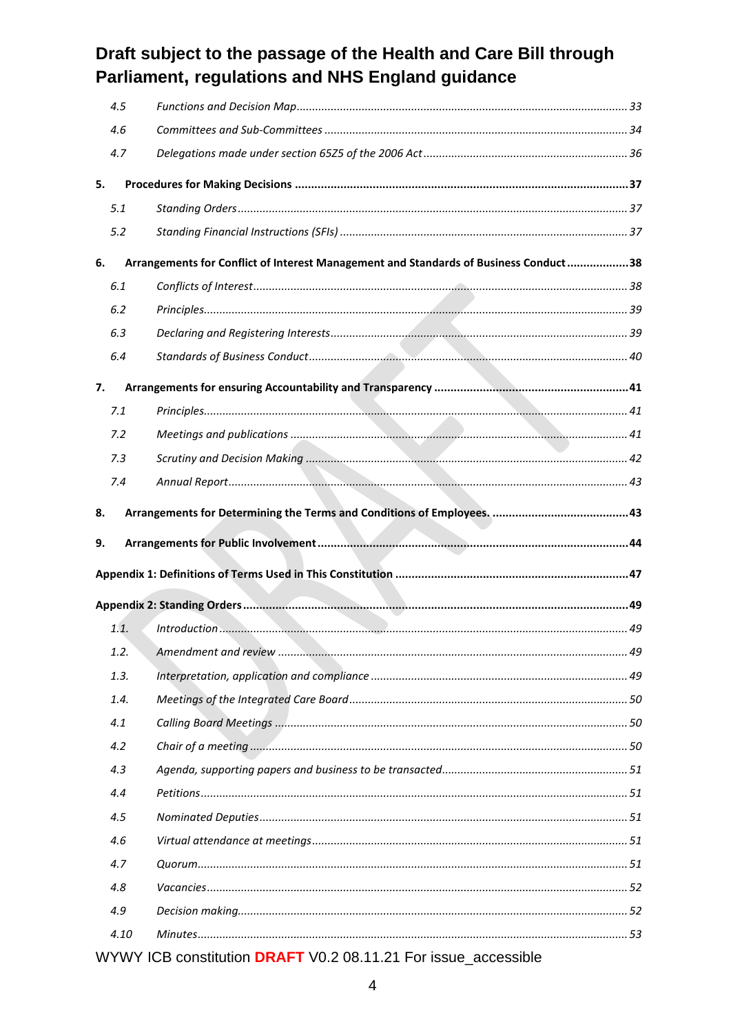# Draft subject to the passage of the Health and Care Bill through Parliament, regulations and NHS England guidance

4.5 *Functions and Decision Map* ... 33

4.6 *Committees and Sub-Committees* ... 34

4.7 *Delegations made under section 65Z5 of the 2006 Act* ... 36

**5. Procedures for Making Decisions ... 37**

5.1 *Standing Orders* ... 37

5.2 *Standing Financial Instructions (SFIs)* ... 37

**6. Arrangements for Conflict of Interest Management and Standards of Business Conduct ... 38**

6.1 *Conflicts of Interest* ... 38

6.2 *Principles* ... 39

6.3 *Declaring and Registering Interests* ... 39

6.4 *Standards of Business Conduct* ... 40

**7. Arrangements for ensuring Accountability and Transparency ... 41**

7.1 *Principles* ... 41

7.2 *Meetings and publications* ... 41

7.3 *Scrutiny and Decision Making* ... 42

7.4 *Annual Report* ... 43

**8. Arrangements for Determining the Terms and Conditions of Employees. ... 43**

**9. Arrangements for Public Involvement ... 44**

**Appendix 1: Definitions of Terms Used in This Constitution ... 47**

**Appendix 2: Standing Orders ... 49**

1.1. *Introduction* ... 49

1.2. *Amendment and review* ... 49

1.3. *Interpretation, application and compliance* ... 49

1.4. *Meetings of the Integrated Care Board* ... 50

4.1 *Calling Board Meetings* ... 50

4.2 *Chair of a meeting* ... 50

4.3 *Agenda, supporting papers and business to be transacted* ... 51

4.4 *Petitions* ... 51

4.5 *Nominated Deputies* ... 51

4.6 *Virtual attendance at meetings* ... 51

4.7 *Quorum* ... 51

4.8 *Vacancies* ... 52

4.9 *Decision making* ... 52

4.10 *Minutes* ... 53

WYWY ICB constitution DRAFT V0.2 08.11.21 For issue_accessible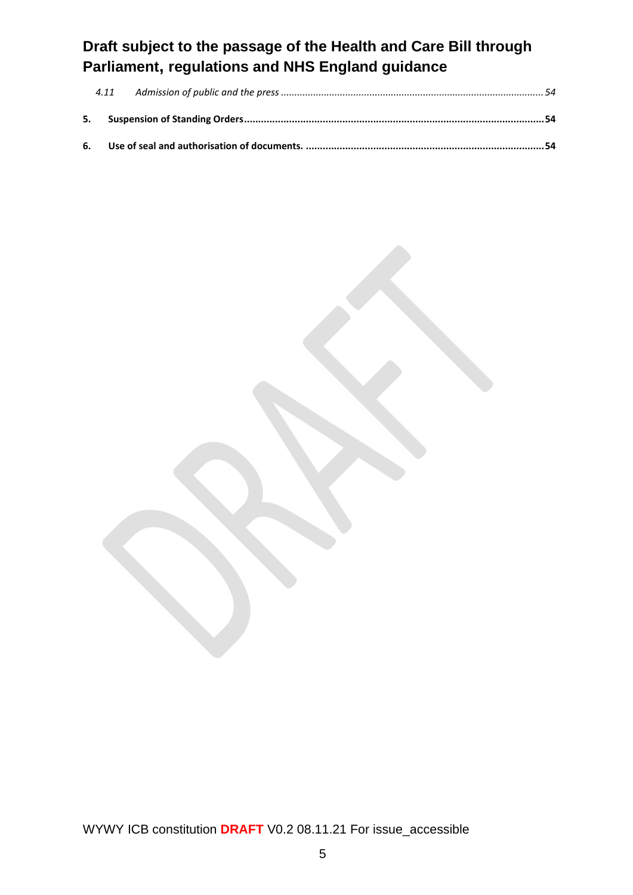4.11 *Admission of public and the press* ........ *54*

**5. Suspension of Standing Orders** ........ **54**

**6. Use of seal and authorisation of documents.** ........ **54**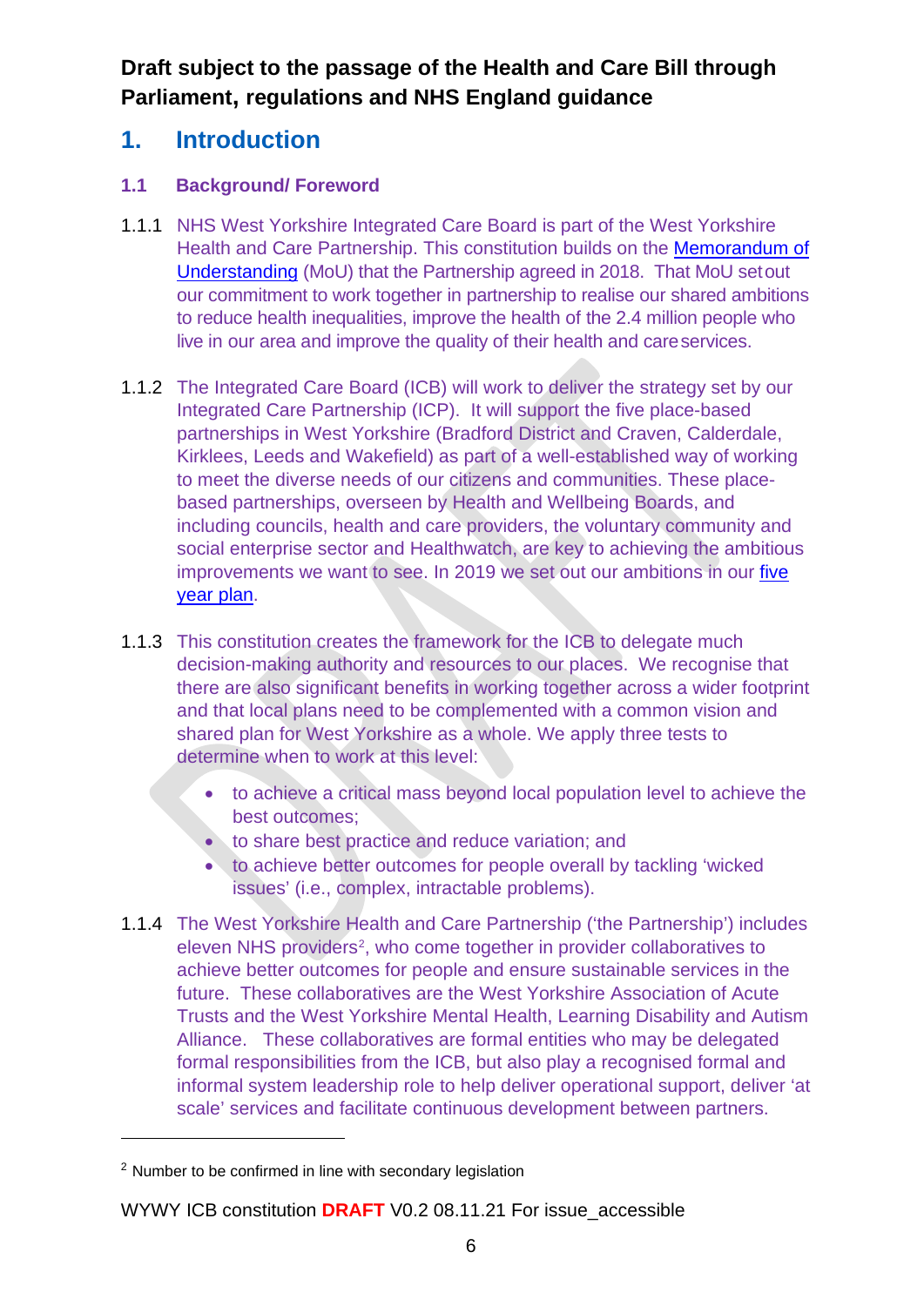**Draft subject to the passage of the Health and Care Bill through Parliament, regulations and NHS England guidance**

# 1. Introduction

### 1.1 Background/ Foreword

1.1.1 NHS West Yorkshire Integrated Care Board is part of the West Yorkshire Health and Care Partnership. This constitution builds on the Memorandum of Understanding (MoU) that the Partnership agreed in 2018. That MoU set out our commitment to work together in partnership to realise our shared ambitions to reduce health inequalities, improve the health of the 2.4 million people who live in our area and improve the quality of their health and care services.

1.1.2 The Integrated Care Board (ICB) will work to deliver the strategy set by our Integrated Care Partnership (ICP). It will support the five place-based partnerships in West Yorkshire (Bradford District and Craven, Calderdale, Kirklees, Leeds and Wakefield) as part of a well-established way of working to meet the diverse needs of our citizens and communities. These place-based partnerships, overseen by Health and Wellbeing Boards, and including councils, health and care providers, the voluntary community and social enterprise sector and Healthwatch, are key to achieving the ambitious improvements we want to see. In 2019 we set out our ambitions in our five year plan.

1.1.3 This constitution creates the framework for the ICB to delegate much decision-making authority and resources to our places. We recognise that there are also significant benefits in working together across a wider footprint and that local plans need to be complemented with a common vision and shared plan for West Yorkshire as a whole. We apply three tests to determine when to work at this level:

- to achieve a critical mass beyond local population level to achieve the best outcomes;
- to share best practice and reduce variation; and
- to achieve better outcomes for people overall by tackling 'wicked issues' (i.e., complex, intractable problems).

1.1.4 The West Yorkshire Health and Care Partnership ('the Partnership') includes eleven NHS providers[2], who come together in provider collaboratives to achieve better outcomes for people and ensure sustainable services in the future. These collaboratives are the West Yorkshire Association of Acute Trusts and the West Yorkshire Mental Health, Learning Disability and Autism Alliance. These collaboratives are formal entities who may be delegated formal responsibilities from the ICB, but also play a recognised formal and informal system leadership role to help deliver operational support, deliver 'at scale' services and facilitate continuous development between partners.

[2] Number to be confirmed in line with secondary legislation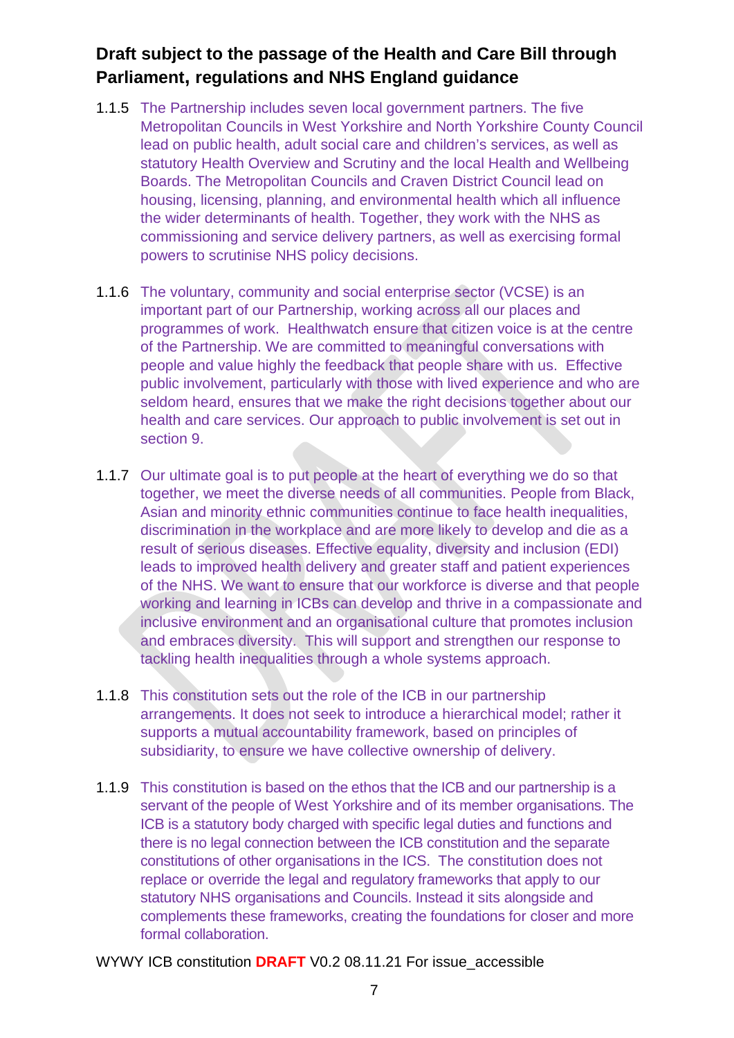**Draft subject to the passage of the Health and Care Bill through Parliament, regulations and NHS England guidance**

1.1.5 The Partnership includes seven local government partners. The five Metropolitan Councils in West Yorkshire and North Yorkshire County Council lead on public health, adult social care and children's services, as well as statutory Health Overview and Scrutiny and the local Health and Wellbeing Boards. The Metropolitan Councils and Craven District Council lead on housing, licensing, planning, and environmental health which all influence the wider determinants of health. Together, they work with the NHS as commissioning and service delivery partners, as well as exercising formal powers to scrutinise NHS policy decisions.

1.1.6 The voluntary, community and social enterprise sector (VCSE) is an important part of our Partnership, working across all our places and programmes of work. Healthwatch ensure that citizen voice is at the centre of the Partnership. We are committed to meaningful conversations with people and value highly the feedback that people share with us. Effective public involvement, particularly with those with lived experience and who are seldom heard, ensures that we make the right decisions together about our health and care services. Our approach to public involvement is set out in section 9.

1.1.7 Our ultimate goal is to put people at the heart of everything we do so that together, we meet the diverse needs of all communities. People from Black, Asian and minority ethnic communities continue to face health inequalities, discrimination in the workplace and are more likely to develop and die as a result of serious diseases. Effective equality, diversity and inclusion (EDI) leads to improved health delivery and greater staff and patient experiences of the NHS. We want to ensure that our workforce is diverse and that people working and learning in ICBs can develop and thrive in a compassionate and inclusive environment and an organisational culture that promotes inclusion and embraces diversity. This will support and strengthen our response to tackling health inequalities through a whole systems approach.

1.1.8 This constitution sets out the role of the ICB in our partnership arrangements. It does not seek to introduce a hierarchical model; rather it supports a mutual accountability framework, based on principles of subsidiarity, to ensure we have collective ownership of delivery.

1.1.9 This constitution is based on the ethos that the ICB and our partnership is a servant of the people of West Yorkshire and of its member organisations. The ICB is a statutory body charged with specific legal duties and functions and there is no legal connection between the ICB constitution and the separate constitutions of other organisations in the ICS. The constitution does not replace or override the legal and regulatory frameworks that apply to our statutory NHS organisations and Councils. Instead it sits alongside and complements these frameworks, creating the foundations for closer and more formal collaboration.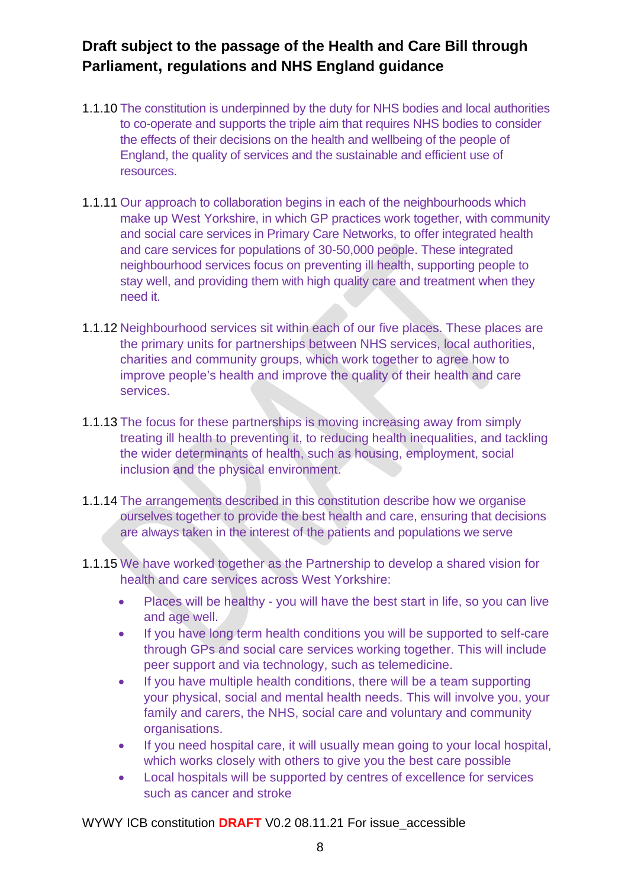1.1.10 The constitution is underpinned by the duty for NHS bodies and local authorities to co-operate and supports the triple aim that requires NHS bodies to consider the effects of their decisions on the health and wellbeing of the people of England, the quality of services and the sustainable and efficient use of resources.

1.1.11 Our approach to collaboration begins in each of the neighbourhoods which make up West Yorkshire, in which GP practices work together, with community and social care services in Primary Care Networks, to offer integrated health and care services for populations of 30-50,000 people. These integrated neighbourhood services focus on preventing ill health, supporting people to stay well, and providing them with high quality care and treatment when they need it.

1.1.12 Neighbourhood services sit within each of our five places. These places are the primary units for partnerships between NHS services, local authorities, charities and community groups, which work together to agree how to improve people's health and improve the quality of their health and care services.

1.1.13 The focus for these partnerships is moving increasing away from simply treating ill health to preventing it, to reducing health inequalities, and tackling the wider determinants of health, such as housing, employment, social inclusion and the physical environment.

1.1.14 The arrangements described in this constitution describe how we organise ourselves together to provide the best health and care, ensuring that decisions are always taken in the interest of the patients and populations we serve

1.1.15 We have worked together as the Partnership to develop a shared vision for health and care services across West Yorkshire:

- Places will be healthy - you will have the best start in life, so you can live and age well.
- If you have long term health conditions you will be supported to self-care through GPs and social care services working together. This will include peer support and via technology, such as telemedicine.
- If you have multiple health conditions, there will be a team supporting your physical, social and mental health needs. This will involve you, your family and carers, the NHS, social care and voluntary and community organisations.
- If you need hospital care, it will usually mean going to your local hospital, which works closely with others to give you the best care possible
- Local hospitals will be supported by centres of excellence for services such as cancer and stroke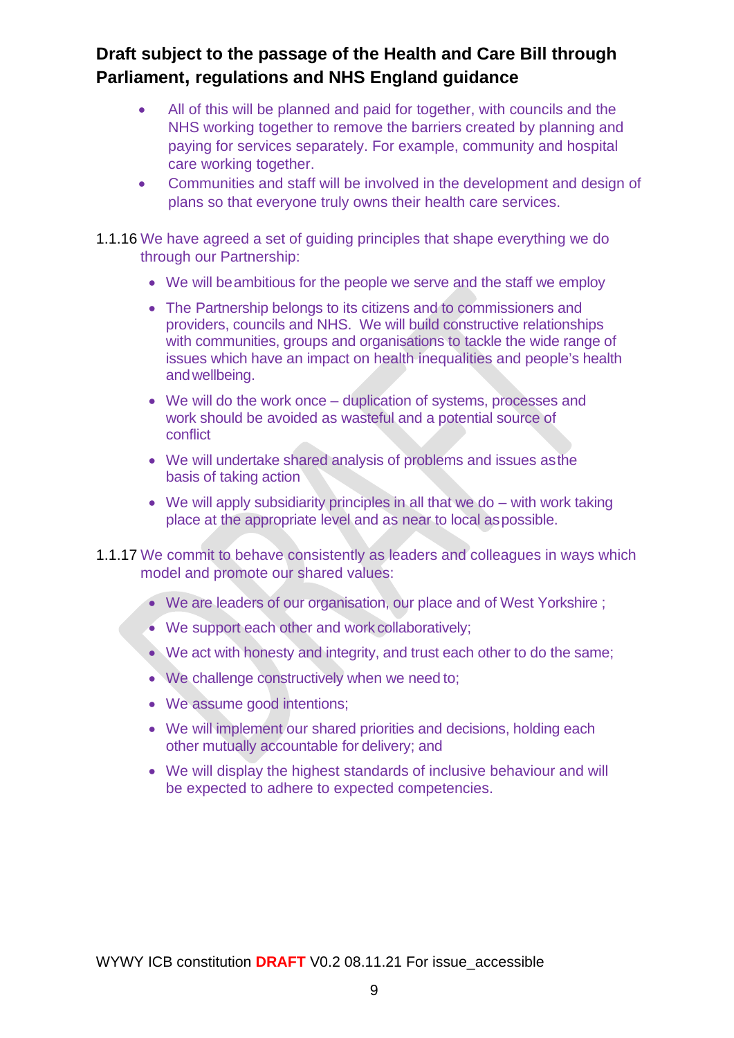**Draft subject to the passage of the Health and Care Bill through Parliament, regulations and NHS England guidance**

- All of this will be planned and paid for together, with councils and the NHS working together to remove the barriers created by planning and paying for services separately. For example, community and hospital care working together.
- Communities and staff will be involved in the development and design of plans so that everyone truly owns their health care services.

1.1.16 We have agreed a set of guiding principles that shape everything we do through our Partnership:

- We will be ambitious for the people we serve and the staff we employ
- The Partnership belongs to its citizens and to commissioners and providers, councils and NHS. We will build constructive relationships with communities, groups and organisations to tackle the wide range of issues which have an impact on health inequalities and people's health and wellbeing.
- We will do the work once – duplication of systems, processes and work should be avoided as wasteful and a potential source of conflict
- We will undertake shared analysis of problems and issues as the basis of taking action
- We will apply subsidiarity principles in all that we do – with work taking place at the appropriate level and as near to local as possible.

1.1.17 We commit to behave consistently as leaders and colleagues in ways which model and promote our shared values:

- We are leaders of our organisation, our place and of West Yorkshire ;
- We support each other and work collaboratively;
- We act with honesty and integrity, and trust each other to do the same;
- We challenge constructively when we need to;
- We assume good intentions;
- We will implement our shared priorities and decisions, holding each other mutually accountable for delivery; and
- We will display the highest standards of inclusive behaviour and will be expected to adhere to expected competencies.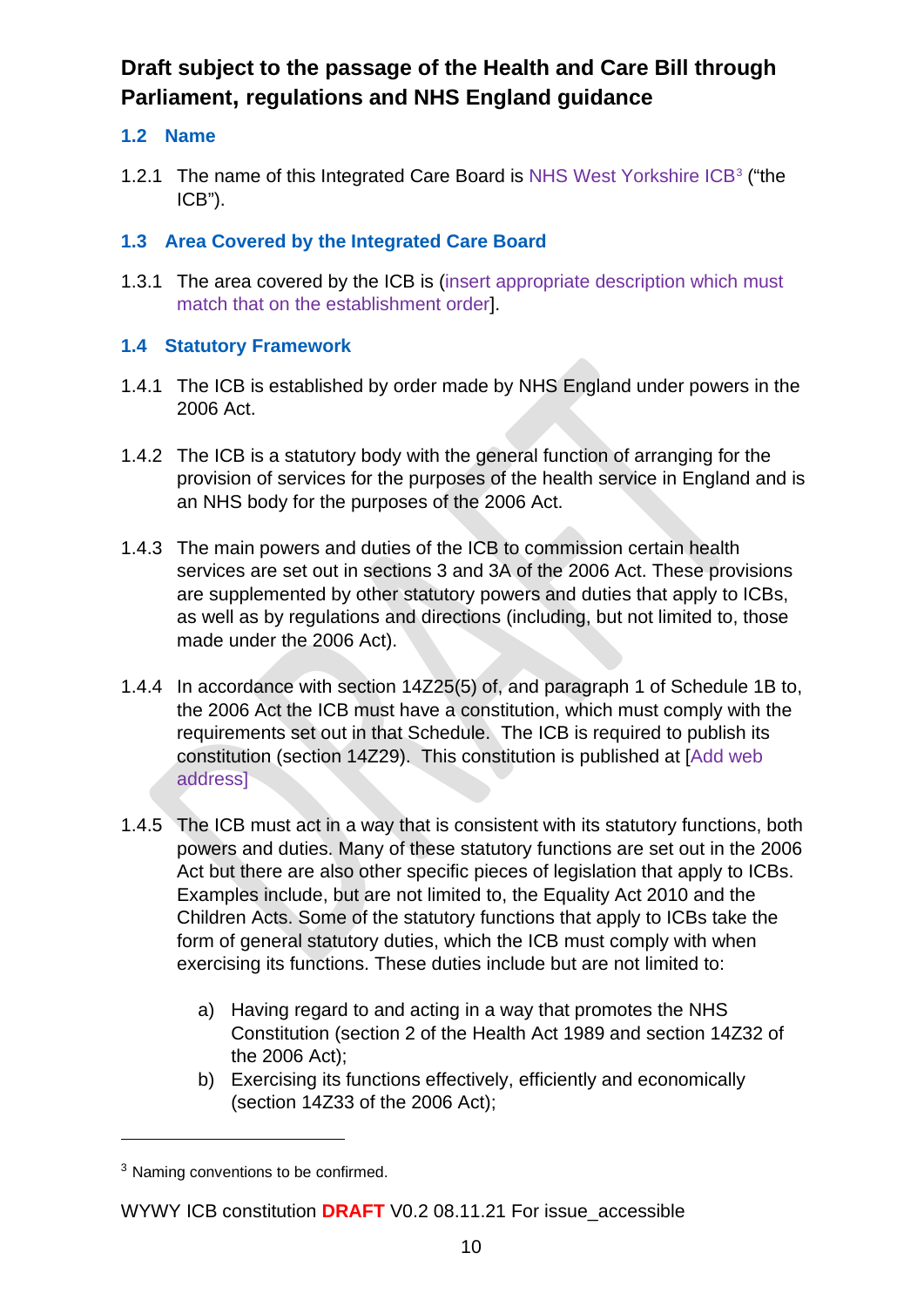**Draft subject to the passage of the Health and Care Bill through Parliament, regulations and NHS England guidance**

### 1.2 Name

1.2.1 The name of this Integrated Care Board is NHS West Yorkshire ICB[3] ("the ICB").

### 1.3 Area Covered by the Integrated Care Board

1.3.1 The area covered by the ICB is (insert appropriate description which must match that on the establishment order].

### 1.4 Statutory Framework

1.4.1 The ICB is established by order made by NHS England under powers in the 2006 Act.

1.4.2 The ICB is a statutory body with the general function of arranging for the provision of services for the purposes of the health service in England and is an NHS body for the purposes of the 2006 Act.

1.4.3 The main powers and duties of the ICB to commission certain health services are set out in sections 3 and 3A of the 2006 Act. These provisions are supplemented by other statutory powers and duties that apply to ICBs, as well as by regulations and directions (including, but not limited to, those made under the 2006 Act).

1.4.4 In accordance with section 14Z25(5) of, and paragraph 1 of Schedule 1B to, the 2006 Act the ICB must have a constitution, which must comply with the requirements set out in that Schedule. The ICB is required to publish its constitution (section 14Z29). This constitution is published at [Add web address]

1.4.5 The ICB must act in a way that is consistent with its statutory functions, both powers and duties. Many of these statutory functions are set out in the 2006 Act but there are also other specific pieces of legislation that apply to ICBs. Examples include, but are not limited to, the Equality Act 2010 and the Children Acts. Some of the statutory functions that apply to ICBs take the form of general statutory duties, which the ICB must comply with when exercising its functions. These duties include but are not limited to:

a) Having regard to and acting in a way that promotes the NHS Constitution (section 2 of the Health Act 1989 and section 14Z32 of the 2006 Act);
b) Exercising its functions effectively, efficiently and economically (section 14Z33 of the 2006 Act);

---

[3] Naming conventions to be confirmed.

WYWY ICB constitution **DRAFT** V0.2 08.11.21 For issue_accessible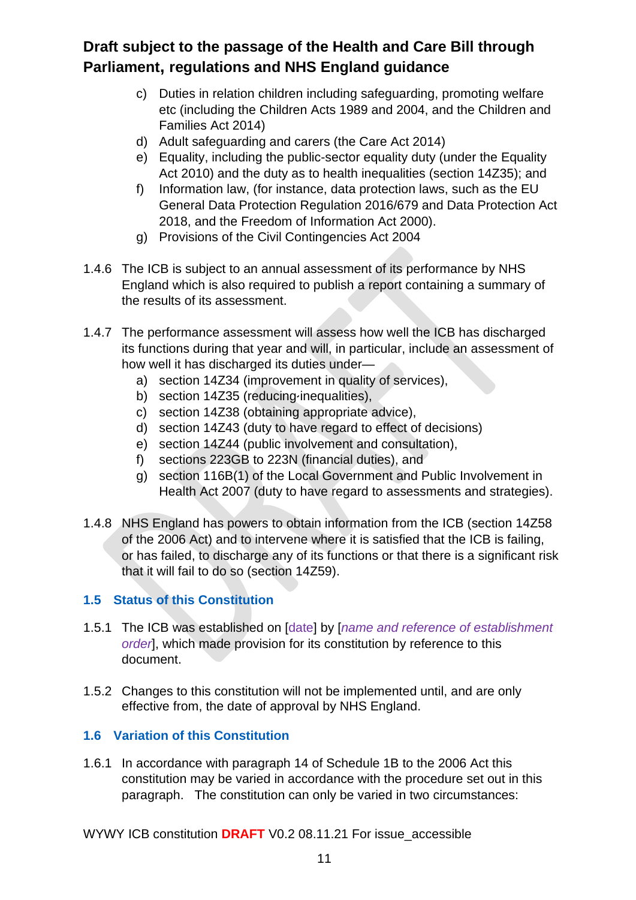c) Duties in relation children including safeguarding, promoting welfare etc (including the Children Acts 1989 and 2004, and the Children and Families Act 2014)
d) Adult safeguarding and carers (the Care Act 2014)
e) Equality, including the public-sector equality duty (under the Equality Act 2010) and the duty as to health inequalities (section 14Z35); and
f) Information law, (for instance, data protection laws, such as the EU General Data Protection Regulation 2016/679 and Data Protection Act 2018, and the Freedom of Information Act 2000).
g) Provisions of the Civil Contingencies Act 2004

1.4.6 The ICB is subject to an annual assessment of its performance by NHS England which is also required to publish a report containing a summary of the results of its assessment.

1.4.7 The performance assessment will assess how well the ICB has discharged its functions during that year and will, in particular, include an assessment of how well it has discharged its duties under—

a) section 14Z34 (improvement in quality of services),
b) section 14Z35 (reducing inequalities),
c) section 14Z38 (obtaining appropriate advice),
d) section 14Z43 (duty to have regard to effect of decisions)
e) section 14Z44 (public involvement and consultation),
f) sections 223GB to 223N (financial duties), and
g) section 116B(1) of the Local Government and Public Involvement in Health Act 2007 (duty to have regard to assessments and strategies).

1.4.8 NHS England has powers to obtain information from the ICB (section 14Z58 of the 2006 Act) and to intervene where it is satisfied that the ICB is failing, or has failed, to discharge any of its functions or that there is a significant risk that it will fail to do so (section 14Z59).

### 1.5 Status of this Constitution

1.5.1 The ICB was established on [date] by [*name and reference of establishment order*], which made provision for its constitution by reference to this document.

1.5.2 Changes to this constitution will not be implemented until, and are only effective from, the date of approval by NHS England.

### 1.6 Variation of this Constitution

1.6.1 In accordance with paragraph 14 of Schedule 1B to the 2006 Act this constitution may be varied in accordance with the procedure set out in this paragraph. The constitution can only be varied in two circumstances: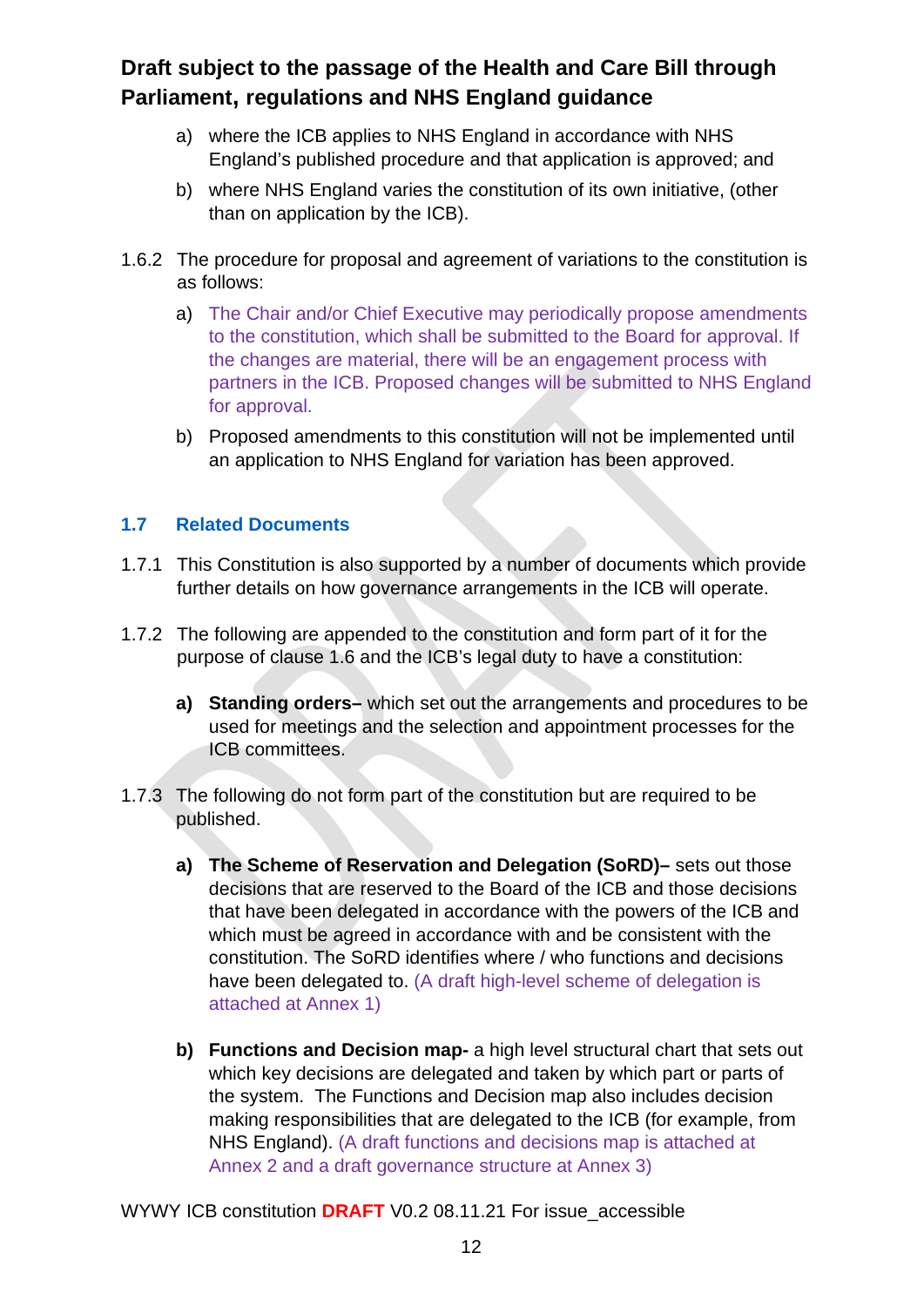a) where the ICB applies to NHS England in accordance with NHS England's published procedure and that application is approved; and

b) where NHS England varies the constitution of its own initiative, (other than on application by the ICB).

1.6.2 The procedure for proposal and agreement of variations to the constitution is as follows:

a) The Chair and/or Chief Executive may periodically propose amendments to the constitution, which shall be submitted to the Board for approval. If the changes are material, there will be an engagement process with partners in the ICB. Proposed changes will be submitted to NHS England for approval.

b) Proposed amendments to this constitution will not be implemented until an application to NHS England for variation has been approved.

### 1.7 Related Documents

1.7.1 This Constitution is also supported by a number of documents which provide further details on how governance arrangements in the ICB will operate.

1.7.2 The following are appended to the constitution and form part of it for the purpose of clause 1.6 and the ICB's legal duty to have a constitution:

**a) Standing orders–** which set out the arrangements and procedures to be used for meetings and the selection and appointment processes for the ICB committees.

1.7.3 The following do not form part of the constitution but are required to be published.

**a) The Scheme of Reservation and Delegation (SoRD)–** sets out those decisions that are reserved to the Board of the ICB and those decisions that have been delegated in accordance with the powers of the ICB and which must be agreed in accordance with and be consistent with the constitution. The SoRD identifies where / who functions and decisions have been delegated to. (A draft high-level scheme of delegation is attached at Annex 1)

**b) Functions and Decision map-** a high level structural chart that sets out which key decisions are delegated and taken by which part or parts of the system. The Functions and Decision map also includes decision making responsibilities that are delegated to the ICB (for example, from NHS England). (A draft functions and decisions map is attached at Annex 2 and a draft governance structure at Annex 3)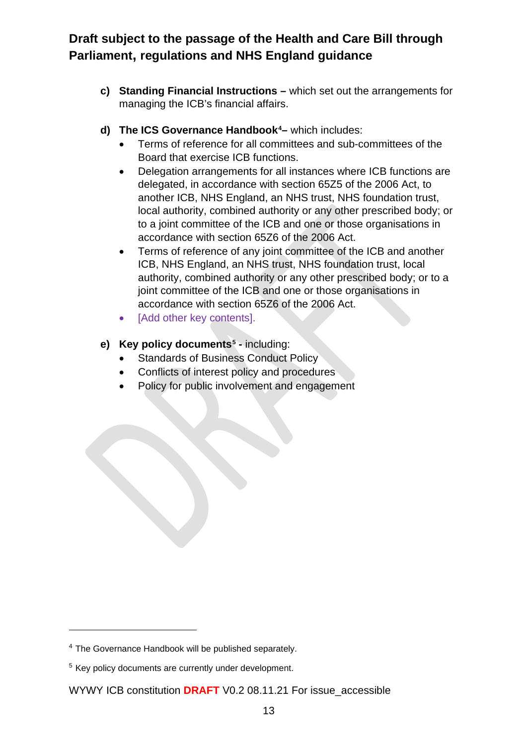c) **Standing Financial Instructions –** which set out the arrangements for managing the ICB's financial affairs.

d) **The ICS Governance Handbook[4]–** which includes:
   - Terms of reference for all committees and sub-committees of the Board that exercise ICB functions.
   - Delegation arrangements for all instances where ICB functions are delegated, in accordance with section 65Z5 of the 2006 Act, to another ICB, NHS England, an NHS trust, NHS foundation trust, local authority, combined authority or any other prescribed body; or to a joint committee of the ICB and one or those organisations in accordance with section 65Z6 of the 2006 Act.
   - Terms of reference of any joint committee of the ICB and another ICB, NHS England, an NHS trust, NHS foundation trust, local authority, combined authority or any other prescribed body; or to a joint committee of the ICB and one or those organisations in accordance with section 65Z6 of the 2006 Act.
   - [Add other key contents].

e) **Key policy documents[5] -** including:
   - Standards of Business Conduct Policy
   - Conflicts of interest policy and procedures
   - Policy for public involvement and engagement

---

[4] The Governance Handbook will be published separately.

[5] Key policy documents are currently under development.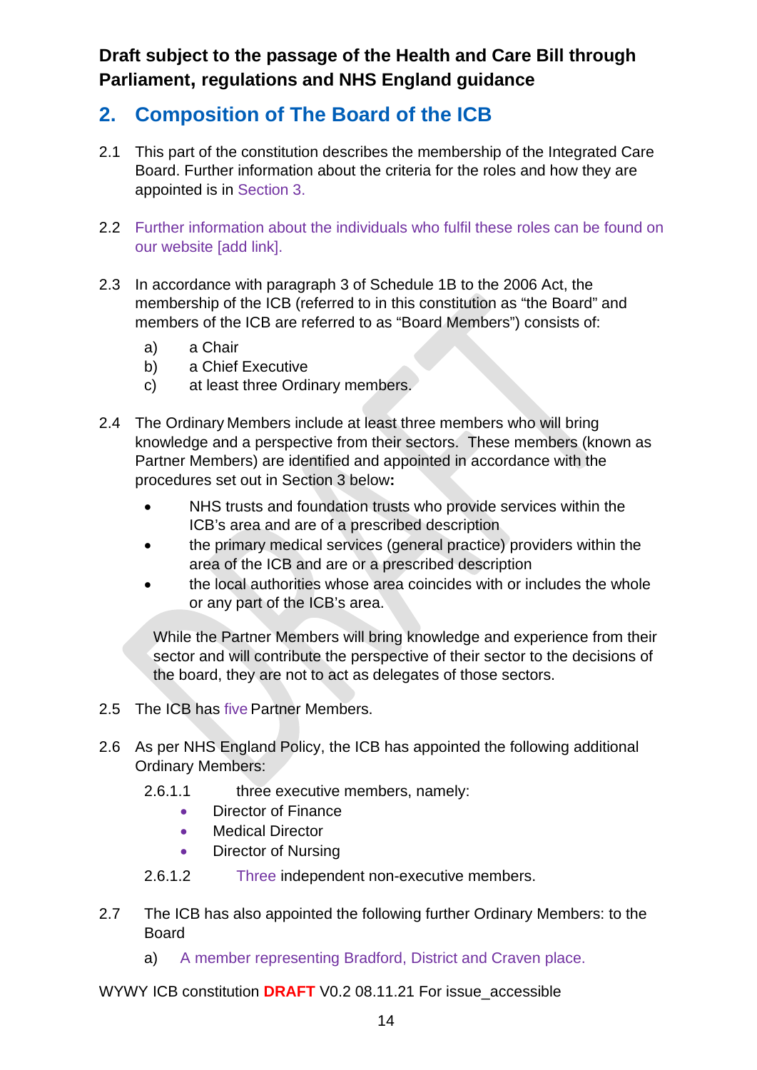**Draft subject to the passage of the Health and Care Bill through Parliament, regulations and NHS England guidance**

## 2. Composition of The Board of the ICB

2.1 This part of the constitution describes the membership of the Integrated Care Board. Further information about the criteria for the roles and how they are appointed is in Section 3.

2.2 Further information about the individuals who fulfil these roles can be found on our website [add link].

2.3 In accordance with paragraph 3 of Schedule 1B to the 2006 Act, the membership of the ICB (referred to in this constitution as “the Board” and members of the ICB are referred to as “Board Members”) consists of:

a) a Chair
b) a Chief Executive
c) at least three Ordinary members.

2.4 The Ordinary Members include at least three members who will bring knowledge and a perspective from their sectors. These members (known as Partner Members) are identified and appointed in accordance with the procedures set out in Section 3 below**:**

- NHS trusts and foundation trusts who provide services within the ICB’s area and are of a prescribed description
- the primary medical services (general practice) providers within the area of the ICB and are or a prescribed description
- the local authorities whose area coincides with or includes the whole or any part of the ICB’s area.

While the Partner Members will bring knowledge and experience from their sector and will contribute the perspective of their sector to the decisions of the board, they are not to act as delegates of those sectors.

2.5 The ICB has five Partner Members.

2.6 As per NHS England Policy, the ICB has appointed the following additional Ordinary Members:

2.6.1.1 three executive members, namely:

- Director of Finance
- Medical Director
- Director of Nursing

2.6.1.2 Three independent non-executive members.

2.7 The ICB has also appointed the following further Ordinary Members: to the Board

a) A member representing Bradford, District and Craven place.

WYWY ICB constitution **DRAFT** V0.2 08.11.21 For issue_accessible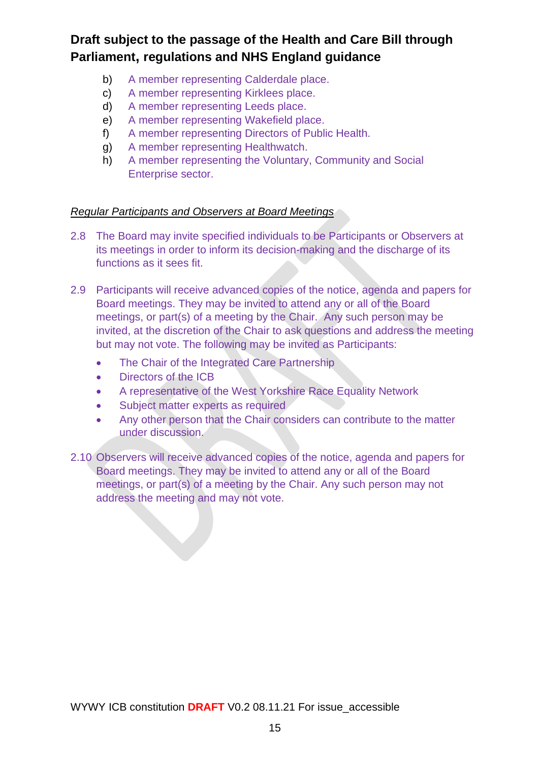b) A member representing Calderdale place.
c) A member representing Kirklees place.
d) A member representing Leeds place.
e) A member representing Wakefield place.
f) A member representing Directors of Public Health.
g) A member representing Healthwatch.
h) A member representing the Voluntary, Community and Social Enterprise sector.

*Regular Participants and Observers at Board Meetings*

2.8 The Board may invite specified individuals to be Participants or Observers at its meetings in order to inform its decision-making and the discharge of its functions as it sees fit.

2.9 Participants will receive advanced copies of the notice, agenda and papers for Board meetings. They may be invited to attend any or all of the Board meetings, or part(s) of a meeting by the Chair. Any such person may be invited, at the discretion of the Chair to ask questions and address the meeting but may not vote. The following may be invited as Participants:

- The Chair of the Integrated Care Partnership
- Directors of the ICB
- A representative of the West Yorkshire Race Equality Network
- Subject matter experts as required
- Any other person that the Chair considers can contribute to the matter under discussion.

2.10 Observers will receive advanced copies of the notice, agenda and papers for Board meetings. They may be invited to attend any or all of the Board meetings, or part(s) of a meeting by the Chair. Any such person may not address the meeting and may not vote.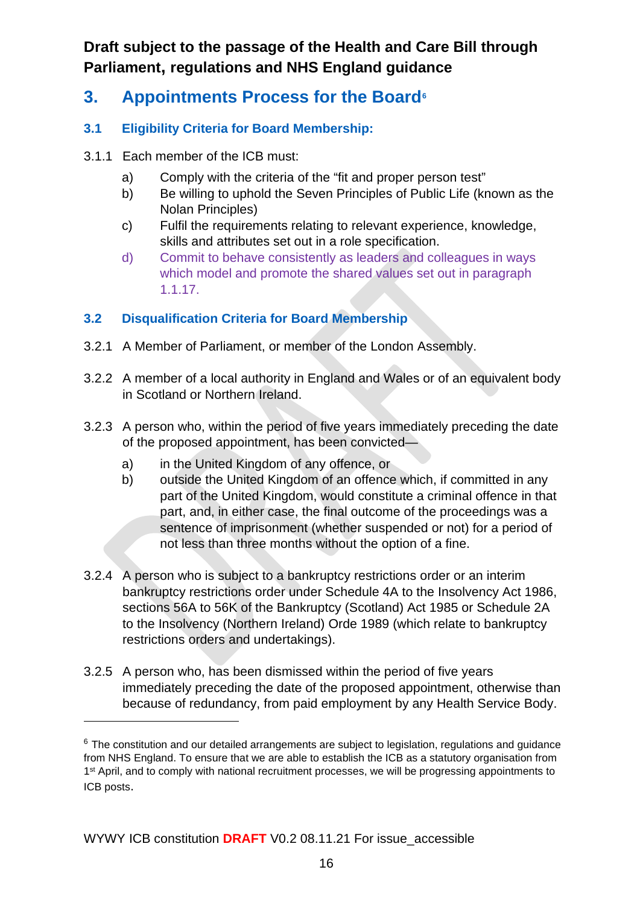**Draft subject to the passage of the Health and Care Bill through Parliament, regulations and NHS England guidance**

## 3. Appointments Process for the Board[6]

### 3.1 Eligibility Criteria for Board Membership:

3.1.1 Each member of the ICB must:

a) Comply with the criteria of the "fit and proper person test"

b) Be willing to uphold the Seven Principles of Public Life (known as the Nolan Principles)

c) Fulfil the requirements relating to relevant experience, knowledge, skills and attributes set out in a role specification.

d) Commit to behave consistently as leaders and colleagues in ways which model and promote the shared values set out in paragraph 1.1.17.

### 3.2 Disqualification Criteria for Board Membership

3.2.1 A Member of Parliament, or member of the London Assembly.

3.2.2 A member of a local authority in England and Wales or of an equivalent body in Scotland or Northern Ireland.

3.2.3 A person who, within the period of five years immediately preceding the date of the proposed appointment, has been convicted—

a) in the United Kingdom of any offence, or

b) outside the United Kingdom of an offence which, if committed in any part of the United Kingdom, would constitute a criminal offence in that part, and, in either case, the final outcome of the proceedings was a sentence of imprisonment (whether suspended or not) for a period of not less than three months without the option of a fine.

3.2.4 A person who is subject to a bankruptcy restrictions order or an interim bankruptcy restrictions order under Schedule 4A to the Insolvency Act 1986, sections 56A to 56K of the Bankruptcy (Scotland) Act 1985 or Schedule 2A to the Insolvency (Northern Ireland) Orde 1989 (which relate to bankruptcy restrictions orders and undertakings).

3.2.5 A person who, has been dismissed within the period of five years immediately preceding the date of the proposed appointment, otherwise than because of redundancy, from paid employment by any Health Service Body.

---

[6] The constitution and our detailed arrangements are subject to legislation, regulations and guidance from NHS England. To ensure that we are able to establish the ICB as a statutory organisation from 1st April, and to comply with national recruitment processes, we will be progressing appointments to ICB posts.

WYWY ICB constitution DRAFT V0.2 08.11.21 For issue_accessible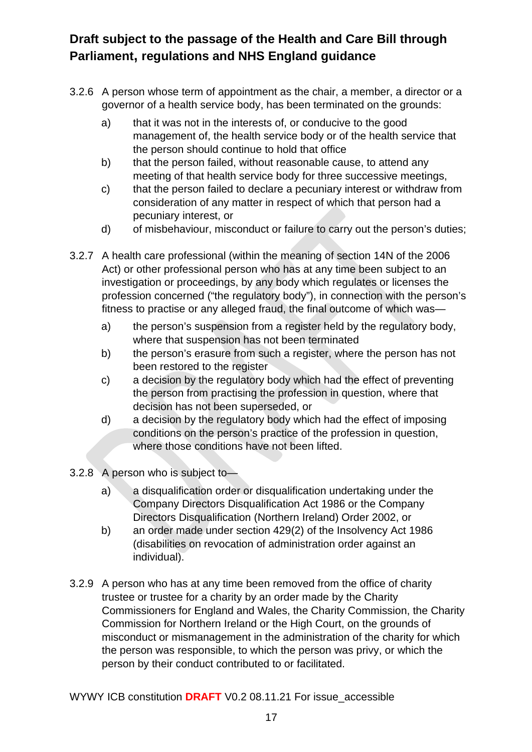3.2.6 A person whose term of appointment as the chair, a member, a director or a governor of a health service body, has been terminated on the grounds:

a) that it was not in the interests of, or conducive to the good management of, the health service body or of the health service that the person should continue to hold that office
b) that the person failed, without reasonable cause, to attend any meeting of that health service body for three successive meetings,
c) that the person failed to declare a pecuniary interest or withdraw from consideration of any matter in respect of which that person had a pecuniary interest, or
d) of misbehaviour, misconduct or failure to carry out the person's duties;

3.2.7 A health care professional (within the meaning of section 14N of the 2006 Act) or other professional person who has at any time been subject to an investigation or proceedings, by any body which regulates or licenses the profession concerned ("the regulatory body"), in connection with the person's fitness to practise or any alleged fraud, the final outcome of which was—

a) the person's suspension from a register held by the regulatory body, where that suspension has not been terminated
b) the person's erasure from such a register, where the person has not been restored to the register
c) a decision by the regulatory body which had the effect of preventing the person from practising the profession in question, where that decision has not been superseded, or
d) a decision by the regulatory body which had the effect of imposing conditions on the person's practice of the profession in question, where those conditions have not been lifted.

3.2.8 A person who is subject to—

a) a disqualification order or disqualification undertaking under the Company Directors Disqualification Act 1986 or the Company Directors Disqualification (Northern Ireland) Order 2002, or
b) an order made under section 429(2) of the Insolvency Act 1986 (disabilities on revocation of administration order against an individual).

3.2.9 A person who has at any time been removed from the office of charity trustee or trustee for a charity by an order made by the Charity Commissioners for England and Wales, the Charity Commission, the Charity Commission for Northern Ireland or the High Court, on the grounds of misconduct or mismanagement in the administration of the charity for which the person was responsible, to which the person was privy, or which the person by their conduct contributed to or facilitated.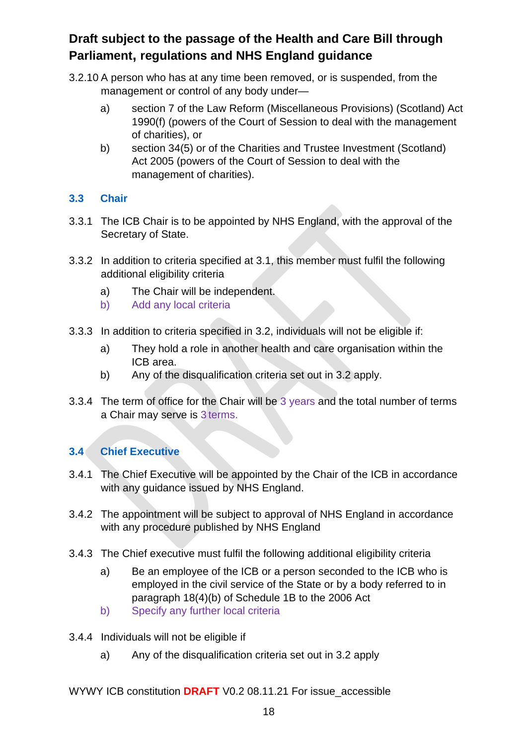**Draft subject to the passage of the Health and Care Bill through Parliament, regulations and NHS England guidance**

3.2.10 A person who has at any time been removed, or is suspended, from the management or control of any body under—

a) section 7 of the Law Reform (Miscellaneous Provisions) (Scotland) Act 1990(f) (powers of the Court of Session to deal with the management of charities), or

b) section 34(5) or of the Charities and Trustee Investment (Scotland) Act 2005 (powers of the Court of Session to deal with the management of charities).

### 3.3 Chair

3.3.1 The ICB Chair is to be appointed by NHS England, with the approval of the Secretary of State.

3.3.2 In addition to criteria specified at 3.1, this member must fulfil the following additional eligibility criteria

a) The Chair will be independent.

b) Add any local criteria

3.3.3 In addition to criteria specified in 3.2, individuals will not be eligible if:

a) They hold a role in another health and care organisation within the ICB area.

b) Any of the disqualification criteria set out in 3.2 apply.

3.3.4 The term of office for the Chair will be 3 years and the total number of terms a Chair may serve is 3 terms.

### 3.4 Chief Executive

3.4.1 The Chief Executive will be appointed by the Chair of the ICB in accordance with any guidance issued by NHS England.

3.4.2 The appointment will be subject to approval of NHS England in accordance with any procedure published by NHS England

3.4.3 The Chief executive must fulfil the following additional eligibility criteria

a) Be an employee of the ICB or a person seconded to the ICB who is employed in the civil service of the State or by a body referred to in paragraph 18(4)(b) of Schedule 1B to the 2006 Act

b) Specify any further local criteria

3.4.4 Individuals will not be eligible if

a) Any of the disqualification criteria set out in 3.2 apply

WYWY ICB constitution **DRAFT** V0.2 08.11.21 For issue_accessible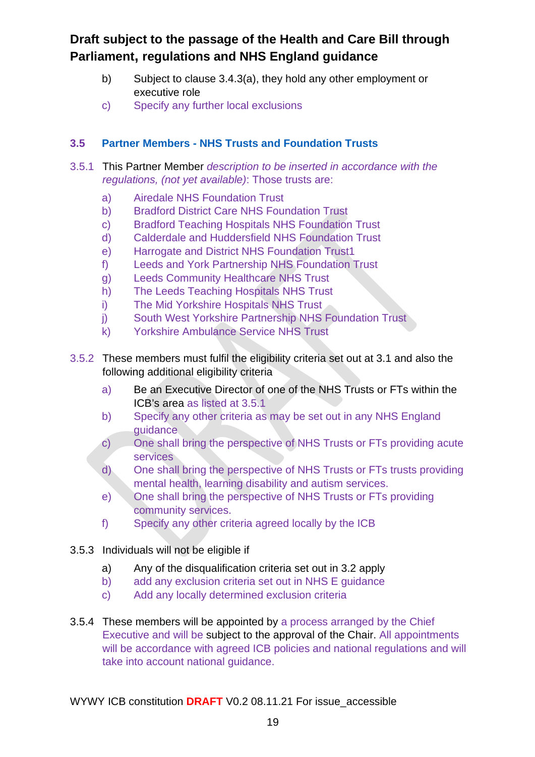b) Subject to clause 3.4.3(a), they hold any other employment or executive role

c) Specify any further local exclusions

### 3.5 Partner Members - NHS Trusts and Foundation Trusts

3.5.1 This Partner Member *description to be inserted in accordance with the regulations, (not yet available)*: Those trusts are:

a) Airedale NHS Foundation Trust
b) Bradford District Care NHS Foundation Trust
c) Bradford Teaching Hospitals NHS Foundation Trust
d) Calderdale and Huddersfield NHS Foundation Trust
e) Harrogate and District NHS Foundation Trust1
f) Leeds and York Partnership NHS Foundation Trust
g) Leeds Community Healthcare NHS Trust
h) The Leeds Teaching Hospitals NHS Trust
i) The Mid Yorkshire Hospitals NHS Trust
j) South West Yorkshire Partnership NHS Foundation Trust
k) Yorkshire Ambulance Service NHS Trust

3.5.2 These members must fulfil the eligibility criteria set out at 3.1 and also the following additional eligibility criteria

a) Be an Executive Director of one of the NHS Trusts or FTs within the ICB's area as listed at 3.5.1
b) Specify any other criteria as may be set out in any NHS England guidance
c) One shall bring the perspective of NHS Trusts or FTs providing acute services
d) One shall bring the perspective of NHS Trusts or FTs trusts providing mental health, learning disability and autism services.
e) One shall bring the perspective of NHS Trusts or FTs providing community services.
f) Specify any other criteria agreed locally by the ICB

3.5.3 Individuals will not be eligible if

a) Any of the disqualification criteria set out in 3.2 apply
b) add any exclusion criteria set out in NHS E guidance
c) Add any locally determined exclusion criteria

3.5.4 These members will be appointed by a process arranged by the Chief Executive and will be subject to the approval of the Chair. All appointments will be accordance with agreed ICB policies and national regulations and will take into account national guidance.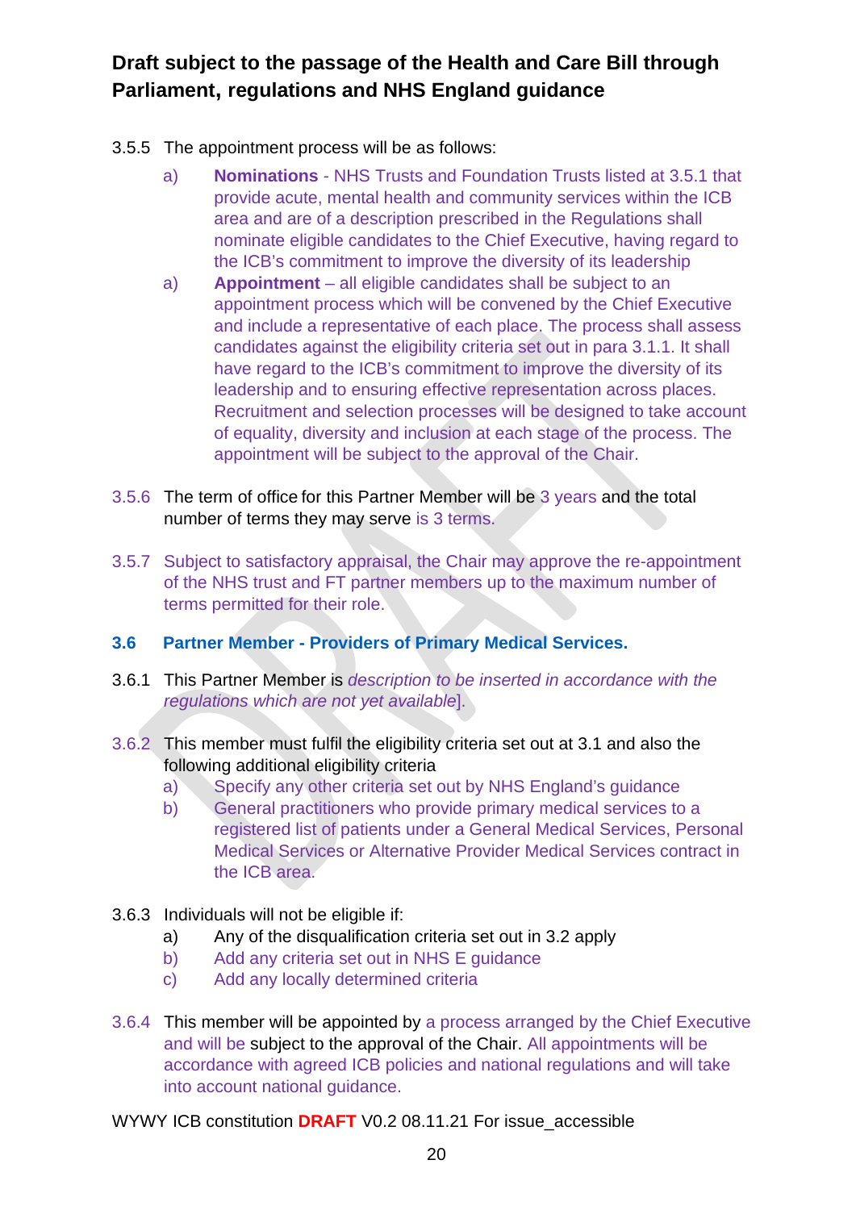3.5.5 The appointment process will be as follows:

a) **Nominations** - NHS Trusts and Foundation Trusts listed at 3.5.1 that provide acute, mental health and community services within the ICB area and are of a description prescribed in the Regulations shall nominate eligible candidates to the Chief Executive, having regard to the ICB's commitment to improve the diversity of its leadership

a) **Appointment** – all eligible candidates shall be subject to an appointment process which will be convened by the Chief Executive and include a representative of each place. The process shall assess candidates against the eligibility criteria set out in para 3.1.1. It shall have regard to the ICB's commitment to improve the diversity of its leadership and to ensuring effective representation across places. Recruitment and selection processes will be designed to take account of equality, diversity and inclusion at each stage of the process. The appointment will be subject to the approval of the Chair.

3.5.6 The term of office for this Partner Member will be 3 years and the total number of terms they may serve is 3 terms.

3.5.7 Subject to satisfactory appraisal, the Chair may approve the re-appointment of the NHS trust and FT partner members up to the maximum number of terms permitted for their role.

### 3.6 Partner Member - Providers of Primary Medical Services.

3.6.1 This Partner Member is *description to be inserted in accordance with the regulations which are not yet available*].

3.6.2 This member must fulfil the eligibility criteria set out at 3.1 and also the following additional eligibility criteria

a) Specify any other criteria set out by NHS England's guidance

b) General practitioners who provide primary medical services to a registered list of patients under a General Medical Services, Personal Medical Services or Alternative Provider Medical Services contract in the ICB area.

3.6.3 Individuals will not be eligible if:

a) Any of the disqualification criteria set out in 3.2 apply

b) Add any criteria set out in NHS E guidance

c) Add any locally determined criteria

3.6.4 This member will be appointed by a process arranged by the Chief Executive and will be subject to the approval of the Chair. All appointments will be accordance with agreed ICB policies and national regulations and will take into account national guidance.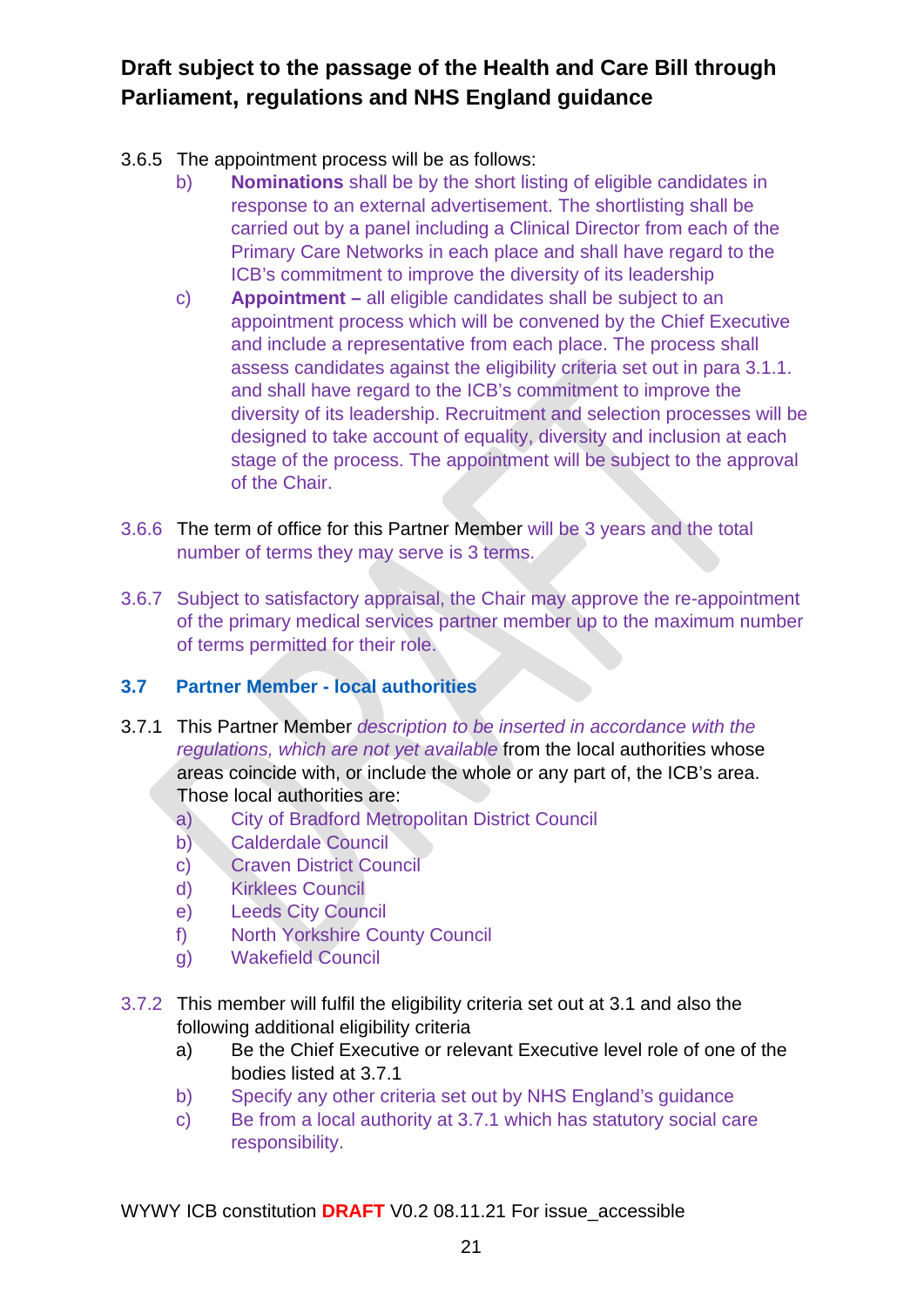3.6.5 The appointment process will be as follows:

b) **Nominations** shall be by the short listing of eligible candidates in response to an external advertisement. The shortlisting shall be carried out by a panel including a Clinical Director from each of the Primary Care Networks in each place and shall have regard to the ICB's commitment to improve the diversity of its leadership

c) **Appointment –** all eligible candidates shall be subject to an appointment process which will be convened by the Chief Executive and include a representative from each place. The process shall assess candidates against the eligibility criteria set out in para 3.1.1. and shall have regard to the ICB's commitment to improve the diversity of its leadership. Recruitment and selection processes will be designed to take account of equality, diversity and inclusion at each stage of the process. The appointment will be subject to the approval of the Chair.

3.6.6 The term of office for this Partner Member will be 3 years and the total number of terms they may serve is 3 terms.

3.6.7 Subject to satisfactory appraisal, the Chair may approve the re-appointment of the primary medical services partner member up to the maximum number of terms permitted for their role.

### 3.7 Partner Member - local authorities

3.7.1 This Partner Member *description to be inserted in accordance with the regulations, which are not yet available* from the local authorities whose areas coincide with, or include the whole or any part of, the ICB's area. Those local authorities are:

a) City of Bradford Metropolitan District Council
b) Calderdale Council
c) Craven District Council
d) Kirklees Council
e) Leeds City Council
f) North Yorkshire County Council
g) Wakefield Council

3.7.2 This member will fulfil the eligibility criteria set out at 3.1 and also the following additional eligibility criteria

a) Be the Chief Executive or relevant Executive level role of one of the bodies listed at 3.7.1
b) Specify any other criteria set out by NHS England's guidance
c) Be from a local authority at 3.7.1 which has statutory social care responsibility.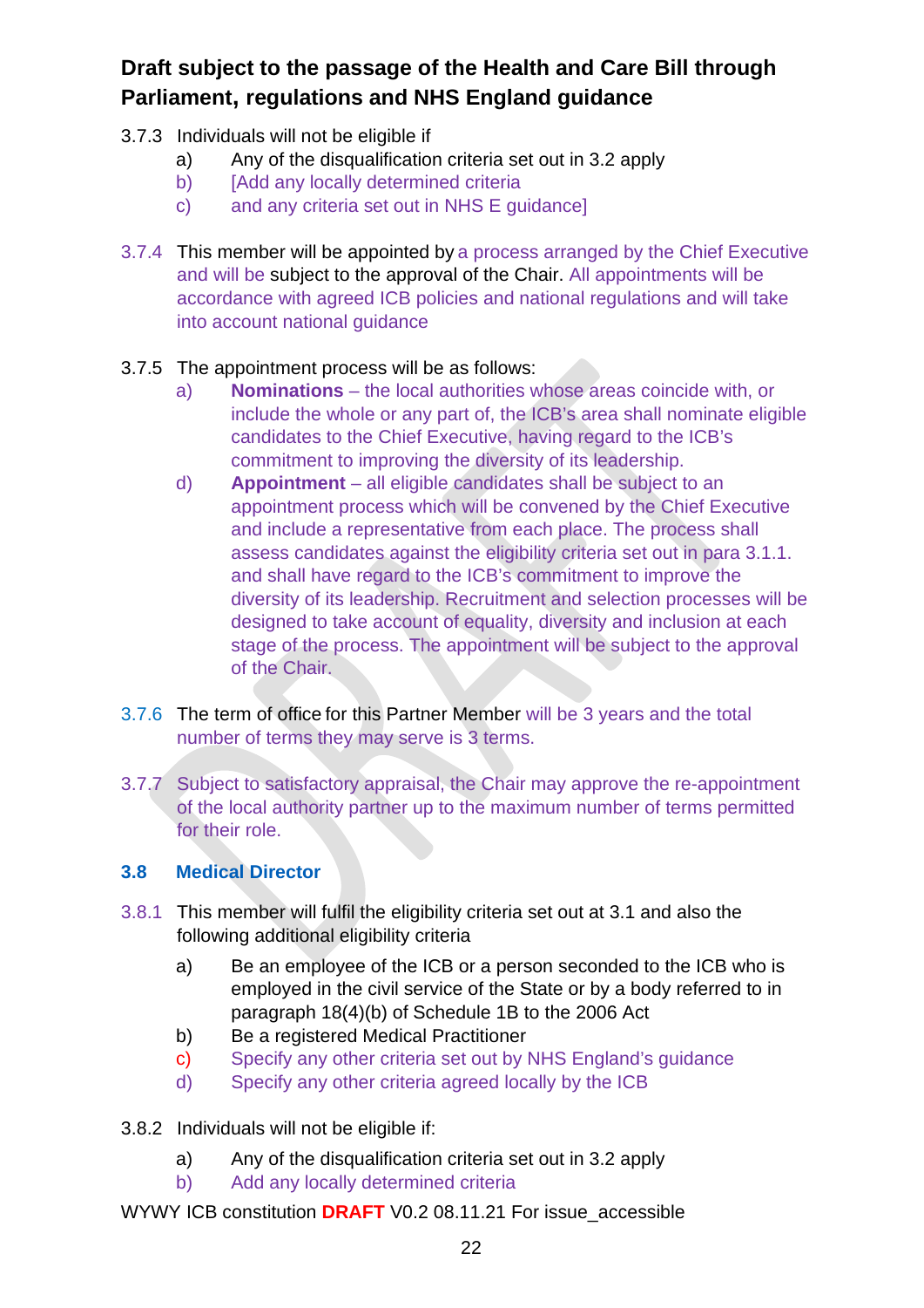**Draft subject to the passage of the Health and Care Bill through Parliament, regulations and NHS England guidance**

3.7.3 Individuals will not be eligible if

a) Any of the disqualification criteria set out in 3.2 apply

b) [Add any locally determined criteria

c) and any criteria set out in NHS E guidance]

3.7.4 This member will be appointed by a process arranged by the Chief Executive and will be subject to the approval of the Chair. All appointments will be accordance with agreed ICB policies and national regulations and will take into account national guidance

3.7.5 The appointment process will be as follows:

a) **Nominations** – the local authorities whose areas coincide with, or include the whole or any part of, the ICB's area shall nominate eligible candidates to the Chief Executive, having regard to the ICB's commitment to improving the diversity of its leadership.

d) **Appointment** – all eligible candidates shall be subject to an appointment process which will be convened by the Chief Executive and include a representative from each place. The process shall assess candidates against the eligibility criteria set out in para 3.1.1. and shall have regard to the ICB's commitment to improve the diversity of its leadership. Recruitment and selection processes will be designed to take account of equality, diversity and inclusion at each stage of the process. The appointment will be subject to the approval of the Chair.

3.7.6 The term of office for this Partner Member will be 3 years and the total number of terms they may serve is 3 terms.

3.7.7 Subject to satisfactory appraisal, the Chair may approve the re-appointment of the local authority partner up to the maximum number of terms permitted for their role.

### 3.8 Medical Director

3.8.1 This member will fulfil the eligibility criteria set out at 3.1 and also the following additional eligibility criteria

a) Be an employee of the ICB or a person seconded to the ICB who is employed in the civil service of the State or by a body referred to in paragraph 18(4)(b) of Schedule 1B to the 2006 Act

b) Be a registered Medical Practitioner

c) Specify any other criteria set out by NHS England's guidance

d) Specify any other criteria agreed locally by the ICB

3.8.2 Individuals will not be eligible if:

a) Any of the disqualification criteria set out in 3.2 apply

b) Add any locally determined criteria

WYWY ICB constitution **DRAFT** V0.2 08.11.21 For issue_accessible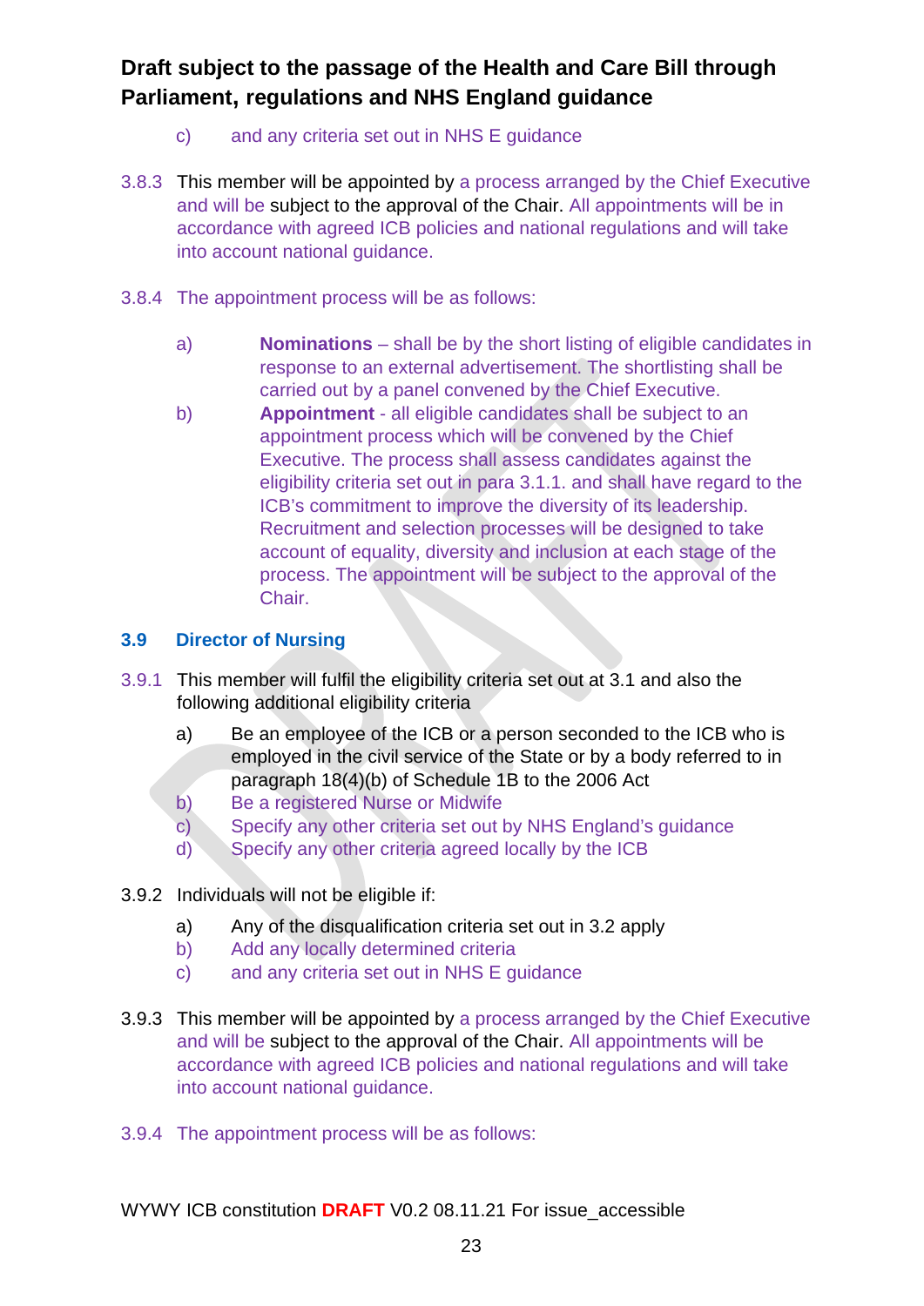**Draft subject to the passage of the Health and Care Bill through Parliament, regulations and NHS England guidance**

c) and any criteria set out in NHS E guidance

3.8.3 This member will be appointed by a process arranged by the Chief Executive and will be subject to the approval of the Chair. All appointments will be in accordance with agreed ICB policies and national regulations and will take into account national guidance.

3.8.4 The appointment process will be as follows:

a) **Nominations** – shall be by the short listing of eligible candidates in response to an external advertisement. The shortlisting shall be carried out by a panel convened by the Chief Executive.

b) **Appointment** - all eligible candidates shall be subject to an appointment process which will be convened by the Chief Executive. The process shall assess candidates against the eligibility criteria set out in para 3.1.1. and shall have regard to the ICB's commitment to improve the diversity of its leadership. Recruitment and selection processes will be designed to take account of equality, diversity and inclusion at each stage of the process. The appointment will be subject to the approval of the Chair.

### 3.9 Director of Nursing

3.9.1 This member will fulfil the eligibility criteria set out at 3.1 and also the following additional eligibility criteria

a) Be an employee of the ICB or a person seconded to the ICB who is employed in the civil service of the State or by a body referred to in paragraph 18(4)(b) of Schedule 1B to the 2006 Act
b) Be a registered Nurse or Midwife
c) Specify any other criteria set out by NHS England's guidance
d) Specify any other criteria agreed locally by the ICB

3.9.2 Individuals will not be eligible if:

a) Any of the disqualification criteria set out in 3.2 apply
b) Add any locally determined criteria
c) and any criteria set out in NHS E guidance

3.9.3 This member will be appointed by a process arranged by the Chief Executive and will be subject to the approval of the Chair. All appointments will be accordance with agreed ICB policies and national regulations and will take into account national guidance.

3.9.4 The appointment process will be as follows:

WYWY ICB constitution **DRAFT** V0.2 08.11.21 For issue_accessible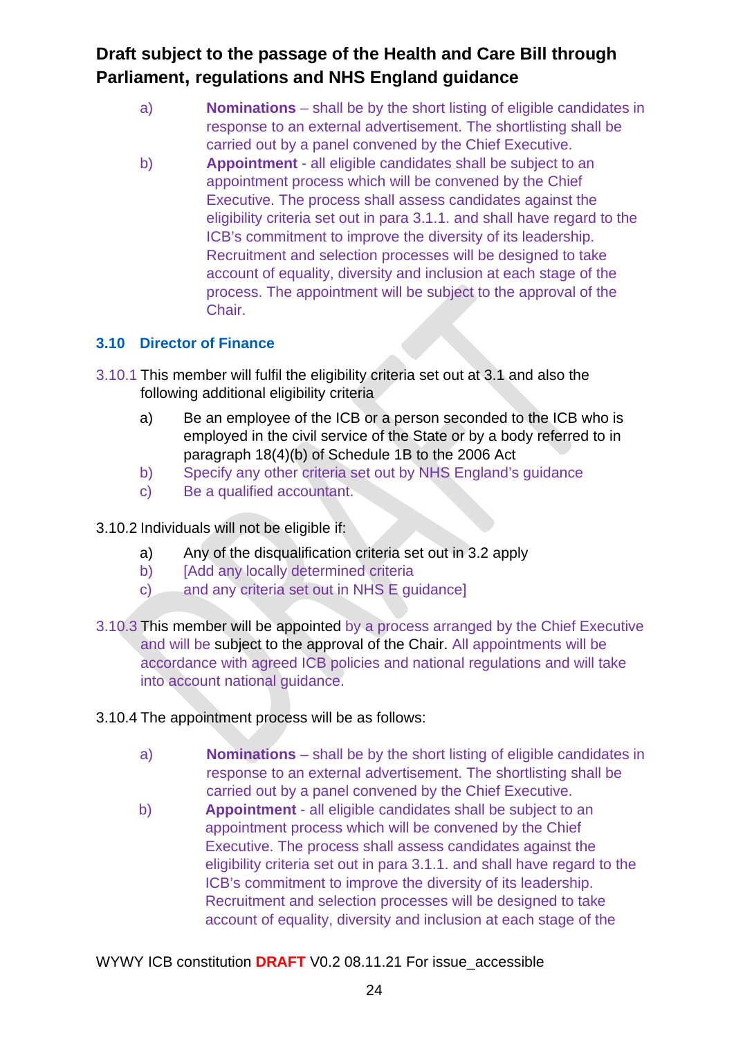a) **Nominations** – shall be by the short listing of eligible candidates in response to an external advertisement. The shortlisting shall be carried out by a panel convened by the Chief Executive.

b) **Appointment** - all eligible candidates shall be subject to an appointment process which will be convened by the Chief Executive. The process shall assess candidates against the eligibility criteria set out in para 3.1.1. and shall have regard to the ICB's commitment to improve the diversity of its leadership. Recruitment and selection processes will be designed to take account of equality, diversity and inclusion at each stage of the process. The appointment will be subject to the approval of the Chair.

### 3.10 Director of Finance

3.10.1 This member will fulfil the eligibility criteria set out at 3.1 and also the following additional eligibility criteria

a) Be an employee of the ICB or a person seconded to the ICB who is employed in the civil service of the State or by a body referred to in paragraph 18(4)(b) of Schedule 1B to the 2006 Act

b) Specify any other criteria set out by NHS England's guidance

c) Be a qualified accountant.

3.10.2 Individuals will not be eligible if:

a) Any of the disqualification criteria set out in 3.2 apply

b) [Add any locally determined criteria

c) and any criteria set out in NHS E guidance]

3.10.3 This member will be appointed by a process arranged by the Chief Executive and will be subject to the approval of the Chair. All appointments will be accordance with agreed ICB policies and national regulations and will take into account national guidance.

3.10.4 The appointment process will be as follows:

a) **Nominations** – shall be by the short listing of eligible candidates in response to an external advertisement. The shortlisting shall be carried out by a panel convened by the Chief Executive.

b) **Appointment** - all eligible candidates shall be subject to an appointment process which will be convened by the Chief Executive. The process shall assess candidates against the eligibility criteria set out in para 3.1.1. and shall have regard to the ICB's commitment to improve the diversity of its leadership. Recruitment and selection processes will be designed to take account of equality, diversity and inclusion at each stage of the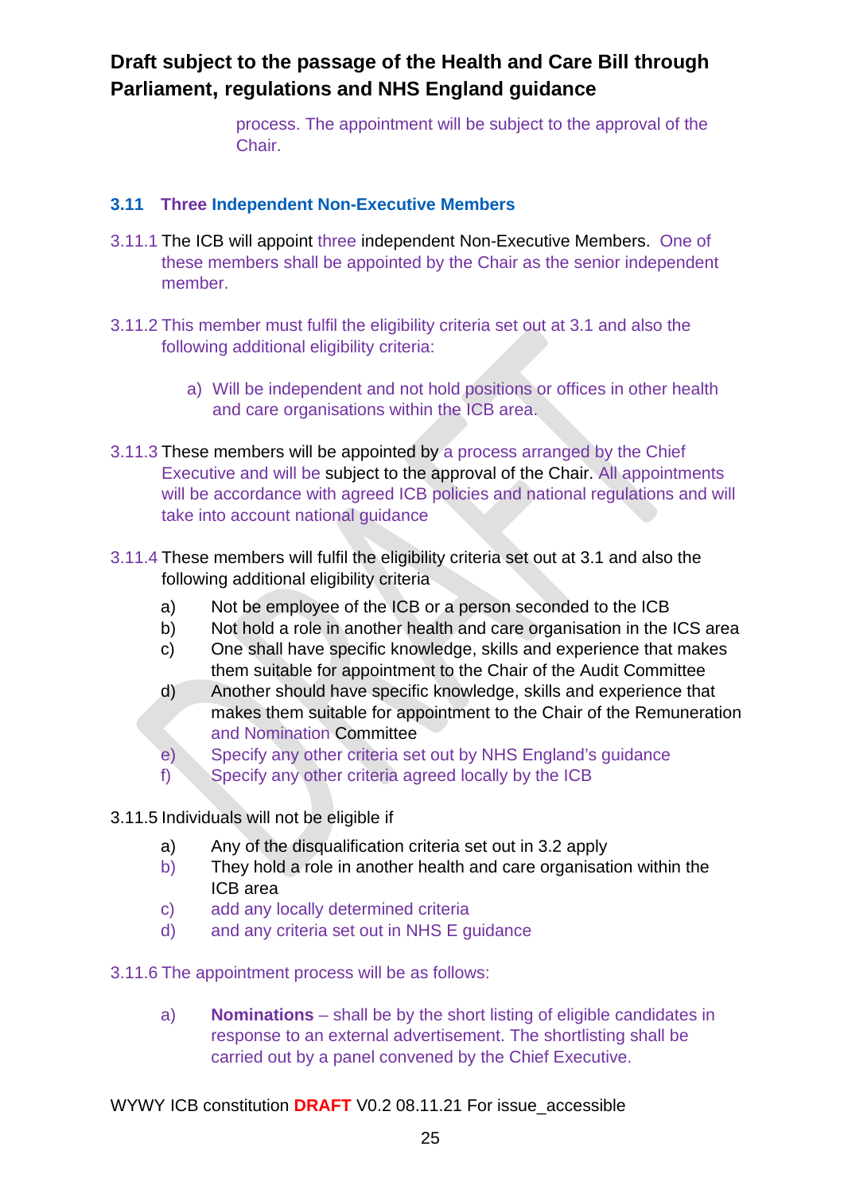process. The appointment will be subject to the approval of the Chair.

### 3.11 Three Independent Non-Executive Members

3.11.1 The ICB will appoint three independent Non-Executive Members. One of these members shall be appointed by the Chair as the senior independent member.

3.11.2 This member must fulfil the eligibility criteria set out at 3.1 and also the following additional eligibility criteria:

a) Will be independent and not hold positions or offices in other health and care organisations within the ICB area.

3.11.3 These members will be appointed by a process arranged by the Chief Executive and will be subject to the approval of the Chair. All appointments will be accordance with agreed ICB policies and national regulations and will take into account national guidance

3.11.4 These members will fulfil the eligibility criteria set out at 3.1 and also the following additional eligibility criteria

a) Not be employee of the ICB or a person seconded to the ICB
b) Not hold a role in another health and care organisation in the ICS area
c) One shall have specific knowledge, skills and experience that makes them suitable for appointment to the Chair of the Audit Committee
d) Another should have specific knowledge, skills and experience that makes them suitable for appointment to the Chair of the Remuneration and Nomination Committee
e) Specify any other criteria set out by NHS England's guidance
f) Specify any other criteria agreed locally by the ICB

3.11.5 Individuals will not be eligible if

a) Any of the disqualification criteria set out in 3.2 apply
b) They hold a role in another health and care organisation within the ICB area
c) add any locally determined criteria
d) and any criteria set out in NHS E guidance

3.11.6 The appointment process will be as follows:

a) **Nominations** – shall be by the short listing of eligible candidates in response to an external advertisement. The shortlisting shall be carried out by a panel convened by the Chief Executive.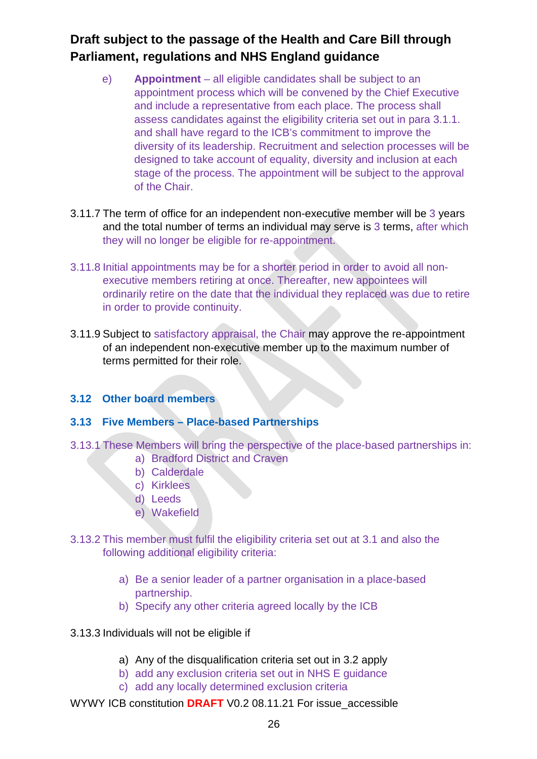e) **Appointment** – all eligible candidates shall be subject to an appointment process which will be convened by the Chief Executive and include a representative from each place. The process shall assess candidates against the eligibility criteria set out in para 3.1.1. and shall have regard to the ICB's commitment to improve the diversity of its leadership. Recruitment and selection processes will be designed to take account of equality, diversity and inclusion at each stage of the process. The appointment will be subject to the approval of the Chair.

3.11.7 The term of office for an independent non-executive member will be 3 years and the total number of terms an individual may serve is 3 terms, after which they will no longer be eligible for re-appointment.

3.11.8 Initial appointments may be for a shorter period in order to avoid all non-executive members retiring at once. Thereafter, new appointees will ordinarily retire on the date that the individual they replaced was due to retire in order to provide continuity.

3.11.9 Subject to satisfactory appraisal, the Chair may approve the re-appointment of an independent non-executive member up to the maximum number of terms permitted for their role.

### 3.12 Other board members

### 3.13 Five Members – Place-based Partnerships

3.13.1 These Members will bring the perspective of the place-based partnerships in:

a) Bradford District and Craven
b) Calderdale
c) Kirklees
d) Leeds
e) Wakefield

3.13.2 This member must fulfil the eligibility criteria set out at 3.1 and also the following additional eligibility criteria:

a) Be a senior leader of a partner organisation in a place-based partnership.
b) Specify any other criteria agreed locally by the ICB

3.13.3 Individuals will not be eligible if

a) Any of the disqualification criteria set out in 3.2 apply
b) add any exclusion criteria set out in NHS E guidance
c) add any locally determined exclusion criteria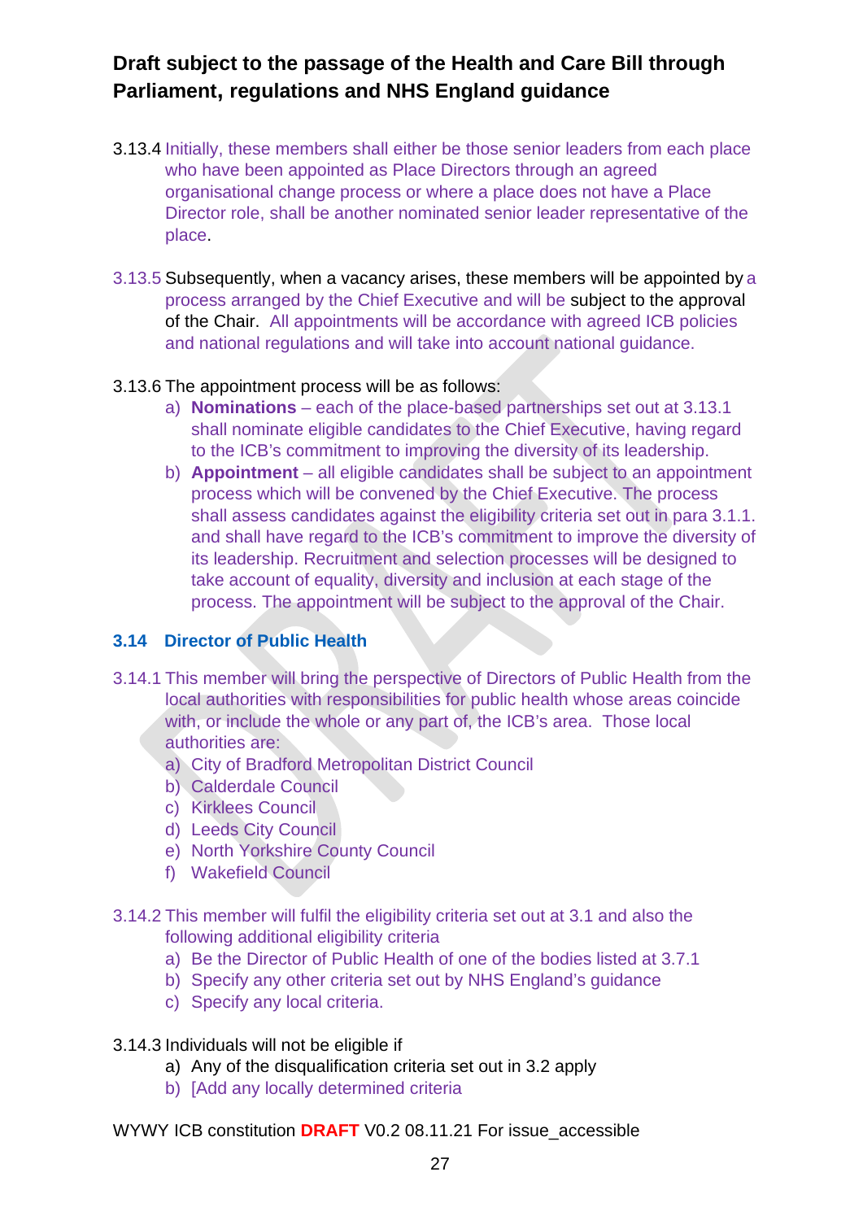3.13.4 Initially, these members shall either be those senior leaders from each place who have been appointed as Place Directors through an agreed organisational change process or where a place does not have a Place Director role, shall be another nominated senior leader representative of the place.

3.13.5 Subsequently, when a vacancy arises, these members will be appointed by a process arranged by the Chief Executive and will be subject to the approval of the Chair. All appointments will be accordance with agreed ICB policies and national regulations and will take into account national guidance.

3.13.6 The appointment process will be as follows:

a) **Nominations** – each of the place-based partnerships set out at 3.13.1 shall nominate eligible candidates to the Chief Executive, having regard to the ICB's commitment to improving the diversity of its leadership.

b) **Appointment** – all eligible candidates shall be subject to an appointment process which will be convened by the Chief Executive. The process shall assess candidates against the eligibility criteria set out in para 3.1.1. and shall have regard to the ICB's commitment to improve the diversity of its leadership. Recruitment and selection processes will be designed to take account of equality, diversity and inclusion at each stage of the process. The appointment will be subject to the approval of the Chair.

### 3.14 Director of Public Health

3.14.1 This member will bring the perspective of Directors of Public Health from the local authorities with responsibilities for public health whose areas coincide with, or include the whole or any part of, the ICB's area. Those local authorities are:

a) City of Bradford Metropolitan District Council
b) Calderdale Council
c) Kirklees Council
d) Leeds City Council
e) North Yorkshire County Council
f) Wakefield Council

3.14.2 This member will fulfil the eligibility criteria set out at 3.1 and also the following additional eligibility criteria

a) Be the Director of Public Health of one of the bodies listed at 3.7.1
b) Specify any other criteria set out by NHS England's guidance
c) Specify any local criteria.

3.14.3 Individuals will not be eligible if

a) Any of the disqualification criteria set out in 3.2 apply
b) [Add any locally determined criteria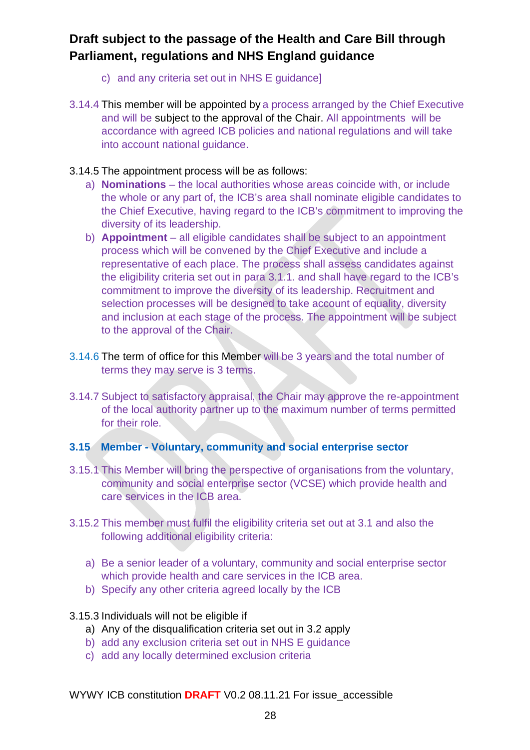c) and any criteria set out in NHS E guidance]

3.14.4 This member will be appointed by a process arranged by the Chief Executive and will be subject to the approval of the Chair. All appointments will be accordance with agreed ICB policies and national regulations and will take into account national guidance.

3.14.5 The appointment process will be as follows:

a) **Nominations** – the local authorities whose areas coincide with, or include the whole or any part of, the ICB's area shall nominate eligible candidates to the Chief Executive, having regard to the ICB's commitment to improving the diversity of its leadership.
b) **Appointment** – all eligible candidates shall be subject to an appointment process which will be convened by the Chief Executive and include a representative of each place. The process shall assess candidates against the eligibility criteria set out in para 3.1.1. and shall have regard to the ICB's commitment to improve the diversity of its leadership. Recruitment and selection processes will be designed to take account of equality, diversity and inclusion at each stage of the process. The appointment will be subject to the approval of the Chair.

3.14.6 The term of office for this Member will be 3 years and the total number of terms they may serve is 3 terms.

3.14.7 Subject to satisfactory appraisal, the Chair may approve the re-appointment of the local authority partner up to the maximum number of terms permitted for their role.

### 3.15 Member - Voluntary, community and social enterprise sector

3.15.1 This Member will bring the perspective of organisations from the voluntary, community and social enterprise sector (VCSE) which provide health and care services in the ICB area.

3.15.2 This member must fulfil the eligibility criteria set out at 3.1 and also the following additional eligibility criteria:

a) Be a senior leader of a voluntary, community and social enterprise sector which provide health and care services in the ICB area.
b) Specify any other criteria agreed locally by the ICB

3.15.3 Individuals will not be eligible if

a) Any of the disqualification criteria set out in 3.2 apply
b) add any exclusion criteria set out in NHS E guidance
c) add any locally determined exclusion criteria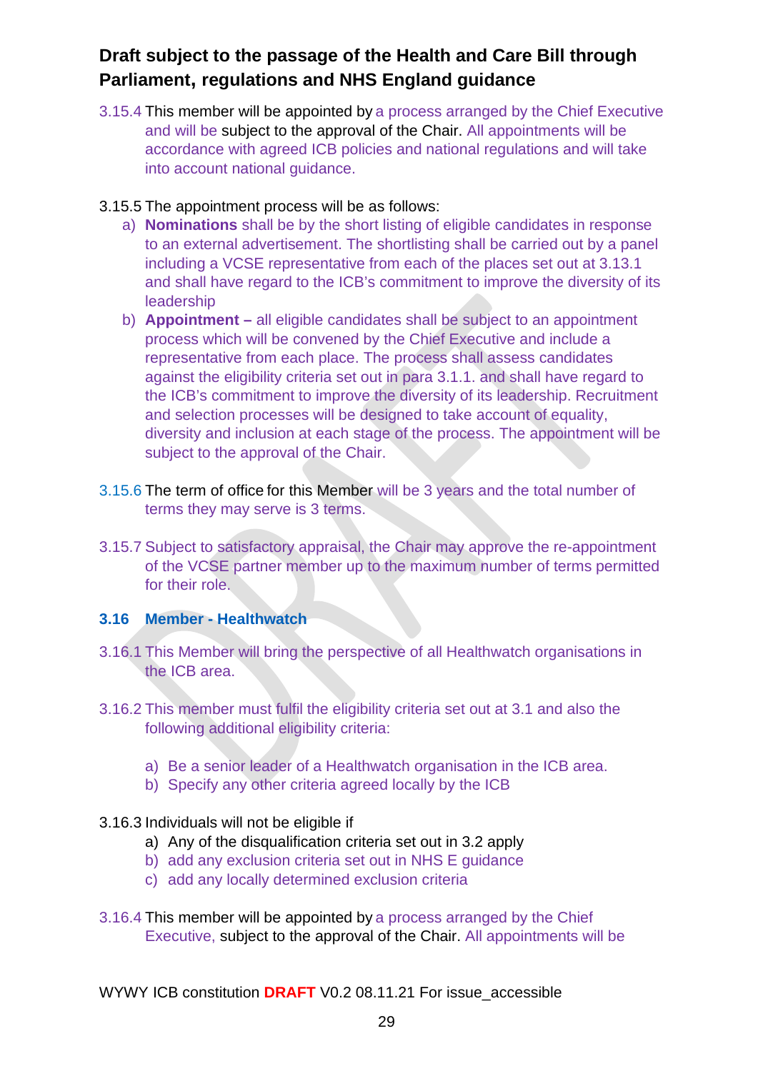**Draft subject to the passage of the Health and Care Bill through Parliament, regulations and NHS England guidance**

3.15.4 This member will be appointed by a process arranged by the Chief Executive and will be subject to the approval of the Chair. All appointments will be accordance with agreed ICB policies and national regulations and will take into account national guidance.

3.15.5 The appointment process will be as follows:

a) **Nominations** shall be by the short listing of eligible candidates in response to an external advertisement. The shortlisting shall be carried out by a panel including a VCSE representative from each of the places set out at 3.13.1 and shall have regard to the ICB's commitment to improve the diversity of its leadership

b) **Appointment –** all eligible candidates shall be subject to an appointment process which will be convened by the Chief Executive and include a representative from each place. The process shall assess candidates against the eligibility criteria set out in para 3.1.1. and shall have regard to the ICB's commitment to improve the diversity of its leadership. Recruitment and selection processes will be designed to take account of equality, diversity and inclusion at each stage of the process. The appointment will be subject to the approval of the Chair.

3.15.6 The term of office for this Member will be 3 years and the total number of terms they may serve is 3 terms.

3.15.7 Subject to satisfactory appraisal, the Chair may approve the re-appointment of the VCSE partner member up to the maximum number of terms permitted for their role.

### 3.16 Member - Healthwatch

3.16.1 This Member will bring the perspective of all Healthwatch organisations in the ICB area.

3.16.2 This member must fulfil the eligibility criteria set out at 3.1 and also the following additional eligibility criteria:

a) Be a senior leader of a Healthwatch organisation in the ICB area.
b) Specify any other criteria agreed locally by the ICB

3.16.3 Individuals will not be eligible if

a) Any of the disqualification criteria set out in 3.2 apply
b) add any exclusion criteria set out in NHS E guidance
c) add any locally determined exclusion criteria

3.16.4 This member will be appointed by a process arranged by the Chief Executive, subject to the approval of the Chair. All appointments will be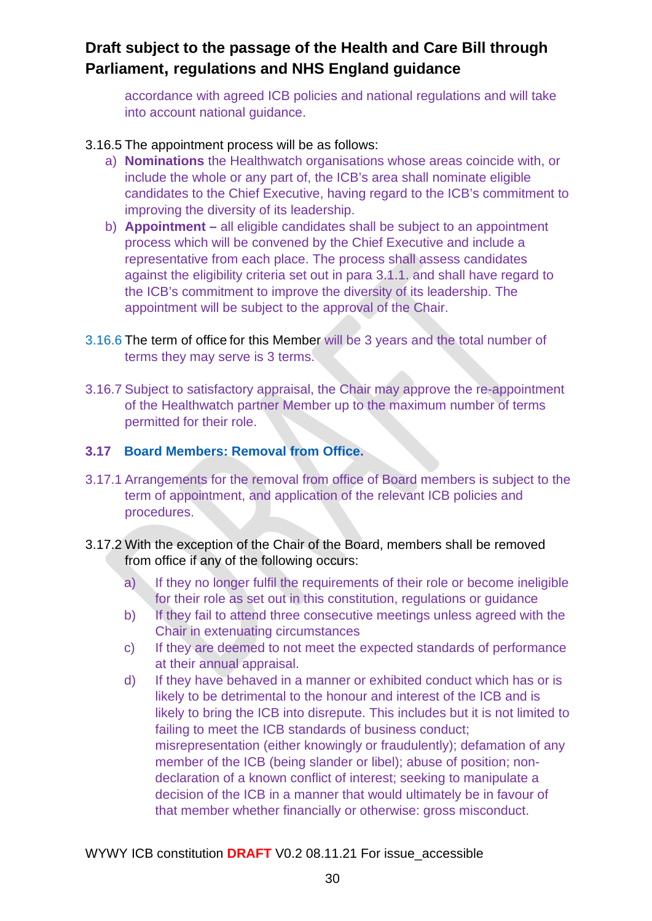accordance with agreed ICB policies and national regulations and will take into account national guidance.

3.16.5 The appointment process will be as follows:

a) **Nominations** the Healthwatch organisations whose areas coincide with, or include the whole or any part of, the ICB's area shall nominate eligible candidates to the Chief Executive, having regard to the ICB's commitment to improving the diversity of its leadership.

b) **Appointment –** all eligible candidates shall be subject to an appointment process which will be convened by the Chief Executive and include a representative from each place. The process shall assess candidates against the eligibility criteria set out in para 3.1.1. and shall have regard to the ICB's commitment to improve the diversity of its leadership. The appointment will be subject to the approval of the Chair.

3.16.6 The term of office for this Member will be 3 years and the total number of terms they may serve is 3 terms.

3.16.7 Subject to satisfactory appraisal, the Chair may approve the re-appointment of the Healthwatch partner Member up to the maximum number of terms permitted for their role.

### 3.17 Board Members: Removal from Office.

3.17.1 Arrangements for the removal from office of Board members is subject to the term of appointment, and application of the relevant ICB policies and procedures.

3.17.2 With the exception of the Chair of the Board, members shall be removed from office if any of the following occurs:

a) If they no longer fulfil the requirements of their role or become ineligible for their role as set out in this constitution, regulations or guidance

b) If they fail to attend three consecutive meetings unless agreed with the Chair in extenuating circumstances

c) If they are deemed to not meet the expected standards of performance at their annual appraisal.

d) If they have behaved in a manner or exhibited conduct which has or is likely to be detrimental to the honour and interest of the ICB and is likely to bring the ICB into disrepute. This includes but it is not limited to failing to meet the ICB standards of business conduct; misrepresentation (either knowingly or fraudulently); defamation of any member of the ICB (being slander or libel); abuse of position; non-declaration of a known conflict of interest; seeking to manipulate a decision of the ICB in a manner that would ultimately be in favour of that member whether financially or otherwise: gross misconduct.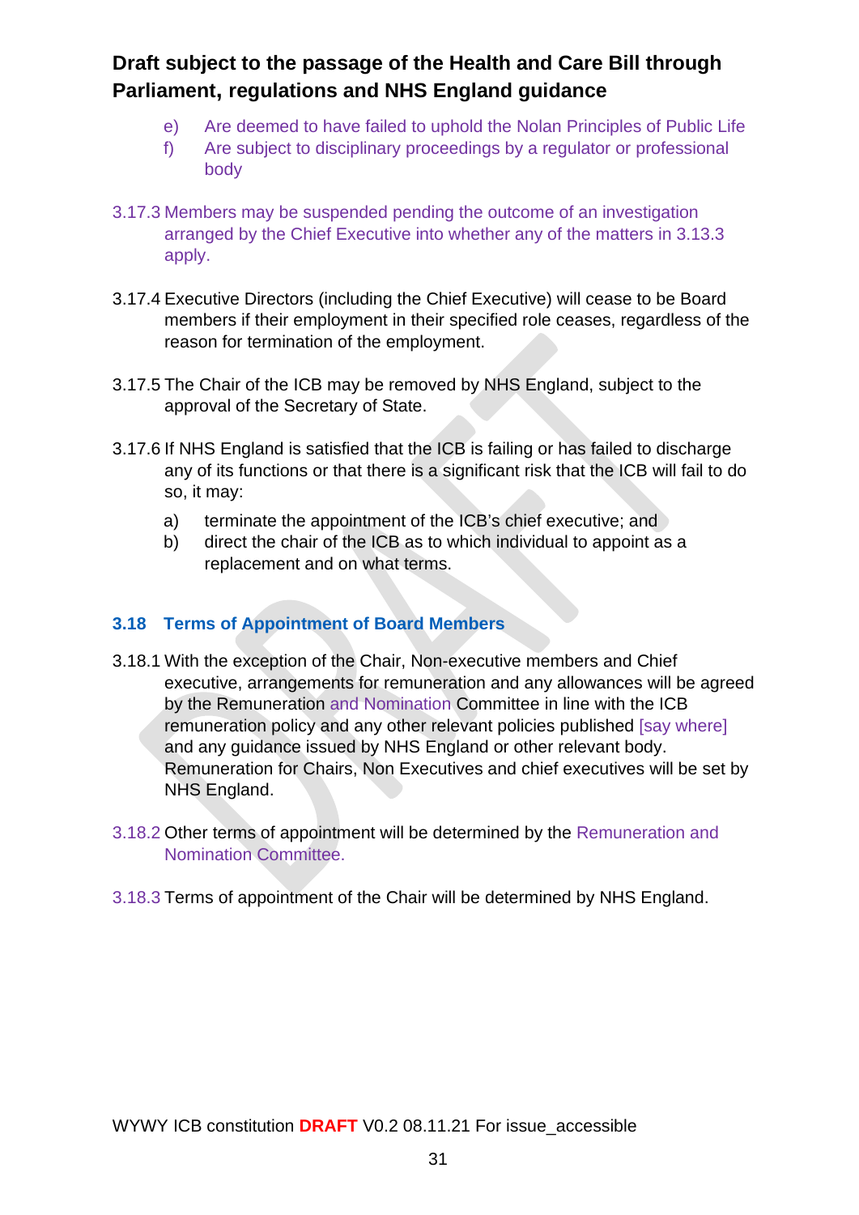e) Are deemed to have failed to uphold the Nolan Principles of Public Life
f) Are subject to disciplinary proceedings by a regulator or professional body

3.17.3 Members may be suspended pending the outcome of an investigation arranged by the Chief Executive into whether any of the matters in 3.13.3 apply.

3.17.4 Executive Directors (including the Chief Executive) will cease to be Board members if their employment in their specified role ceases, regardless of the reason for termination of the employment.

3.17.5 The Chair of the ICB may be removed by NHS England, subject to the approval of the Secretary of State.

3.17.6 If NHS England is satisfied that the ICB is failing or has failed to discharge any of its functions or that there is a significant risk that the ICB will fail to do so, it may:

a) terminate the appointment of the ICB's chief executive; and
b) direct the chair of the ICB as to which individual to appoint as a replacement and on what terms.

## 3.18 Terms of Appointment of Board Members

3.18.1 With the exception of the Chair, Non-executive members and Chief executive, arrangements for remuneration and any allowances will be agreed by the Remuneration and Nomination Committee in line with the ICB remuneration policy and any other relevant policies published [say where] and any guidance issued by NHS England or other relevant body. Remuneration for Chairs, Non Executives and chief executives will be set by NHS England.

3.18.2 Other terms of appointment will be determined by the Remuneration and Nomination Committee.

3.18.3 Terms of appointment of the Chair will be determined by NHS England.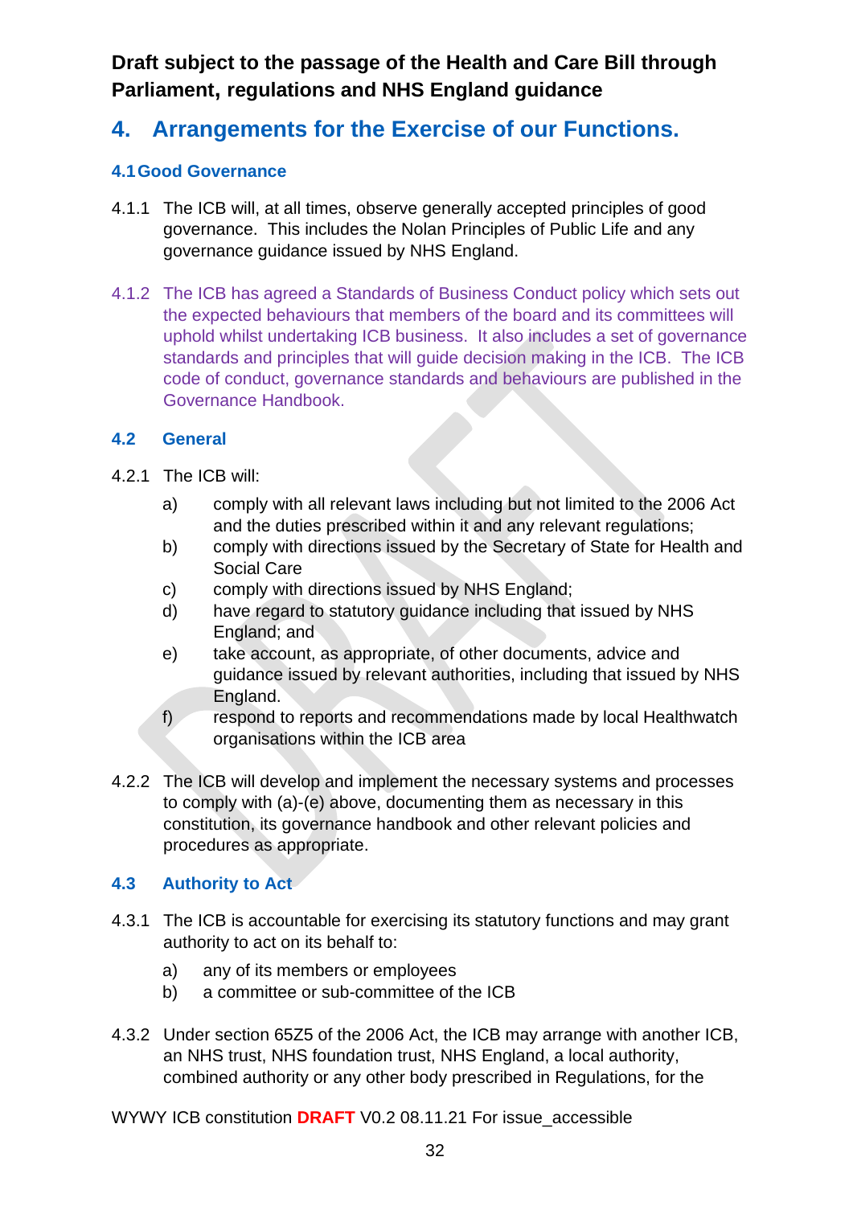**Draft subject to the passage of the Health and Care Bill through Parliament, regulations and NHS England guidance**

# 4. Arrangements for the Exercise of our Functions.

### 4.1 Good Governance

4.1.1 The ICB will, at all times, observe generally accepted principles of good governance. This includes the Nolan Principles of Public Life and any governance guidance issued by NHS England.

4.1.2 The ICB has agreed a Standards of Business Conduct policy which sets out the expected behaviours that members of the board and its committees will uphold whilst undertaking ICB business. It also includes a set of governance standards and principles that will guide decision making in the ICB. The ICB code of conduct, governance standards and behaviours are published in the Governance Handbook.

### 4.2 General

4.2.1 The ICB will:

a) comply with all relevant laws including but not limited to the 2006 Act and the duties prescribed within it and any relevant regulations;
b) comply with directions issued by the Secretary of State for Health and Social Care
c) comply with directions issued by NHS England;
d) have regard to statutory guidance including that issued by NHS England; and
e) take account, as appropriate, of other documents, advice and guidance issued by relevant authorities, including that issued by NHS England.
f) respond to reports and recommendations made by local Healthwatch organisations within the ICB area

4.2.2 The ICB will develop and implement the necessary systems and processes to comply with (a)-(e) above, documenting them as necessary in this constitution, its governance handbook and other relevant policies and procedures as appropriate.

### 4.3 Authority to Act

4.3.1 The ICB is accountable for exercising its statutory functions and may grant authority to act on its behalf to:

a) any of its members or employees
b) a committee or sub-committee of the ICB

4.3.2 Under section 65Z5 of the 2006 Act, the ICB may arrange with another ICB, an NHS trust, NHS foundation trust, NHS England, a local authority, combined authority or any other body prescribed in Regulations, for the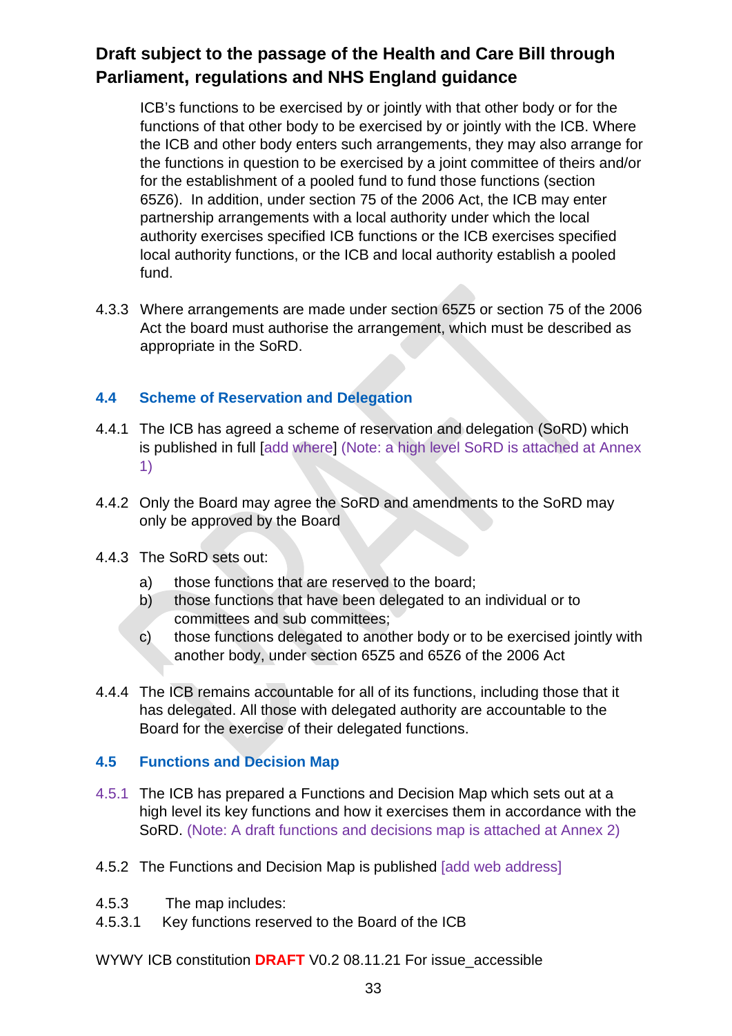ICB's functions to be exercised by or jointly with that other body or for the functions of that other body to be exercised by or jointly with the ICB. Where the ICB and other body enters such arrangements, they may also arrange for the functions in question to be exercised by a joint committee of theirs and/or for the establishment of a pooled fund to fund those functions (section 65Z6). In addition, under section 75 of the 2006 Act, the ICB may enter partnership arrangements with a local authority under which the local authority exercises specified ICB functions or the ICB exercises specified local authority functions, or the ICB and local authority establish a pooled fund.

4.3.3 Where arrangements are made under section 65Z5 or section 75 of the 2006 Act the board must authorise the arrangement, which must be described as appropriate in the SoRD.

## 4.4 Scheme of Reservation and Delegation

4.4.1 The ICB has agreed a scheme of reservation and delegation (SoRD) which is published in full [add where] (Note: a high level SoRD is attached at Annex 1)

4.4.2 Only the Board may agree the SoRD and amendments to the SoRD may only be approved by the Board

4.4.3 The SoRD sets out:

a) those functions that are reserved to the board;
b) those functions that have been delegated to an individual or to committees and sub committees;
c) those functions delegated to another body or to be exercised jointly with another body, under section 65Z5 and 65Z6 of the 2006 Act

4.4.4 The ICB remains accountable for all of its functions, including those that it has delegated. All those with delegated authority are accountable to the Board for the exercise of their delegated functions.

## 4.5 Functions and Decision Map

4.5.1 The ICB has prepared a Functions and Decision Map which sets out at a high level its key functions and how it exercises them in accordance with the SoRD. (Note: A draft functions and decisions map is attached at Annex 2)

4.5.2 The Functions and Decision Map is published [add web address]

4.5.3 The map includes:

4.5.3.1 Key functions reserved to the Board of the ICB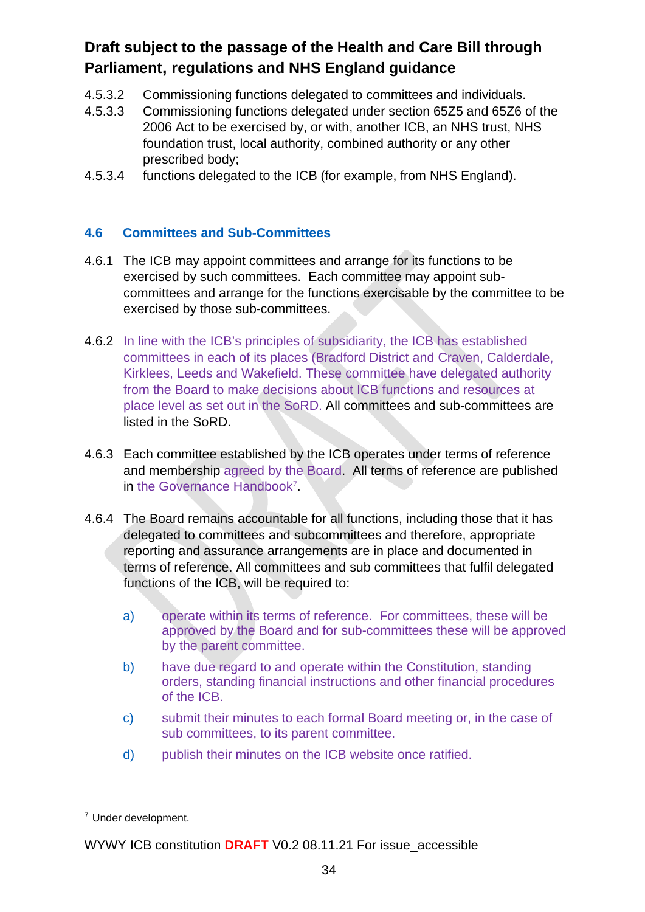**Draft subject to the passage of the Health and Care Bill through Parliament, regulations and NHS England guidance**

4.5.3.2 Commissioning functions delegated to committees and individuals.

4.5.3.3 Commissioning functions delegated under section 65Z5 and 65Z6 of the 2006 Act to be exercised by, or with, another ICB, an NHS trust, NHS foundation trust, local authority, combined authority or any other prescribed body;

4.5.3.4 functions delegated to the ICB (for example, from NHS England).

### 4.6 Committees and Sub-Committees

4.6.1 The ICB may appoint committees and arrange for its functions to be exercised by such committees. Each committee may appoint sub-committees and arrange for the functions exercisable by the committee to be exercised by those sub-committees.

4.6.2 In line with the ICB's principles of subsidiarity, the ICB has established committees in each of its places (Bradford District and Craven, Calderdale, Kirklees, Leeds and Wakefield. These committee have delegated authority from the Board to make decisions about ICB functions and resources at place level as set out in the SoRD. All committees and sub-committees are listed in the SoRD.

4.6.3 Each committee established by the ICB operates under terms of reference and membership agreed by the Board. All terms of reference are published in the Governance Handbook[7].

4.6.4 The Board remains accountable for all functions, including those that it has delegated to committees and subcommittees and therefore, appropriate reporting and assurance arrangements are in place and documented in terms of reference. All committees and sub committees that fulfil delegated functions of the ICB, will be required to:

a) operate within its terms of reference. For committees, these will be approved by the Board and for sub-committees these will be approved by the parent committee.

b) have due regard to and operate within the Constitution, standing orders, standing financial instructions and other financial procedures of the ICB.

c) submit their minutes to each formal Board meeting or, in the case of sub committees, to its parent committee.

d) publish their minutes on the ICB website once ratified.

---

[7] Under development.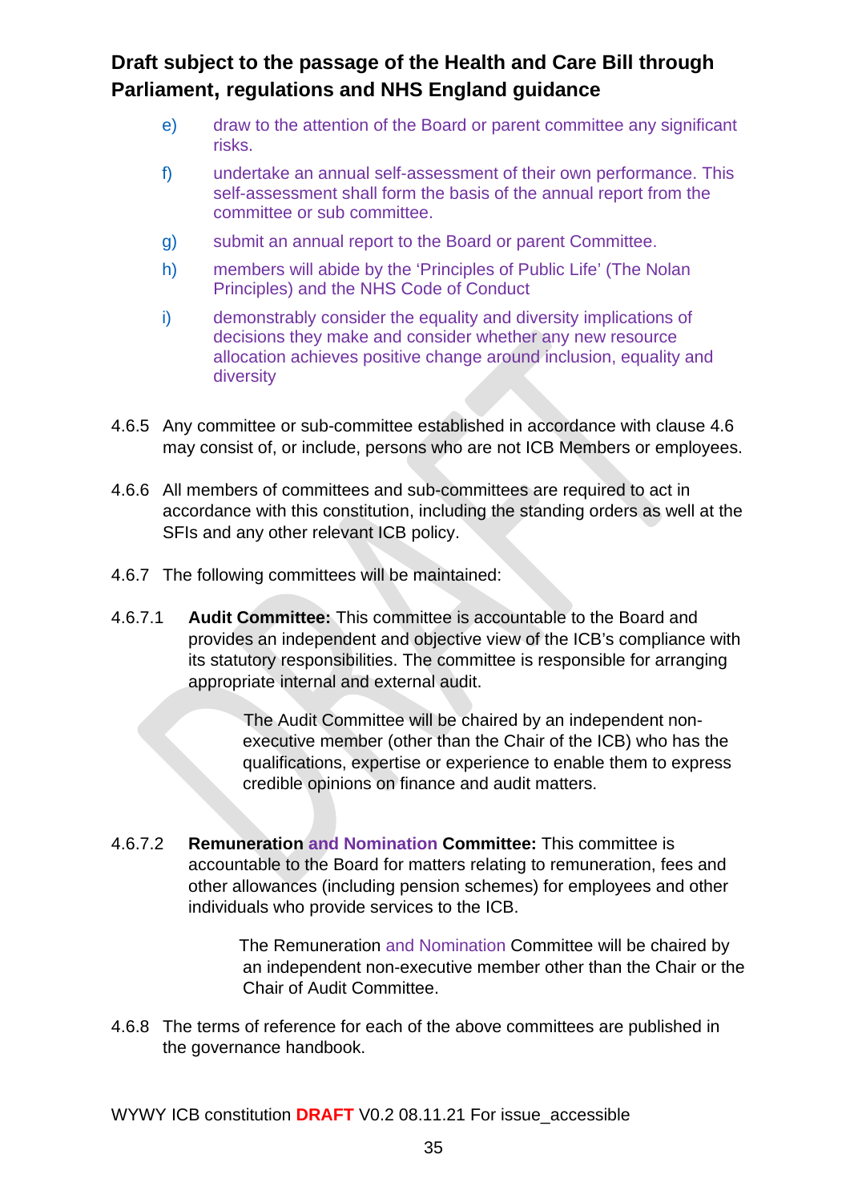e) draw to the attention of the Board or parent committee any significant risks.

f) undertake an annual self-assessment of their own performance. This self-assessment shall form the basis of the annual report from the committee or sub committee.

g) submit an annual report to the Board or parent Committee.

h) members will abide by the 'Principles of Public Life' (The Nolan Principles) and the NHS Code of Conduct

i) demonstrably consider the equality and diversity implications of decisions they make and consider whether any new resource allocation achieves positive change around inclusion, equality and diversity

4.6.5 Any committee or sub-committee established in accordance with clause 4.6 may consist of, or include, persons who are not ICB Members or employees.

4.6.6 All members of committees and sub-committees are required to act in accordance with this constitution, including the standing orders as well at the SFIs and any other relevant ICB policy.

4.6.7 The following committees will be maintained:

4.6.7.1 **Audit Committee:** This committee is accountable to the Board and provides an independent and objective view of the ICB's compliance with its statutory responsibilities. The committee is responsible for arranging appropriate internal and external audit.

The Audit Committee will be chaired by an independent non-executive member (other than the Chair of the ICB) who has the qualifications, expertise or experience to enable them to express credible opinions on finance and audit matters.

4.6.7.2 **Remuneration and Nomination Committee:** This committee is accountable to the Board for matters relating to remuneration, fees and other allowances (including pension schemes) for employees and other individuals who provide services to the ICB.

The Remuneration and Nomination Committee will be chaired by an independent non-executive member other than the Chair or the Chair of Audit Committee.

4.6.8 The terms of reference for each of the above committees are published in the governance handbook.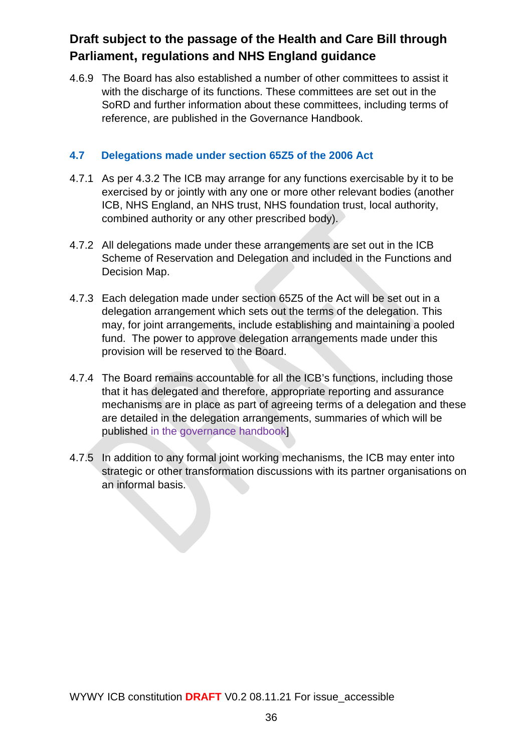4.6.9 The Board has also established a number of other committees to assist it with the discharge of its functions. These committees are set out in the SoRD and further information about these committees, including terms of reference, are published in the Governance Handbook.

### 4.7 Delegations made under section 65Z5 of the 2006 Act

4.7.1 As per 4.3.2 The ICB may arrange for any functions exercisable by it to be exercised by or jointly with any one or more other relevant bodies (another ICB, NHS England, an NHS trust, NHS foundation trust, local authority, combined authority or any other prescribed body).

4.7.2 All delegations made under these arrangements are set out in the ICB Scheme of Reservation and Delegation and included in the Functions and Decision Map.

4.7.3 Each delegation made under section 65Z5 of the Act will be set out in a delegation arrangement which sets out the terms of the delegation. This may, for joint arrangements, include establishing and maintaining a pooled fund. The power to approve delegation arrangements made under this provision will be reserved to the Board.

4.7.4 The Board remains accountable for all the ICB's functions, including those that it has delegated and therefore, appropriate reporting and assurance mechanisms are in place as part of agreeing terms of a delegation and these are detailed in the delegation arrangements, summaries of which will be published in the governance handbook]

4.7.5 In addition to any formal joint working mechanisms, the ICB may enter into strategic or other transformation discussions with its partner organisations on an informal basis.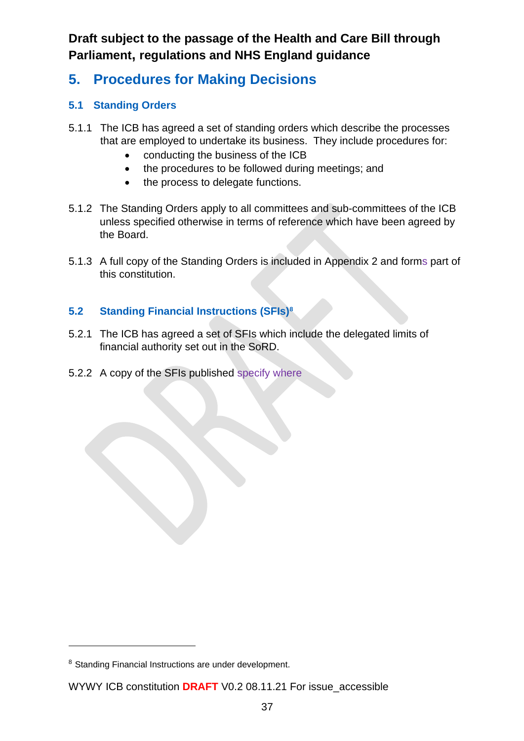**Draft subject to the passage of the Health and Care Bill through Parliament, regulations and NHS England guidance**

# 5. Procedures for Making Decisions

## 5.1 Standing Orders

5.1.1 The ICB has agreed a set of standing orders which describe the processes that are employed to undertake its business. They include procedures for:

- conducting the business of the ICB
- the procedures to be followed during meetings; and
- the process to delegate functions.

5.1.2 The Standing Orders apply to all committees and sub-committees of the ICB unless specified otherwise in terms of reference which have been agreed by the Board.

5.1.3 A full copy of the Standing Orders is included in Appendix 2 and forms part of this constitution.

## 5.2 Standing Financial Instructions (SFIs)[8]

5.2.1 The ICB has agreed a set of SFIs which include the delegated limits of financial authority set out in the SoRD.

5.2.2 A copy of the SFIs published specify where

---

[8] Standing Financial Instructions are under development.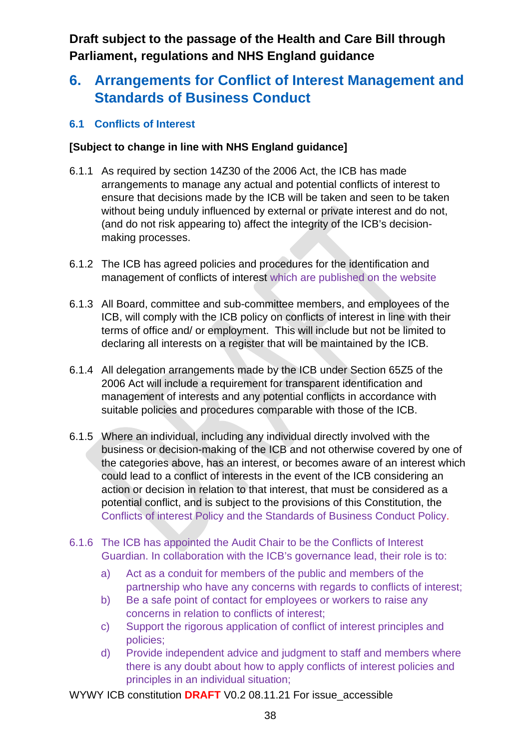**Draft subject to the passage of the Health and Care Bill through Parliament, regulations and NHS England guidance**

## 6. Arrangements for Conflict of Interest Management and Standards of Business Conduct

### 6.1 Conflicts of Interest

**[Subject to change in line with NHS England guidance]**

6.1.1 As required by section 14Z30 of the 2006 Act, the ICB has made arrangements to manage any actual and potential conflicts of interest to ensure that decisions made by the ICB will be taken and seen to be taken without being unduly influenced by external or private interest and do not, (and do not risk appearing to) affect the integrity of the ICB's decision-making processes.

6.1.2 The ICB has agreed policies and procedures for the identification and management of conflicts of interest which are published on the website

6.1.3 All Board, committee and sub-committee members, and employees of the ICB, will comply with the ICB policy on conflicts of interest in line with their terms of office and/ or employment. This will include but not be limited to declaring all interests on a register that will be maintained by the ICB.

6.1.4 All delegation arrangements made by the ICB under Section 65Z5 of the 2006 Act will include a requirement for transparent identification and management of interests and any potential conflicts in accordance with suitable policies and procedures comparable with those of the ICB.

6.1.5 Where an individual, including any individual directly involved with the business or decision-making of the ICB and not otherwise covered by one of the categories above, has an interest, or becomes aware of an interest which could lead to a conflict of interests in the event of the ICB considering an action or decision in relation to that interest, that must be considered as a potential conflict, and is subject to the provisions of this Constitution, the Conflicts of interest Policy and the Standards of Business Conduct Policy.

6.1.6 The ICB has appointed the Audit Chair to be the Conflicts of Interest Guardian. In collaboration with the ICB's governance lead, their role is to:

a) Act as a conduit for members of the public and members of the partnership who have any concerns with regards to conflicts of interest;
b) Be a safe point of contact for employees or workers to raise any concerns in relation to conflicts of interest;
c) Support the rigorous application of conflict of interest principles and policies;
d) Provide independent advice and judgment to staff and members where there is any doubt about how to apply conflicts of interest policies and principles in an individual situation;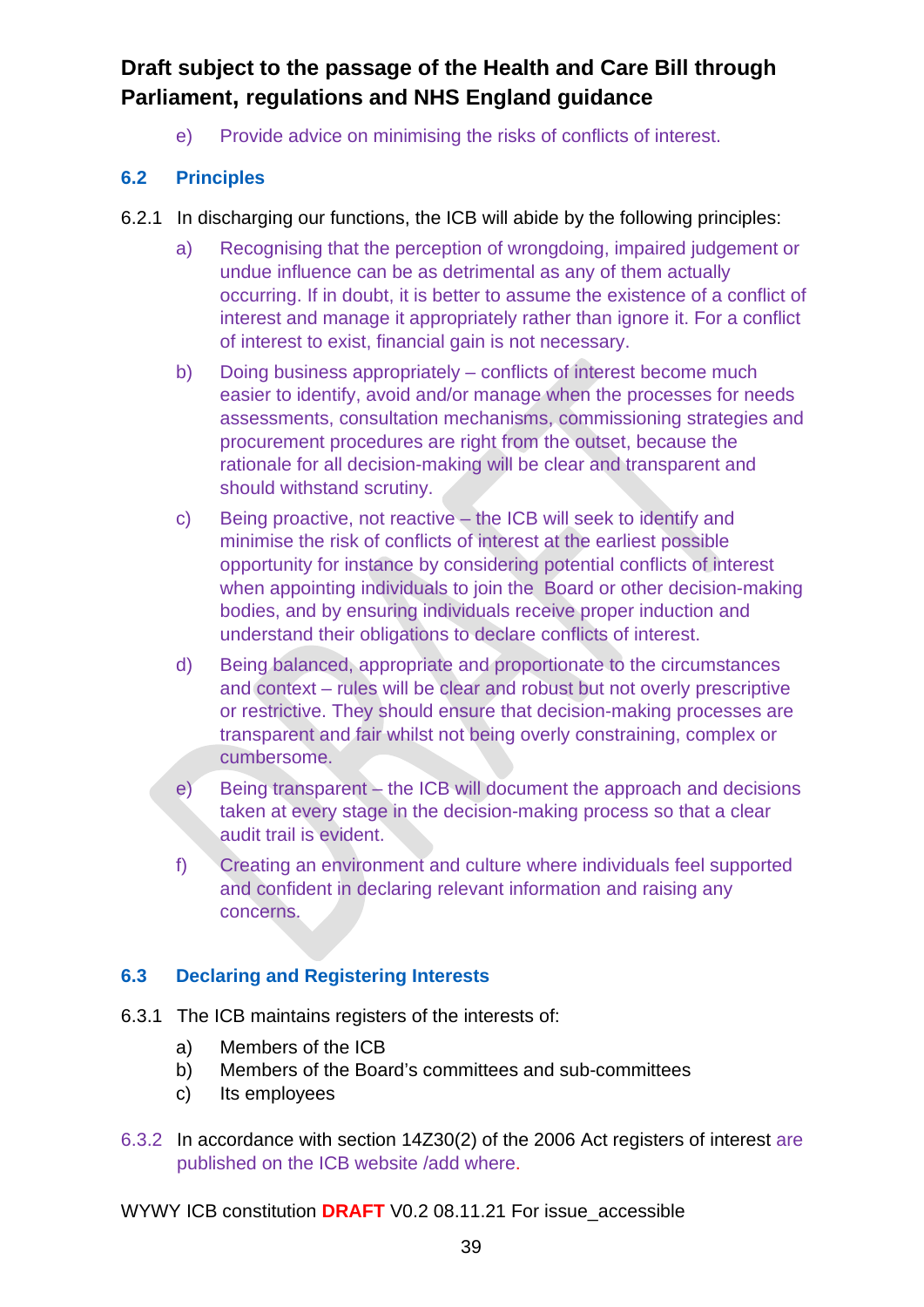e) Provide advice on minimising the risks of conflicts of interest.

### 6.2 Principles

6.2.1 In discharging our functions, the ICB will abide by the following principles:

a) Recognising that the perception of wrongdoing, impaired judgement or undue influence can be as detrimental as any of them actually occurring. If in doubt, it is better to assume the existence of a conflict of interest and manage it appropriately rather than ignore it. For a conflict of interest to exist, financial gain is not necessary.

b) Doing business appropriately – conflicts of interest become much easier to identify, avoid and/or manage when the processes for needs assessments, consultation mechanisms, commissioning strategies and procurement procedures are right from the outset, because the rationale for all decision-making will be clear and transparent and should withstand scrutiny.

c) Being proactive, not reactive – the ICB will seek to identify and minimise the risk of conflicts of interest at the earliest possible opportunity for instance by considering potential conflicts of interest when appointing individuals to join the Board or other decision-making bodies, and by ensuring individuals receive proper induction and understand their obligations to declare conflicts of interest.

d) Being balanced, appropriate and proportionate to the circumstances and context – rules will be clear and robust but not overly prescriptive or restrictive. They should ensure that decision-making processes are transparent and fair whilst not being overly constraining, complex or cumbersome.

e) Being transparent – the ICB will document the approach and decisions taken at every stage in the decision-making process so that a clear audit trail is evident.

f) Creating an environment and culture where individuals feel supported and confident in declaring relevant information and raising any concerns.

### 6.3 Declaring and Registering Interests

6.3.1 The ICB maintains registers of the interests of:

a) Members of the ICB
b) Members of the Board's committees and sub-committees
c) Its employees

6.3.2 In accordance with section 14Z30(2) of the 2006 Act registers of interest are published on the ICB website /add where.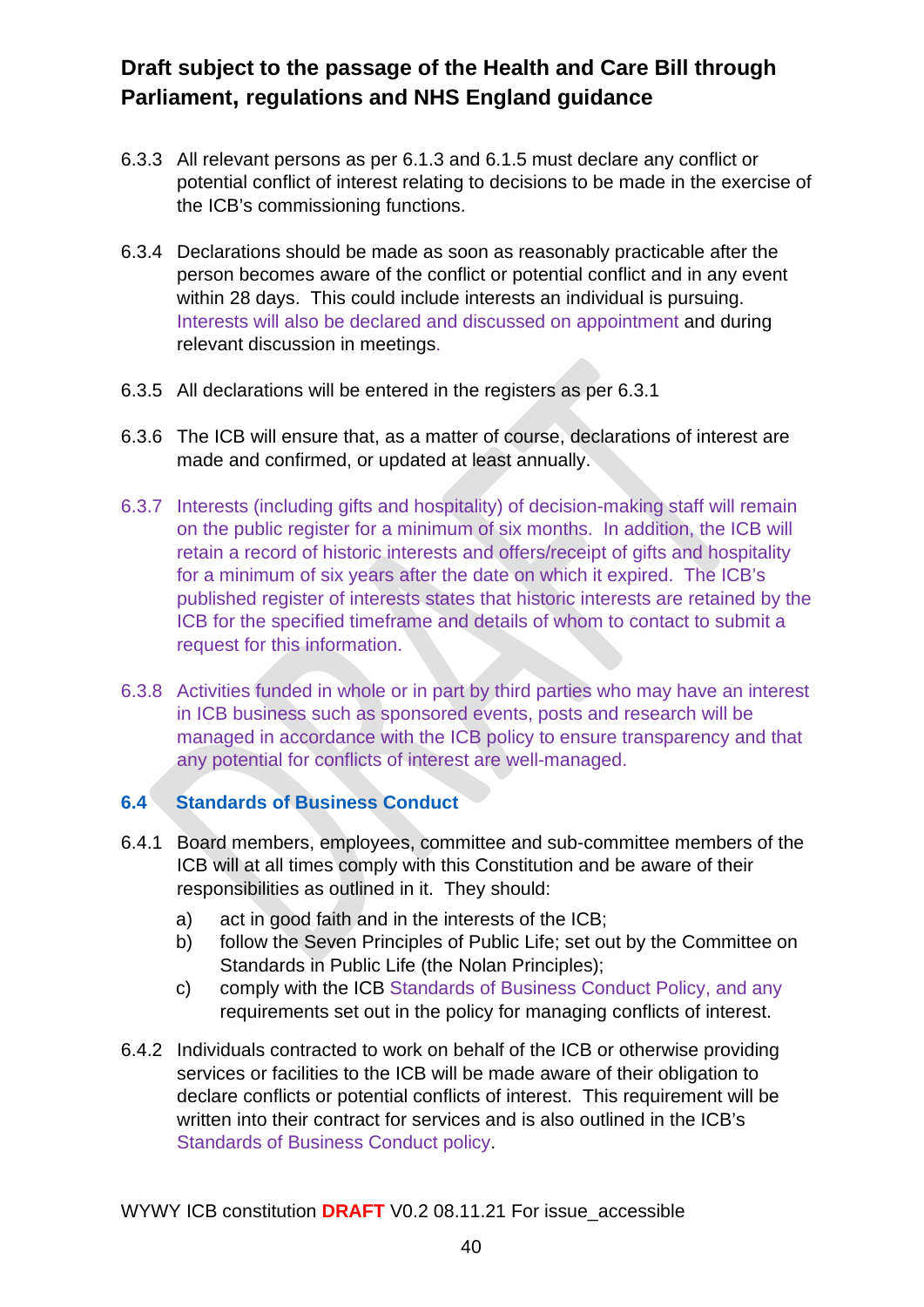6.3.3 All relevant persons as per 6.1.3 and 6.1.5 must declare any conflict or potential conflict of interest relating to decisions to be made in the exercise of the ICB's commissioning functions.

6.3.4 Declarations should be made as soon as reasonably practicable after the person becomes aware of the conflict or potential conflict and in any event within 28 days. This could include interests an individual is pursuing. Interests will also be declared and discussed on appointment and during relevant discussion in meetings.

6.3.5 All declarations will be entered in the registers as per 6.3.1

6.3.6 The ICB will ensure that, as a matter of course, declarations of interest are made and confirmed, or updated at least annually.

6.3.7 Interests (including gifts and hospitality) of decision-making staff will remain on the public register for a minimum of six months. In addition, the ICB will retain a record of historic interests and offers/receipt of gifts and hospitality for a minimum of six years after the date on which it expired. The ICB's published register of interests states that historic interests are retained by the ICB for the specified timeframe and details of whom to contact to submit a request for this information.

6.3.8 Activities funded in whole or in part by third parties who may have an interest in ICB business such as sponsored events, posts and research will be managed in accordance with the ICB policy to ensure transparency and that any potential for conflicts of interest are well-managed.

## 6.4 Standards of Business Conduct

6.4.1 Board members, employees, committee and sub-committee members of the ICB will at all times comply with this Constitution and be aware of their responsibilities as outlined in it. They should:

a) act in good faith and in the interests of the ICB;
b) follow the Seven Principles of Public Life; set out by the Committee on Standards in Public Life (the Nolan Principles);
c) comply with the ICB Standards of Business Conduct Policy, and any requirements set out in the policy for managing conflicts of interest.

6.4.2 Individuals contracted to work on behalf of the ICB or otherwise providing services or facilities to the ICB will be made aware of their obligation to declare conflicts or potential conflicts of interest. This requirement will be written into their contract for services and is also outlined in the ICB's Standards of Business Conduct policy.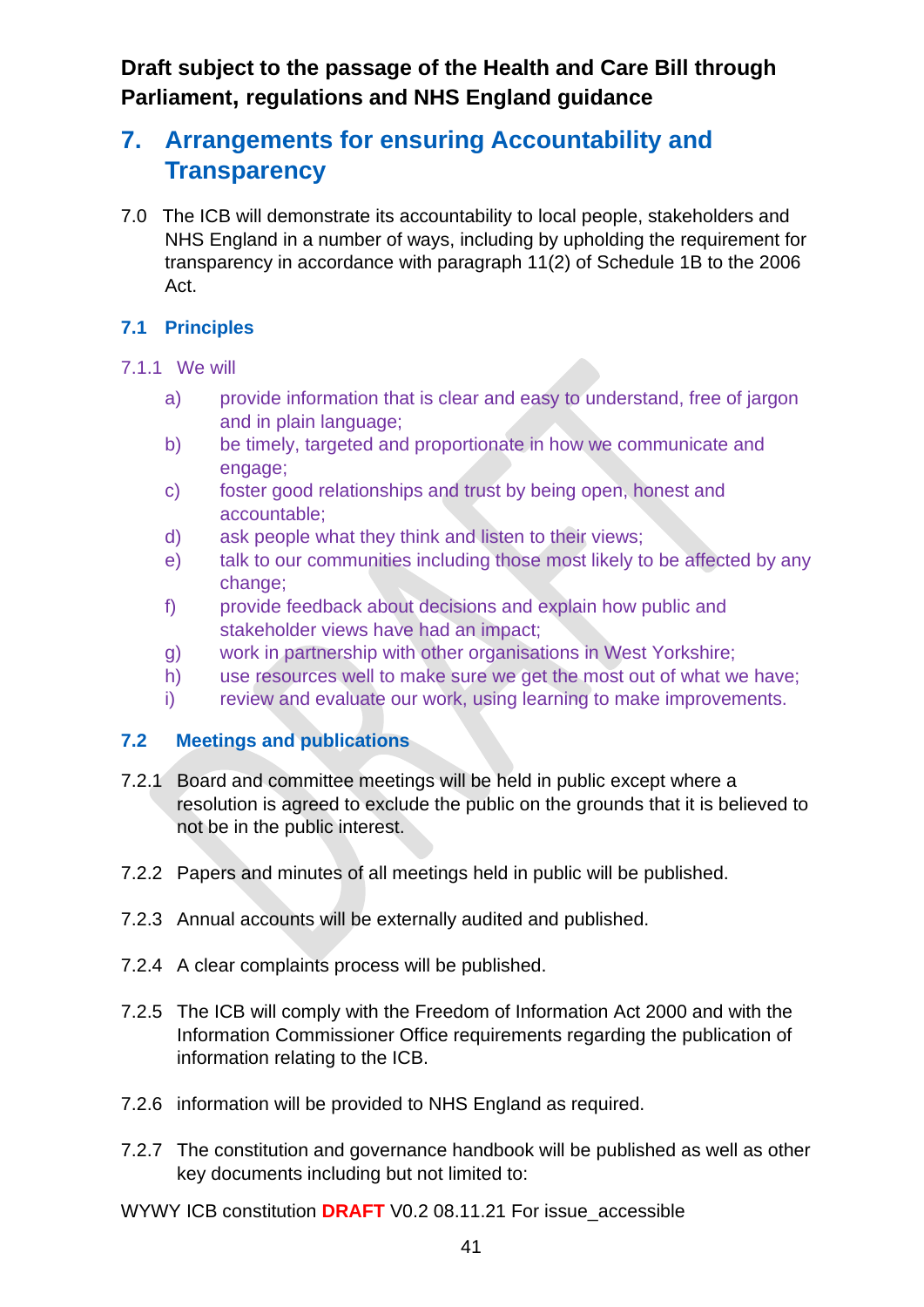**Draft subject to the passage of the Health and Care Bill through Parliament, regulations and NHS England guidance**

## 7. Arrangements for ensuring Accountability and Transparency

7.0 The ICB will demonstrate its accountability to local people, stakeholders and NHS England in a number of ways, including by upholding the requirement for transparency in accordance with paragraph 11(2) of Schedule 1B to the 2006 Act.

### 7.1 Principles

7.1.1 We will

a) provide information that is clear and easy to understand, free of jargon and in plain language;
b) be timely, targeted and proportionate in how we communicate and engage;
c) foster good relationships and trust by being open, honest and accountable;
d) ask people what they think and listen to their views;
e) talk to our communities including those most likely to be affected by any change;
f) provide feedback about decisions and explain how public and stakeholder views have had an impact;
g) work in partnership with other organisations in West Yorkshire;
h) use resources well to make sure we get the most out of what we have;
i) review and evaluate our work, using learning to make improvements.

### 7.2 Meetings and publications

7.2.1 Board and committee meetings will be held in public except where a resolution is agreed to exclude the public on the grounds that it is believed to not be in the public interest.

7.2.2 Papers and minutes of all meetings held in public will be published.

7.2.3 Annual accounts will be externally audited and published.

7.2.4 A clear complaints process will be published.

7.2.5 The ICB will comply with the Freedom of Information Act 2000 and with the Information Commissioner Office requirements regarding the publication of information relating to the ICB.

7.2.6 information will be provided to NHS England as required.

7.2.7 The constitution and governance handbook will be published as well as other key documents including but not limited to: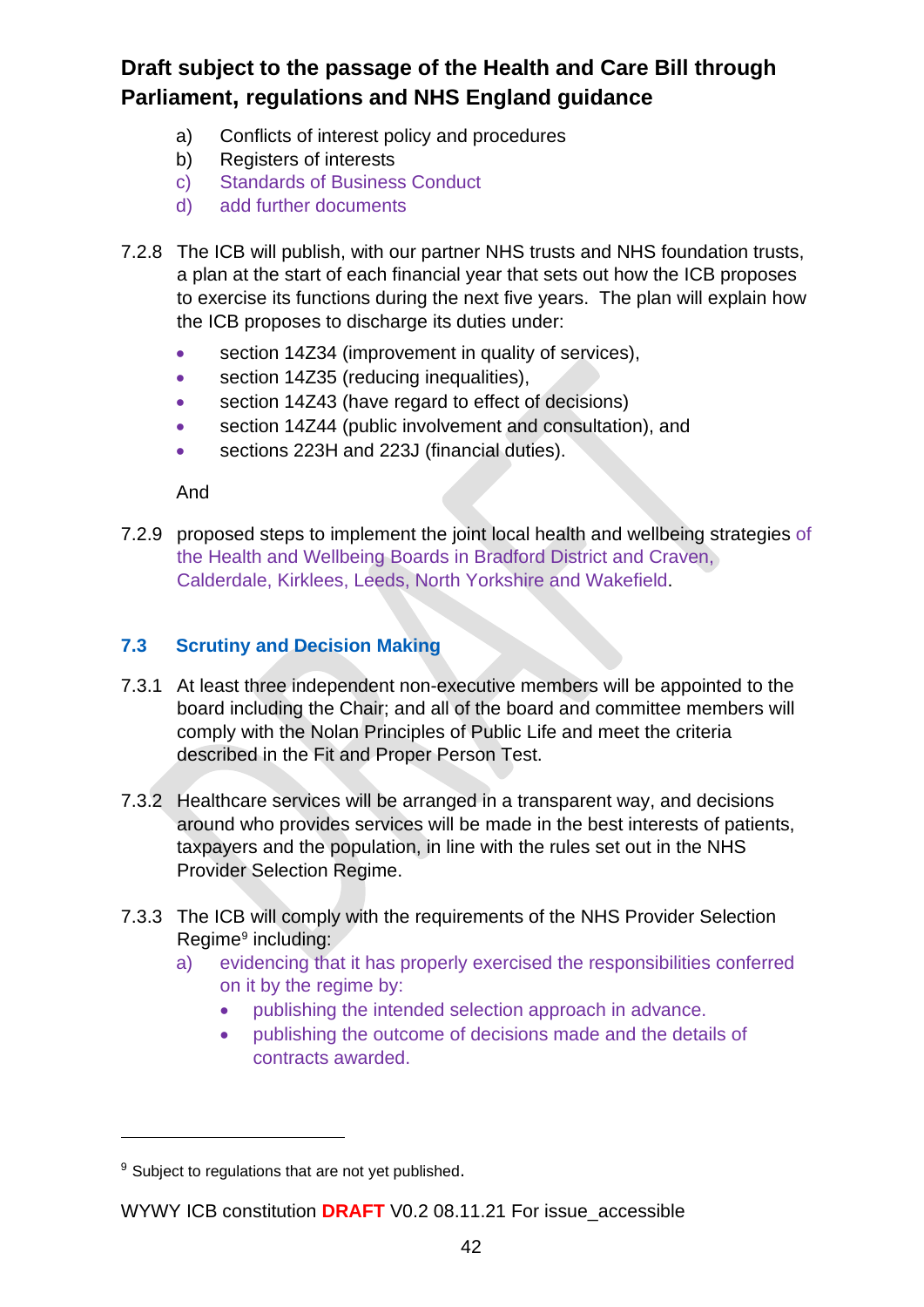**Draft subject to the passage of the Health and Care Bill through Parliament, regulations and NHS England guidance**

a) Conflicts of interest policy and procedures
b) Registers of interests
c) Standards of Business Conduct
d) add further documents

7.2.8 The ICB will publish, with our partner NHS trusts and NHS foundation trusts, a plan at the start of each financial year that sets out how the ICB proposes to exercise its functions during the next five years. The plan will explain how the ICB proposes to discharge its duties under:

- section 14Z34 (improvement in quality of services),
- section 14Z35 (reducing inequalities),
- section 14Z43 (have regard to effect of decisions)
- section 14Z44 (public involvement and consultation), and
- sections 223H and 223J (financial duties).

And

7.2.9 proposed steps to implement the joint local health and wellbeing strategies of the Health and Wellbeing Boards in Bradford District and Craven, Calderdale, Kirklees, Leeds, North Yorkshire and Wakefield.

## 7.3 Scrutiny and Decision Making

7.3.1 At least three independent non-executive members will be appointed to the board including the Chair; and all of the board and committee members will comply with the Nolan Principles of Public Life and meet the criteria described in the Fit and Proper Person Test.

7.3.2 Healthcare services will be arranged in a transparent way, and decisions around who provides services will be made in the best interests of patients, taxpayers and the population, in line with the rules set out in the NHS Provider Selection Regime.

7.3.3 The ICB will comply with the requirements of the NHS Provider Selection Regime[9] including:

a) evidencing that it has properly exercised the responsibilities conferred on it by the regime by:
   - publishing the intended selection approach in advance.
   - publishing the outcome of decisions made and the details of contracts awarded.

---

[9] Subject to regulations that are not yet published.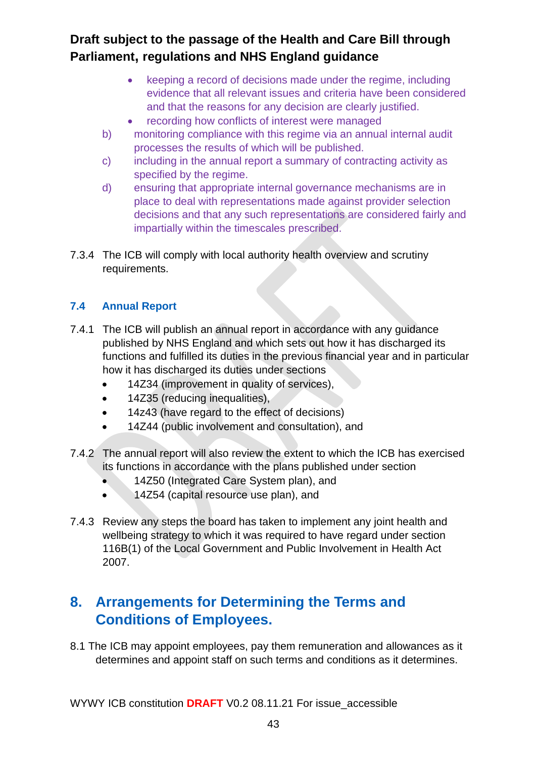- keeping a record of decisions made under the regime, including evidence that all relevant issues and criteria have been considered and that the reasons for any decision are clearly justified.
- recording how conflicts of interest were managed

b) monitoring compliance with this regime via an annual internal audit processes the results of which will be published.

c) including in the annual report a summary of contracting activity as specified by the regime.

d) ensuring that appropriate internal governance mechanisms are in place to deal with representations made against provider selection decisions and that any such representations are considered fairly and impartially within the timescales prescribed.

7.3.4 The ICB will comply with local authority health overview and scrutiny requirements.

### 7.4 Annual Report

7.4.1 The ICB will publish an annual report in accordance with any guidance published by NHS England and which sets out how it has discharged its functions and fulfilled its duties in the previous financial year and in particular how it has discharged its duties under sections

- 14Z34 (improvement in quality of services),
- 14Z35 (reducing inequalities),
- 14z43 (have regard to the effect of decisions)
- 14Z44 (public involvement and consultation), and

7.4.2 The annual report will also review the extent to which the ICB has exercised its functions in accordance with the plans published under section

- 14Z50 (Integrated Care System plan), and
- 14Z54 (capital resource use plan), and

7.4.3 Review any steps the board has taken to implement any joint health and wellbeing strategy to which it was required to have regard under section 116B(1) of the Local Government and Public Involvement in Health Act 2007.

## 8. Arrangements for Determining the Terms and Conditions of Employees.

8.1 The ICB may appoint employees, pay them remuneration and allowances as it determines and appoint staff on such terms and conditions as it determines.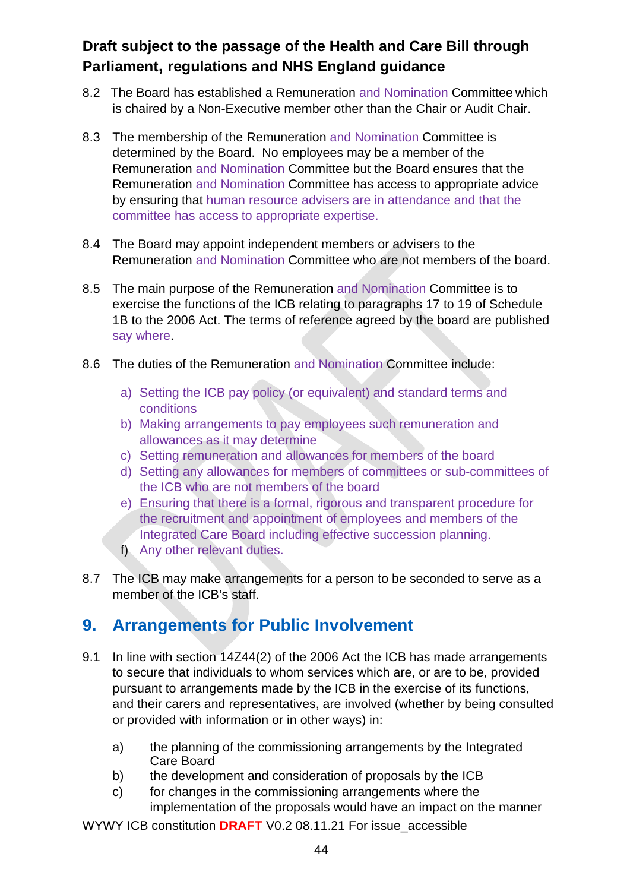**Draft subject to the passage of the Health and Care Bill through Parliament, regulations and NHS England guidance**

8.2 The Board has established a Remuneration and Nomination Committee which is chaired by a Non-Executive member other than the Chair or Audit Chair.

8.3 The membership of the Remuneration and Nomination Committee is determined by the Board. No employees may be a member of the Remuneration and Nomination Committee but the Board ensures that the Remuneration and Nomination Committee has access to appropriate advice by ensuring that human resource advisers are in attendance and that the committee has access to appropriate expertise.

8.4 The Board may appoint independent members or advisers to the Remuneration and Nomination Committee who are not members of the board.

8.5 The main purpose of the Remuneration and Nomination Committee is to exercise the functions of the ICB relating to paragraphs 17 to 19 of Schedule 1B to the 2006 Act. The terms of reference agreed by the board are published say where.

8.6 The duties of the Remuneration and Nomination Committee include:

a) Setting the ICB pay policy (or equivalent) and standard terms and conditions
b) Making arrangements to pay employees such remuneration and allowances as it may determine
c) Setting remuneration and allowances for members of the board
d) Setting any allowances for members of committees or sub-committees of the ICB who are not members of the board
e) Ensuring that there is a formal, rigorous and transparent procedure for the recruitment and appointment of employees and members of the Integrated Care Board including effective succession planning.
f) Any other relevant duties.

8.7 The ICB may make arrangements for a person to be seconded to serve as a member of the ICB's staff.

## 9. Arrangements for Public Involvement

9.1 In line with section 14Z44(2) of the 2006 Act the ICB has made arrangements to secure that individuals to whom services which are, or are to be, provided pursuant to arrangements made by the ICB in the exercise of its functions, and their carers and representatives, are involved (whether by being consulted or provided with information or in other ways) in:

a) the planning of the commissioning arrangements by the Integrated Care Board
b) the development and consideration of proposals by the ICB
c) for changes in the commissioning arrangements where the implementation of the proposals would have an impact on the manner

WYWY ICB constitution **DRAFT** V0.2 08.11.21 For issue_accessible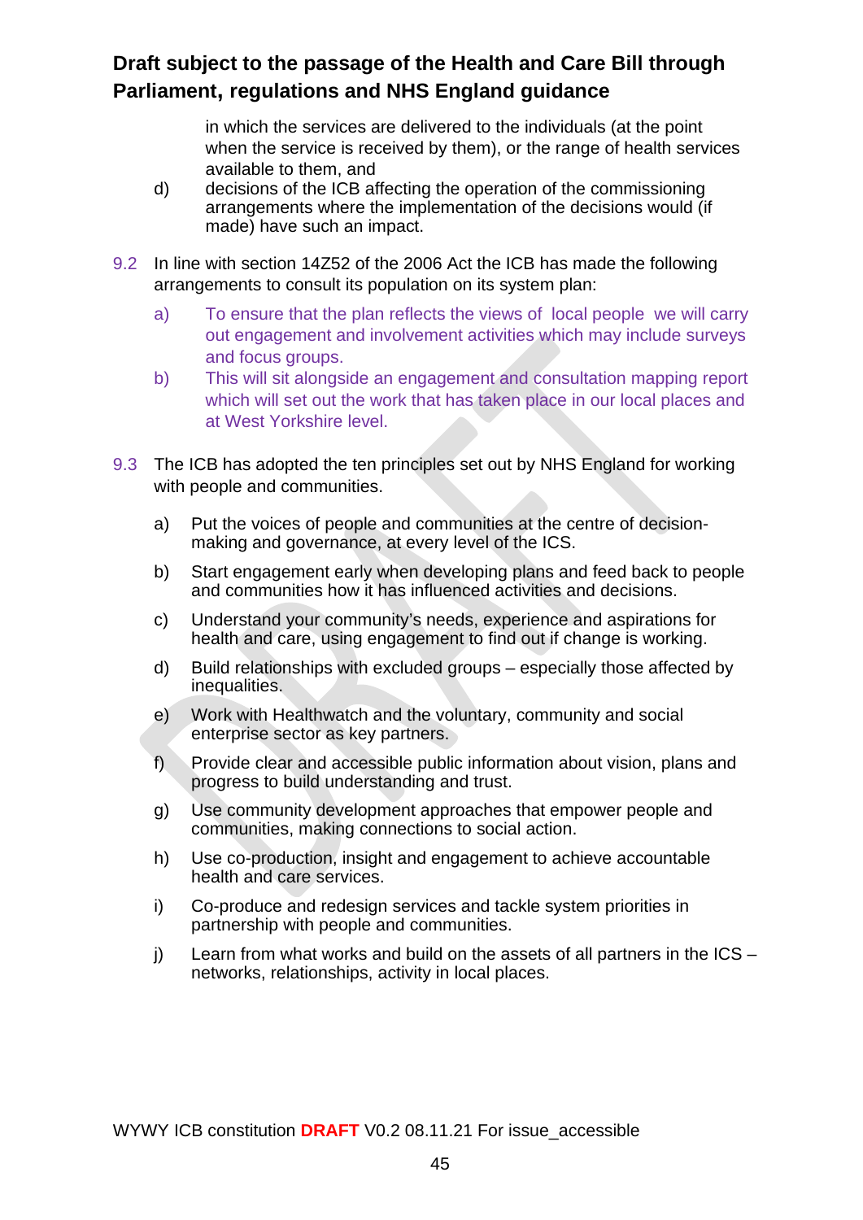in which the services are delivered to the individuals (at the point when the service is received by them), or the range of health services available to them, and

d) decisions of the ICB affecting the operation of the commissioning arrangements where the implementation of the decisions would (if made) have such an impact.

9.2 In line with section 14Z52 of the 2006 Act the ICB has made the following arrangements to consult its population on its system plan:

a) To ensure that the plan reflects the views of local people we will carry out engagement and involvement activities which may include surveys and focus groups.

b) This will sit alongside an engagement and consultation mapping report which will set out the work that has taken place in our local places and at West Yorkshire level.

9.3 The ICB has adopted the ten principles set out by NHS England for working with people and communities.

a) Put the voices of people and communities at the centre of decision-making and governance, at every level of the ICS.

b) Start engagement early when developing plans and feed back to people and communities how it has influenced activities and decisions.

c) Understand your community's needs, experience and aspirations for health and care, using engagement to find out if change is working.

d) Build relationships with excluded groups – especially those affected by inequalities.

e) Work with Healthwatch and the voluntary, community and social enterprise sector as key partners.

f) Provide clear and accessible public information about vision, plans and progress to build understanding and trust.

g) Use community development approaches that empower people and communities, making connections to social action.

h) Use co-production, insight and engagement to achieve accountable health and care services.

i) Co-produce and redesign services and tackle system priorities in partnership with people and communities.

j) Learn from what works and build on the assets of all partners in the ICS – networks, relationships, activity in local places.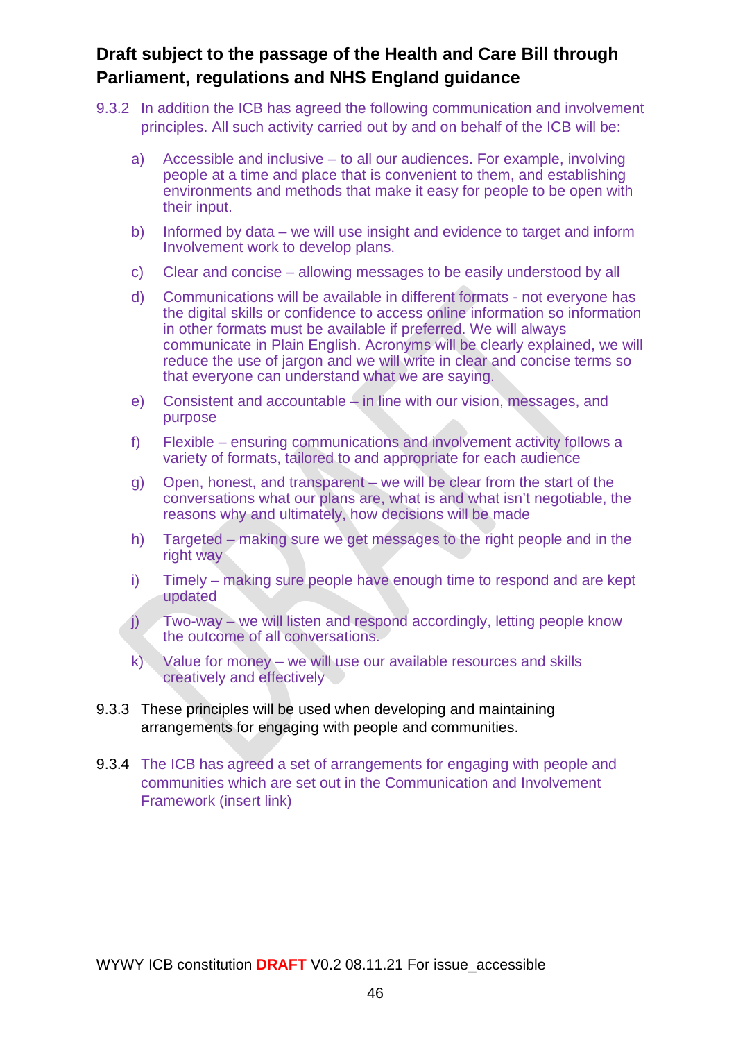**Draft subject to the passage of the Health and Care Bill through Parliament, regulations and NHS England guidance**

9.3.2 In addition the ICB has agreed the following communication and involvement principles. All such activity carried out by and on behalf of the ICB will be:

a) Accessible and inclusive – to all our audiences. For example, involving people at a time and place that is convenient to them, and establishing environments and methods that make it easy for people to be open with their input.

b) Informed by data – we will use insight and evidence to target and inform Involvement work to develop plans.

c) Clear and concise – allowing messages to be easily understood by all

d) Communications will be available in different formats - not everyone has the digital skills or confidence to access online information so information in other formats must be available if preferred. We will always communicate in Plain English. Acronyms will be clearly explained, we will reduce the use of jargon and we will write in clear and concise terms so that everyone can understand what we are saying.

e) Consistent and accountable – in line with our vision, messages, and purpose

f) Flexible – ensuring communications and involvement activity follows a variety of formats, tailored to and appropriate for each audience

g) Open, honest, and transparent – we will be clear from the start of the conversations what our plans are, what is and what isn't negotiable, the reasons why and ultimately, how decisions will be made

h) Targeted – making sure we get messages to the right people and in the right way

i) Timely – making sure people have enough time to respond and are kept updated

j) Two-way – we will listen and respond accordingly, letting people know the outcome of all conversations.

k) Value for money – we will use our available resources and skills creatively and effectively

9.3.3 These principles will be used when developing and maintaining arrangements for engaging with people and communities.

9.3.4 The ICB has agreed a set of arrangements for engaging with people and communities which are set out in the Communication and Involvement Framework (insert link)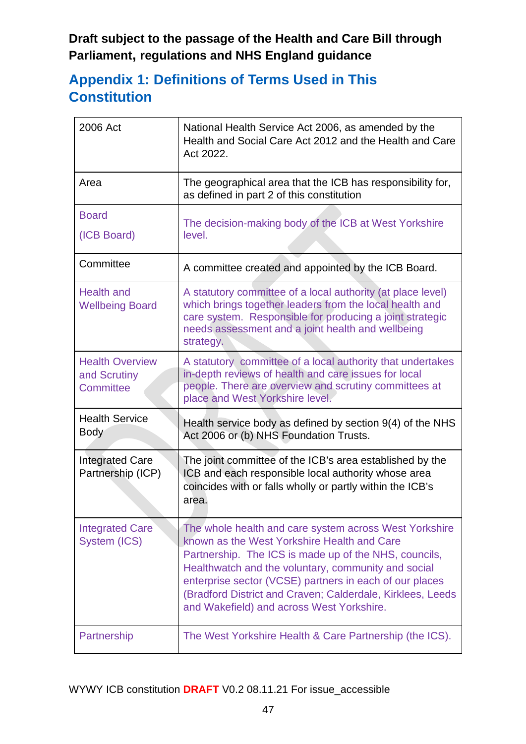**Draft subject to the passage of the Health and Care Bill through Parliament, regulations and NHS England guidance**

## Appendix 1: Definitions of Terms Used in This Constitution

| | |
|---|---|
| 2006 Act | National Health Service Act 2006, as amended by the Health and Social Care Act 2012 and the Health and Care Act 2022. |
| Area | The geographical area that the ICB has responsibility for, as defined in part 2 of this constitution |
| Board<br><br>(ICB Board) | The decision-making body of the ICB at West Yorkshire level. |
| Committee | A committee created and appointed by the ICB Board. |
| Health and Wellbeing Board | A statutory committee of a local authority (at place level) which brings together leaders from the local health and care system. Responsible for producing a joint strategic needs assessment and a joint health and wellbeing strategy. |
| Health Overview and Scrutiny Committee | A statutory committee of a local authority that undertakes in-depth reviews of health and care issues for local people. There are overview and scrutiny committees at place and West Yorkshire level. |
| Health Service Body | Health service body as defined by section 9(4) of the NHS Act 2006 or (b) NHS Foundation Trusts. |
| Integrated Care Partnership (ICP) | The joint committee of the ICB's area established by the ICB and each responsible local authority whose area coincides with or falls wholly or partly within the ICB's area. |
| Integrated Care System (ICS) | The whole health and care system across West Yorkshire known as the West Yorkshire Health and Care Partnership. The ICS is made up of the NHS, councils, Healthwatch and the voluntary, community and social enterprise sector (VCSE) partners in each of our places (Bradford District and Craven; Calderdale, Kirklees, Leeds and Wakefield) and across West Yorkshire. |
| Partnership | The West Yorkshire Health & Care Partnership (the ICS). |

WYWY ICB constitution **DRAFT** V0.2 08.11.21 For issue_accessible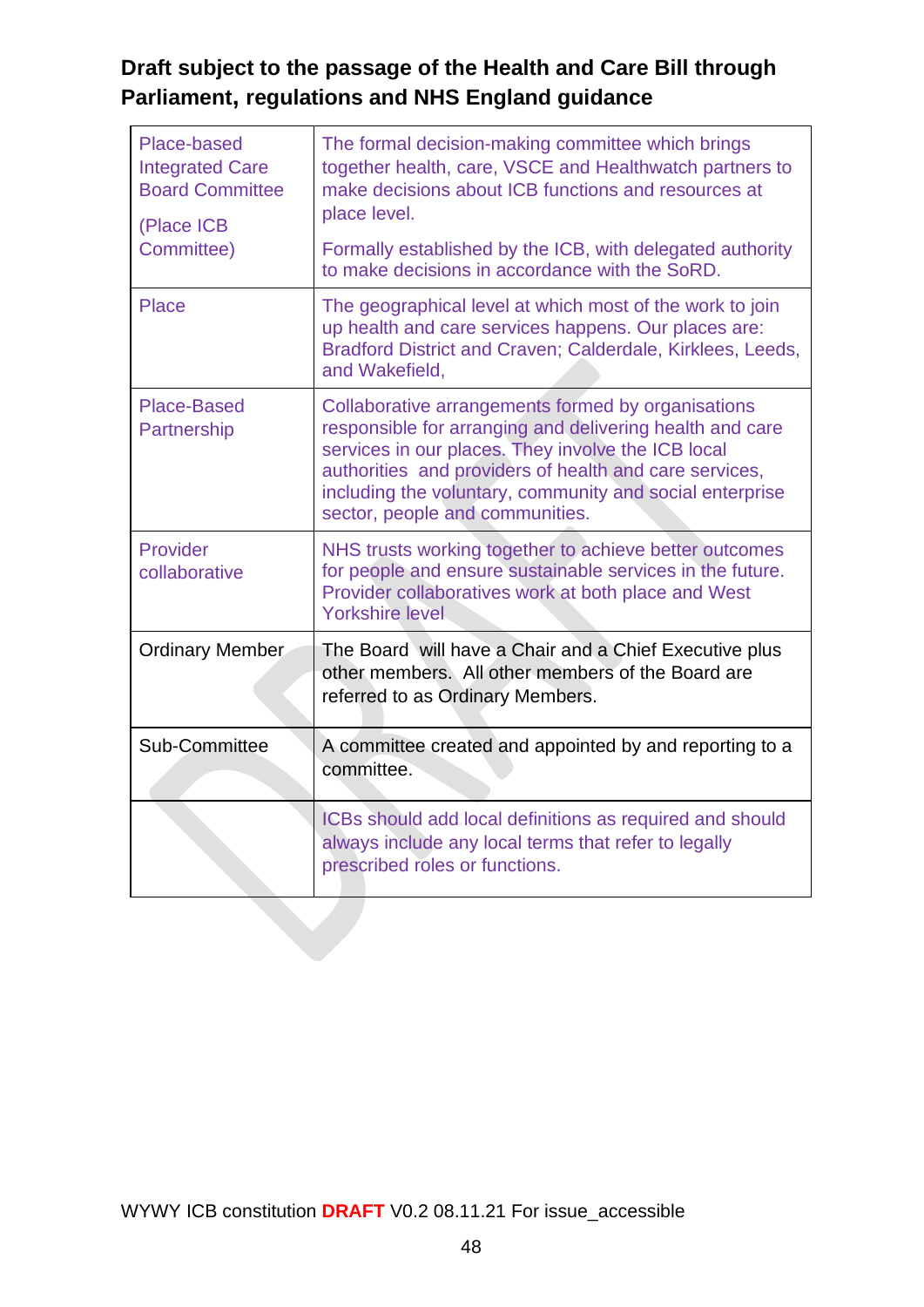**Draft subject to the passage of the Health and Care Bill through Parliament, regulations and NHS England guidance**

| | |
|---|---|
| Place-based Integrated Care Board Committee<br><br>(Place ICB Committee) | The formal decision-making committee which brings together health, care, VSCE and Healthwatch partners to make decisions about ICB functions and resources at place level.<br><br>Formally established by the ICB, with delegated authority to make decisions in accordance with the SoRD. |
| Place | The geographical level at which most of the work to join up health and care services happens. Our places are: Bradford District and Craven; Calderdale, Kirklees, Leeds, and Wakefield, |
| Place-Based Partnership | Collaborative arrangements formed by organisations responsible for arranging and delivering health and care services in our places. They involve the ICB local authorities and providers of health and care services, including the voluntary, community and social enterprise sector, people and communities. |
| Provider collaborative | NHS trusts working together to achieve better outcomes for people and ensure sustainable services in the future. Provider collaboratives work at both place and West Yorkshire level |
| Ordinary Member | The Board will have a Chair and a Chief Executive plus other members. All other members of the Board are referred to as Ordinary Members. |
| Sub-Committee | A committee created and appointed by and reporting to a committee. |
| | ICBs should add local definitions as required and should always include any local terms that refer to legally prescribed roles or functions. |

WYWY ICB constitution **DRAFT** V0.2 08.11.21 For issue_accessible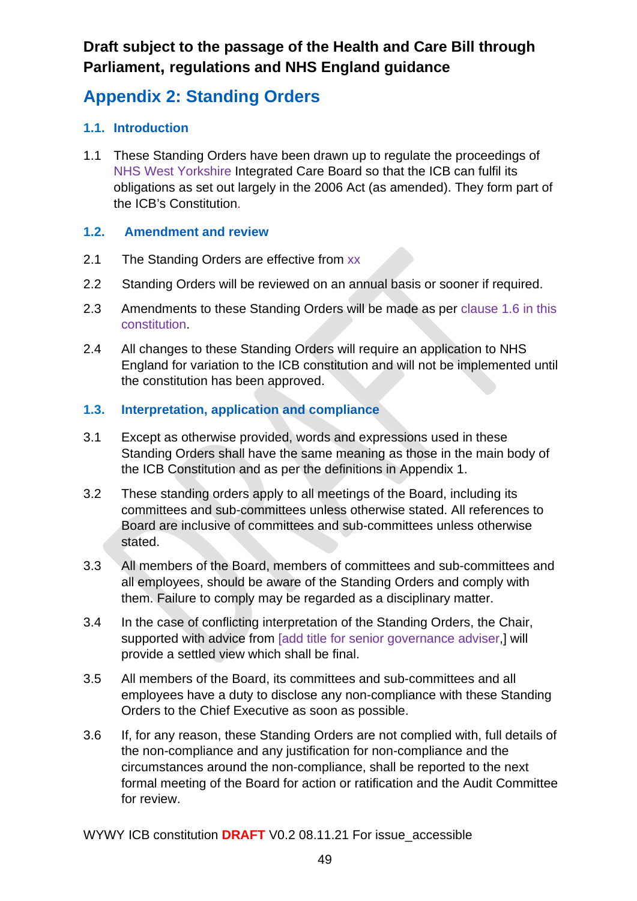**Draft subject to the passage of the Health and Care Bill through Parliament, regulations and NHS England guidance**

# Appendix 2: Standing Orders

## 1.1. Introduction

1.1 These Standing Orders have been drawn up to regulate the proceedings of NHS West Yorkshire Integrated Care Board so that the ICB can fulfil its obligations as set out largely in the 2006 Act (as amended). They form part of the ICB's Constitution.

## 1.2. Amendment and review

2.1 The Standing Orders are effective from xx

2.2 Standing Orders will be reviewed on an annual basis or sooner if required.

2.3 Amendments to these Standing Orders will be made as per clause 1.6 in this constitution.

2.4 All changes to these Standing Orders will require an application to NHS England for variation to the ICB constitution and will not be implemented until the constitution has been approved.

## 1.3. Interpretation, application and compliance

3.1 Except as otherwise provided, words and expressions used in these Standing Orders shall have the same meaning as those in the main body of the ICB Constitution and as per the definitions in Appendix 1.

3.2 These standing orders apply to all meetings of the Board, including its committees and sub-committees unless otherwise stated. All references to Board are inclusive of committees and sub-committees unless otherwise stated.

3.3 All members of the Board, members of committees and sub-committees and all employees, should be aware of the Standing Orders and comply with them. Failure to comply may be regarded as a disciplinary matter.

3.4 In the case of conflicting interpretation of the Standing Orders, the Chair, supported with advice from [add title for senior governance adviser,] will provide a settled view which shall be final.

3.5 All members of the Board, its committees and sub-committees and all employees have a duty to disclose any non-compliance with these Standing Orders to the Chief Executive as soon as possible.

3.6 If, for any reason, these Standing Orders are not complied with, full details of the non-compliance and any justification for non-compliance and the circumstances around the non-compliance, shall be reported to the next formal meeting of the Board for action or ratification and the Audit Committee for review.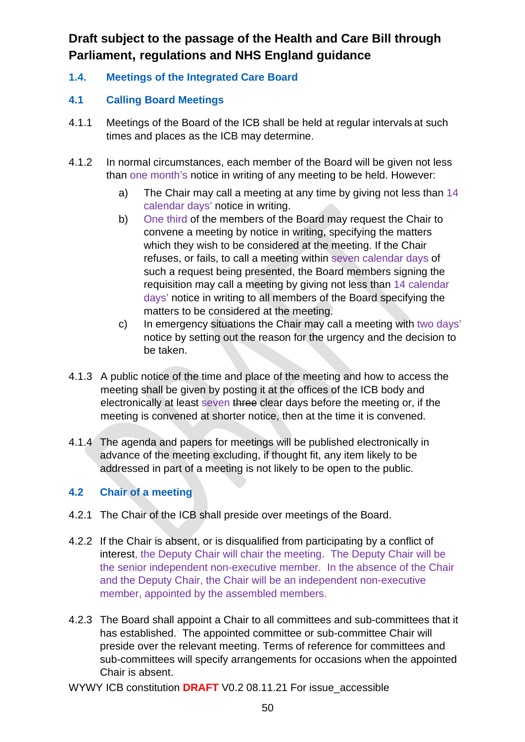## Draft subject to the passage of the Health and Care Bill through Parliament, regulations and NHS England guidance

### 1.4. Meetings of the Integrated Care Board

### 4.1 Calling Board Meetings

4.1.1 Meetings of the Board of the ICB shall be held at regular intervals at such times and places as the ICB may determine.

4.1.2 In normal circumstances, each member of the Board will be given not less than one month's notice in writing of any meeting to be held. However:

a) The Chair may call a meeting at any time by giving not less than 14 calendar days' notice in writing.

b) One third of the members of the Board may request the Chair to convene a meeting by notice in writing, specifying the matters which they wish to be considered at the meeting. If the Chair refuses, or fails, to call a meeting within seven calendar days of such a request being presented, the Board members signing the requisition may call a meeting by giving not less than 14 calendar days' notice in writing to all members of the Board specifying the matters to be considered at the meeting.

c) In emergency situations the Chair may call a meeting with two days' notice by setting out the reason for the urgency and the decision to be taken.

4.1.3 A public notice of the time and place of the meeting and how to access the meeting shall be given by posting it at the offices of the ICB body and electronically at least seven ~~three~~ clear days before the meeting or, if the meeting is convened at shorter notice, then at the time it is convened.

4.1.4 The agenda and papers for meetings will be published electronically in advance of the meeting excluding, if thought fit, any item likely to be addressed in part of a meeting is not likely to be open to the public.

### 4.2 Chair of a meeting

4.2.1 The Chair of the ICB shall preside over meetings of the Board.

4.2.2 If the Chair is absent, or is disqualified from participating by a conflict of interest, the Deputy Chair will chair the meeting. The Deputy Chair will be the senior independent non-executive member. In the absence of the Chair and the Deputy Chair, the Chair will be an independent non-executive member, appointed by the assembled members.

4.2.3 The Board shall appoint a Chair to all committees and sub-committees that it has established. The appointed committee or sub-committee Chair will preside over the relevant meeting. Terms of reference for committees and sub-committees will specify arrangements for occasions when the appointed Chair is absent.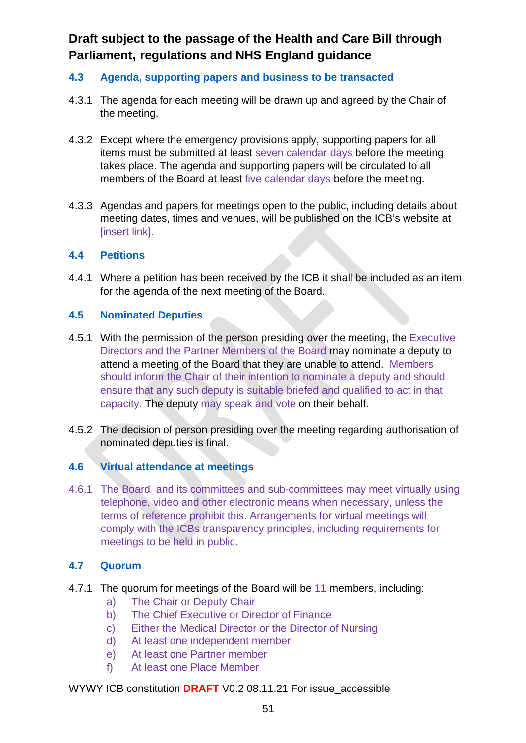**Draft subject to the passage of the Health and Care Bill through Parliament, regulations and NHS England guidance**

### 4.3 Agenda, supporting papers and business to be transacted

4.3.1 The agenda for each meeting will be drawn up and agreed by the Chair of the meeting.

4.3.2 Except where the emergency provisions apply, supporting papers for all items must be submitted at least seven calendar days before the meeting takes place. The agenda and supporting papers will be circulated to all members of the Board at least five calendar days before the meeting.

4.3.3 Agendas and papers for meetings open to the public, including details about meeting dates, times and venues, will be published on the ICB's website at [insert link].

### 4.4 Petitions

4.4.1 Where a petition has been received by the ICB it shall be included as an item for the agenda of the next meeting of the Board.

### 4.5 Nominated Deputies

4.5.1 With the permission of the person presiding over the meeting, the Executive Directors and the Partner Members of the Board may nominate a deputy to attend a meeting of the Board that they are unable to attend. Members should inform the Chair of their intention to nominate a deputy and should ensure that any such deputy is suitable briefed and qualified to act in that capacity. The deputy may speak and vote on their behalf.

4.5.2 The decision of person presiding over the meeting regarding authorisation of nominated deputies is final.

### 4.6 Virtual attendance at meetings

4.6.1 The Board and its committees and sub-committees may meet virtually using telephone, video and other electronic means when necessary, unless the terms of reference prohibit this. Arrangements for virtual meetings will comply with the ICBs transparency principles, including requirements for meetings to be held in public.

### 4.7 Quorum

4.7.1 The quorum for meetings of the Board will be 11 members, including:

a) The Chair or Deputy Chair
b) The Chief Executive or Director of Finance
c) Either the Medical Director or the Director of Nursing
d) At least one independent member
e) At least one Partner member
f) At least one Place Member

WYWY ICB constitution **DRAFT** V0.2 08.11.21 For issue_accessible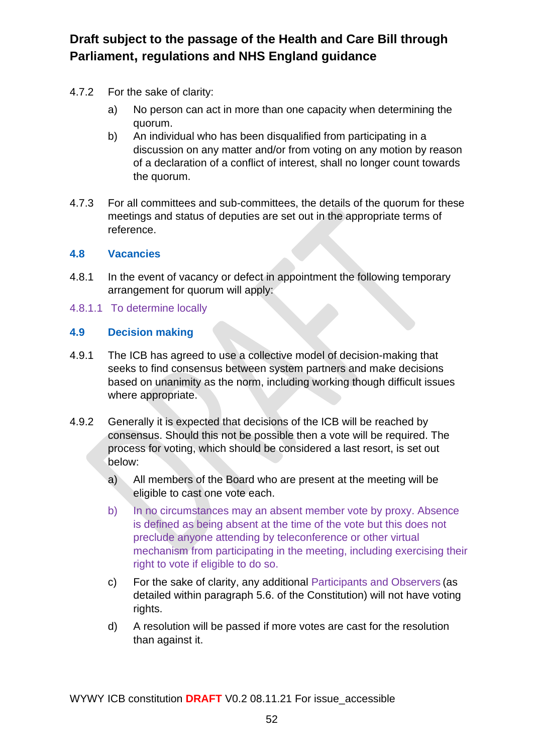4.7.2 For the sake of clarity:

a) No person can act in more than one capacity when determining the quorum.

b) An individual who has been disqualified from participating in a discussion on any matter and/or from voting on any motion by reason of a declaration of a conflict of interest, shall no longer count towards the quorum.

4.7.3 For all committees and sub-committees, the details of the quorum for these meetings and status of deputies are set out in the appropriate terms of reference.

## 4.8 Vacancies

4.8.1 In the event of vacancy or defect in appointment the following temporary arrangement for quorum will apply:

4.8.1.1 To determine locally

## 4.9 Decision making

4.9.1 The ICB has agreed to use a collective model of decision-making that seeks to find consensus between system partners and make decisions based on unanimity as the norm, including working though difficult issues where appropriate.

4.9.2 Generally it is expected that decisions of the ICB will be reached by consensus. Should this not be possible then a vote will be required. The process for voting, which should be considered a last resort, is set out below:

a) All members of the Board who are present at the meeting will be eligible to cast one vote each.

b) In no circumstances may an absent member vote by proxy. Absence is defined as being absent at the time of the vote but this does not preclude anyone attending by teleconference or other virtual mechanism from participating in the meeting, including exercising their right to vote if eligible to do so.

c) For the sake of clarity, any additional Participants and Observers (as detailed within paragraph 5.6. of the Constitution) will not have voting rights.

d) A resolution will be passed if more votes are cast for the resolution than against it.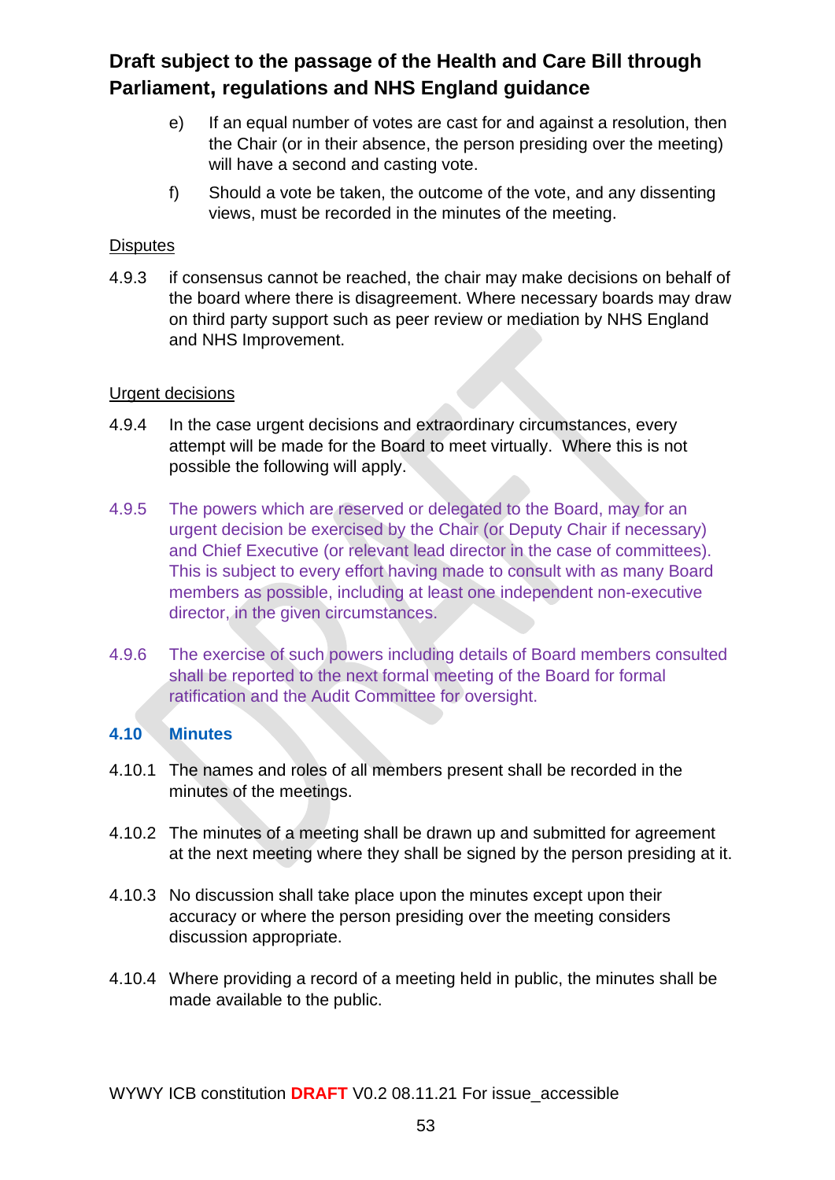e) If an equal number of votes are cast for and against a resolution, then the Chair (or in their absence, the person presiding over the meeting) will have a second and casting vote.

f) Should a vote be taken, the outcome of the vote, and any dissenting views, must be recorded in the minutes of the meeting.

Disputes

4.9.3 if consensus cannot be reached, the chair may make decisions on behalf of the board where there is disagreement. Where necessary boards may draw on third party support such as peer review or mediation by NHS England and NHS Improvement.

Urgent decisions

4.9.4 In the case urgent decisions and extraordinary circumstances, every attempt will be made for the Board to meet virtually. Where this is not possible the following will apply.

4.9.5 The powers which are reserved or delegated to the Board, may for an urgent decision be exercised by the Chair (or Deputy Chair if necessary) and Chief Executive (or relevant lead director in the case of committees). This is subject to every effort having made to consult with as many Board members as possible, including at least one independent non-executive director, in the given circumstances.

4.9.6 The exercise of such powers including details of Board members consulted shall be reported to the next formal meeting of the Board for formal ratification and the Audit Committee for oversight.

### 4.10 Minutes

4.10.1 The names and roles of all members present shall be recorded in the minutes of the meetings.

4.10.2 The minutes of a meeting shall be drawn up and submitted for agreement at the next meeting where they shall be signed by the person presiding at it.

4.10.3 No discussion shall take place upon the minutes except upon their accuracy or where the person presiding over the meeting considers discussion appropriate.

4.10.4 Where providing a record of a meeting held in public, the minutes shall be made available to the public.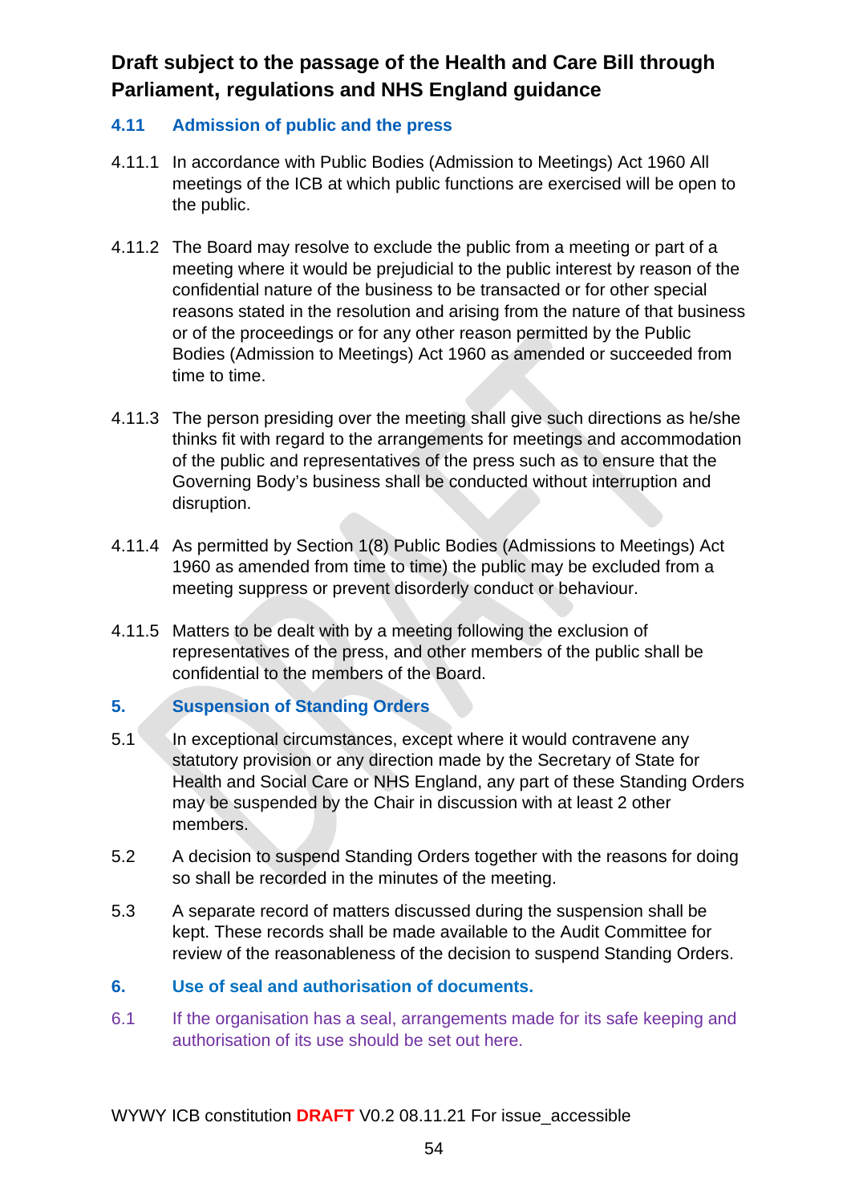**Draft subject to the passage of the Health and Care Bill through Parliament, regulations and NHS England guidance**

### 4.11 Admission of public and the press

4.11.1 In accordance with Public Bodies (Admission to Meetings) Act 1960 All meetings of the ICB at which public functions are exercised will be open to the public.

4.11.2 The Board may resolve to exclude the public from a meeting or part of a meeting where it would be prejudicial to the public interest by reason of the confidential nature of the business to be transacted or for other special reasons stated in the resolution and arising from the nature of that business or of the proceedings or for any other reason permitted by the Public Bodies (Admission to Meetings) Act 1960 as amended or succeeded from time to time.

4.11.3 The person presiding over the meeting shall give such directions as he/she thinks fit with regard to the arrangements for meetings and accommodation of the public and representatives of the press such as to ensure that the Governing Body's business shall be conducted without interruption and disruption.

4.11.4 As permitted by Section 1(8) Public Bodies (Admissions to Meetings) Act 1960 as amended from time to time) the public may be excluded from a meeting suppress or prevent disorderly conduct or behaviour.

4.11.5 Matters to be dealt with by a meeting following the exclusion of representatives of the press, and other members of the public shall be confidential to the members of the Board.

## 5. Suspension of Standing Orders

5.1 In exceptional circumstances, except where it would contravene any statutory provision or any direction made by the Secretary of State for Health and Social Care or NHS England, any part of these Standing Orders may be suspended by the Chair in discussion with at least 2 other members.

5.2 A decision to suspend Standing Orders together with the reasons for doing so shall be recorded in the minutes of the meeting.

5.3 A separate record of matters discussed during the suspension shall be kept. These records shall be made available to the Audit Committee for review of the reasonableness of the decision to suspend Standing Orders.

## 6. Use of seal and authorisation of documents.

6.1 If the organisation has a seal, arrangements made for its safe keeping and authorisation of its use should be set out here.

WYWY ICB constitution **DRAFT** V0.2 08.11.21 For issue_accessible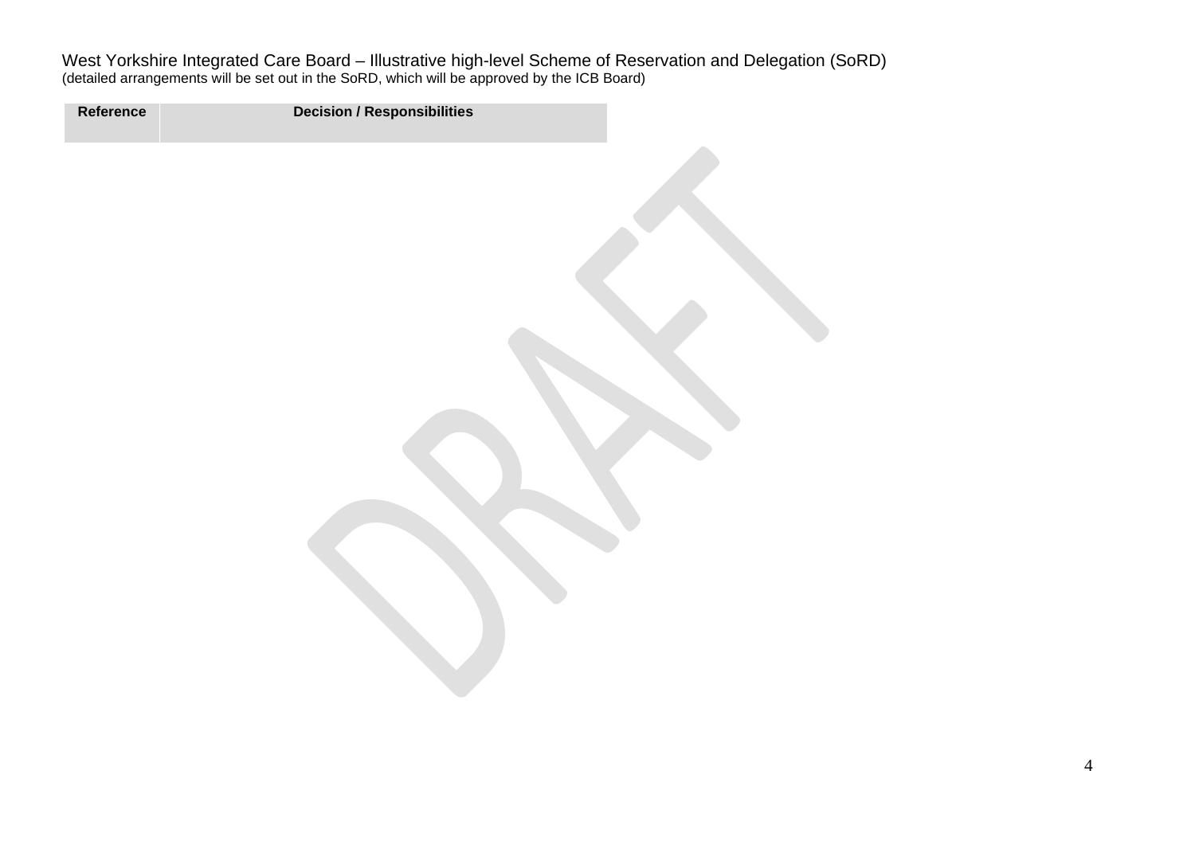West Yorkshire Integrated Care Board – Illustrative high-level Scheme of Reservation and Delegation (SoRD)
(detailed arrangements will be set out in the SoRD, which will be approved by the ICB Board)

| Reference | Decision / Responsibilities |
|---|---|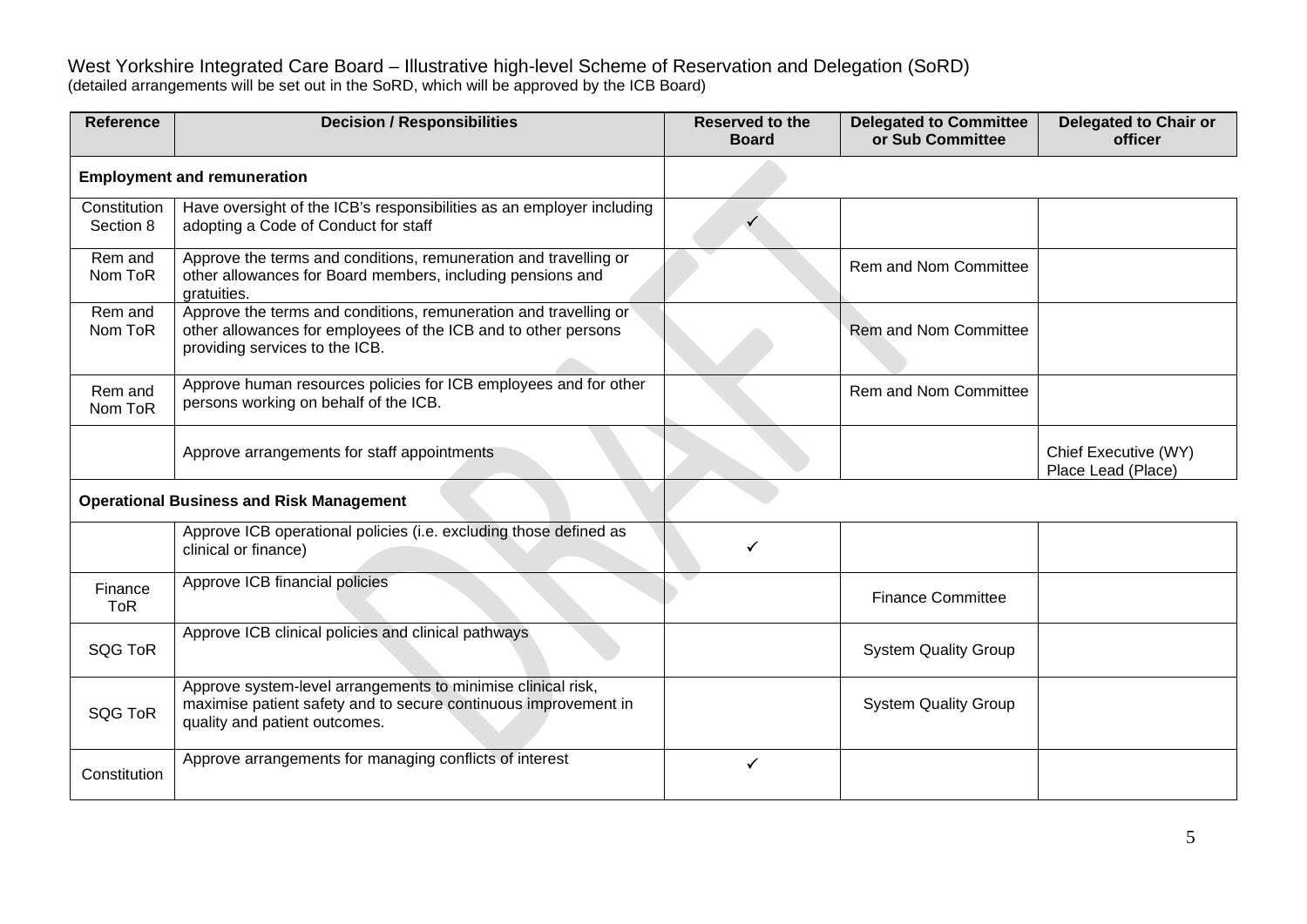West Yorkshire Integrated Care Board – Illustrative high-level Scheme of Reservation and Delegation (SoRD)
(detailed arrangements will be set out in the SoRD, which will be approved by the ICB Board)

| Reference | Decision / Responsibilities | Reserved to the Board | Delegated to Committee or Sub Committee | Delegated to Chair or officer |
|---|---|---|---|---|
| **Employment and remuneration** | | | | |
| Constitution Section 8 | Have oversight of the ICB's responsibilities as an employer including adopting a Code of Conduct for staff | ✓ | | |
| Rem and Nom ToR | Approve the terms and conditions, remuneration and travelling or other allowances for Board members, including pensions and gratuities. | | Rem and Nom Committee | |
| Rem and Nom ToR | Approve the terms and conditions, remuneration and travelling or other allowances for employees of the ICB and to other persons providing services to the ICB. | | Rem and Nom Committee | |
| Rem and Nom ToR | Approve human resources policies for ICB employees and for other persons working on behalf of the ICB. | | Rem and Nom Committee | |
| | Approve arrangements for staff appointments | | | Chief Executive (WY) Place Lead (Place) |
| **Operational Business and Risk Management** | | | | |
| | Approve ICB operational policies (i.e. excluding those defined as clinical or finance) | ✓ | | |
| Finance ToR | Approve ICB financial policies | | Finance Committee | |
| SQG ToR | Approve ICB clinical policies and clinical pathways | | System Quality Group | |
| SQG ToR | Approve system-level arrangements to minimise clinical risk, maximise patient safety and to secure continuous improvement in quality and patient outcomes. | | System Quality Group | |
| Constitution | Approve arrangements for managing conflicts of interest | ✓ | | |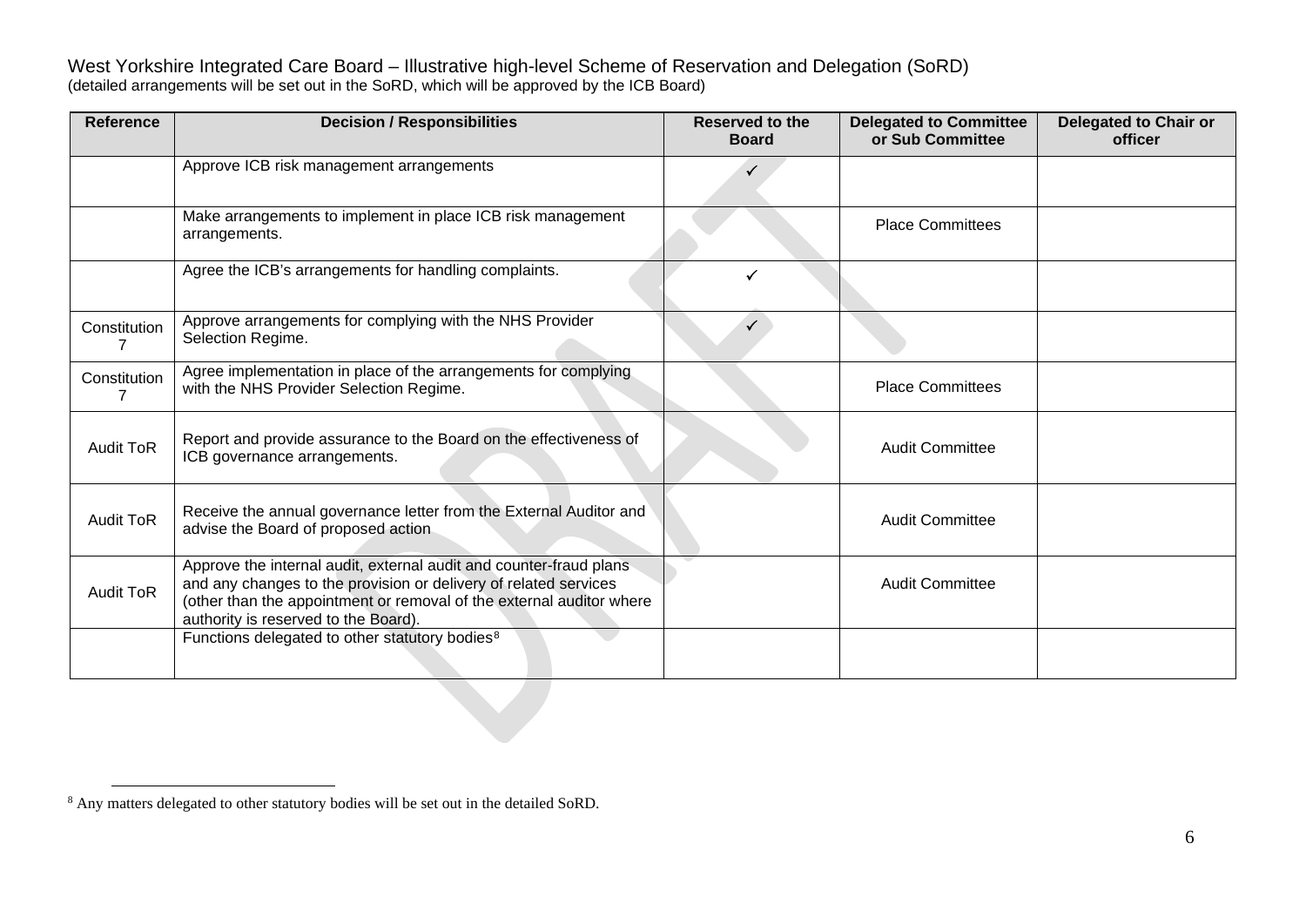West Yorkshire Integrated Care Board – Illustrative high-level Scheme of Reservation and Delegation (SoRD)
(detailed arrangements will be set out in the SoRD, which will be approved by the ICB Board)

| Reference | Decision / Responsibilities | Reserved to the Board | Delegated to Committee or Sub Committee | Delegated to Chair or officer |
|---|---|---|---|---|
| | Approve ICB risk management arrangements | ✓ | | |
| | Make arrangements to implement in place ICB risk management arrangements. | | Place Committees | |
| | Agree the ICB's arrangements for handling complaints. | ✓ | | |
| Constitution 7 | Approve arrangements for complying with the NHS Provider Selection Regime. | ✓ | | |
| Constitution 7 | Agree implementation in place of the arrangements for complying with the NHS Provider Selection Regime. | | Place Committees | |
| Audit ToR | Report and provide assurance to the Board on the effectiveness of ICB governance arrangements. | | Audit Committee | |
| Audit ToR | Receive the annual governance letter from the External Auditor and advise the Board of proposed action | | Audit Committee | |
| Audit ToR | Approve the internal audit, external audit and counter-fraud plans and any changes to the provision or delivery of related services (other than the appointment or removal of the external auditor where authority is reserved to the Board). | | Audit Committee | |
| | Functions delegated to other statutory bodies[8] | | | |

[8] Any matters delegated to other statutory bodies will be set out in the detailed SoRD.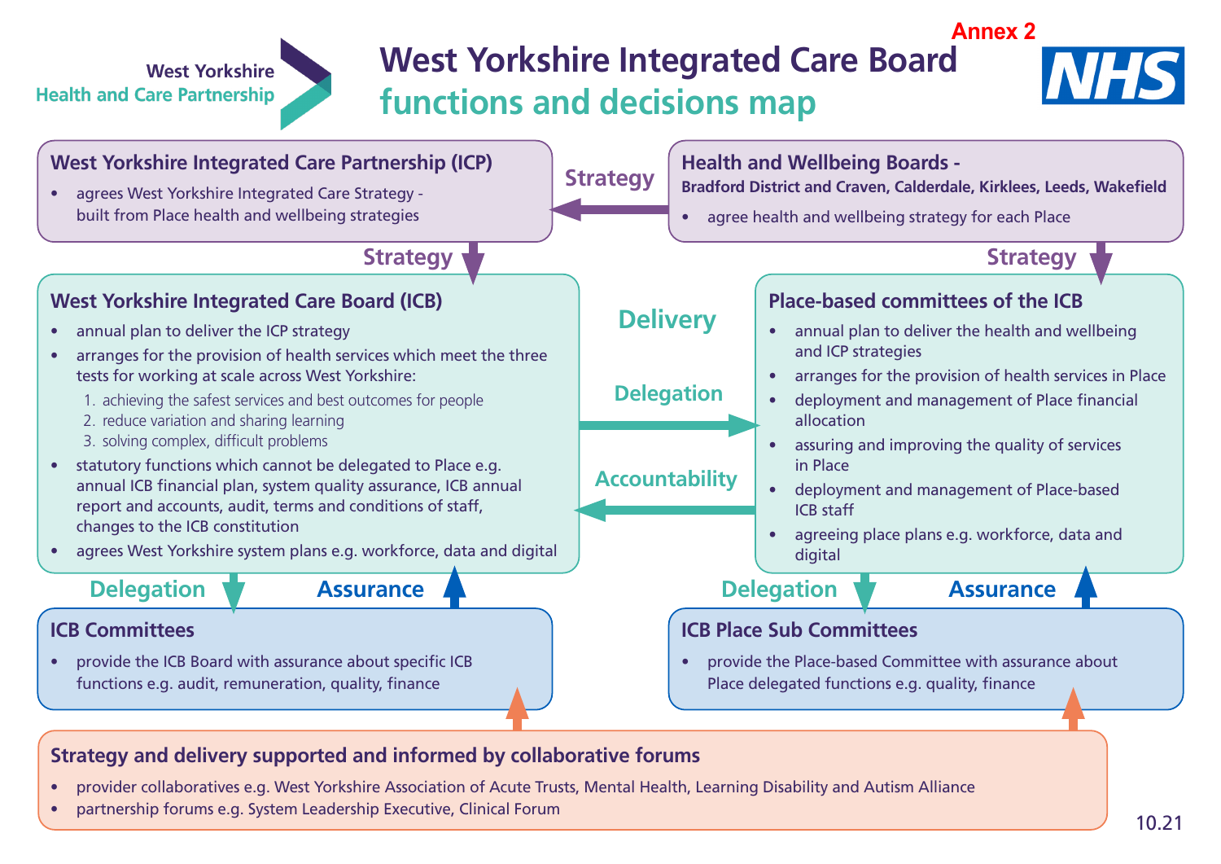Annex 2

West Yorkshire Health and Care Partnership

# West Yorkshire Integrated Care Board functions and decisions map

## West Yorkshire Integrated Care Partnership (ICP)

- agrees West Yorkshire Integrated Care Strategy - built from Place health and wellbeing strategies

## Health and Wellbeing Boards - Bradford District and Craven, Calderdale, Kirklees, Leeds, Wakefield

- agree health and wellbeing strategy for each Place

Strategy

Strategy

Strategy

## West Yorkshire Integrated Care Board (ICB)

- annual plan to deliver the ICP strategy
- arranges for the provision of health services which meet the three tests for working at scale across West Yorkshire:
  1. achieving the safest services and best outcomes for people
  2. reduce variation and sharing learning
  3. solving complex, difficult problems
- statutory functions which cannot be delegated to Place e.g. annual ICB financial plan, system quality assurance, ICB annual report and accounts, audit, terms and conditions of staff, changes to the ICB constitution
- agrees West Yorkshire system plans e.g. workforce, data and digital

Delivery

Delegation

Accountability

## Place-based committees of the ICB

- annual plan to deliver the health and wellbeing and ICP strategies
- arranges for the provision of health services in Place
- deployment and management of Place financial allocation
- assuring and improving the quality of services in Place
- deployment and management of Place-based ICB staff
- agreeing place plans e.g. workforce, data and digital

Delegation

Assurance

Delegation

Assurance

## ICB Committees

- provide the ICB Board with assurance about specific ICB functions e.g. audit, remuneration, quality, finance

## ICB Place Sub Committees

- provide the Place-based Committee with assurance about Place delegated functions e.g. quality, finance

## Strategy and delivery supported and informed by collaborative forums

- provider collaboratives e.g. West Yorkshire Association of Acute Trusts, Mental Health, Learning Disability and Autism Alliance
- partnership forums e.g. System Leadership Executive, Clinical Forum

10.21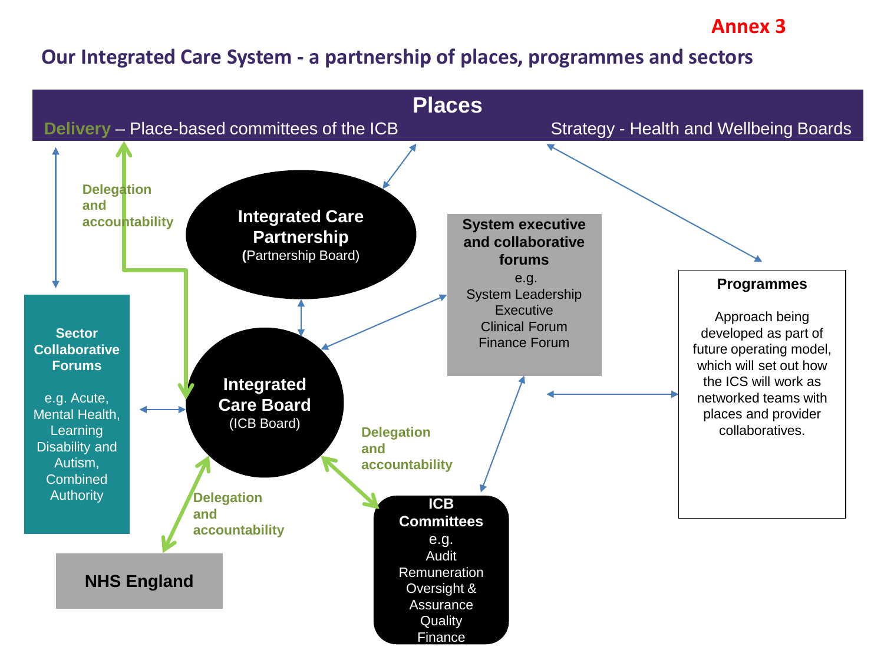**Annex 3**

## Our Integrated Care System - a partnership of places, programmes and sectors

**Places**

Delivery – Place-based committees of the ICB

Strategy - Health and Wellbeing Boards

**Integrated Care Partnership**
(Partnership Board)

**System executive and collaborative forums**
e.g.
System Leadership Executive
Clinical Forum
Finance Forum

**Programmes**

Approach being developed as part of future operating model, which will set out how the ICS will work as networked teams with places and provider collaboratives.

**Sector Collaborative Forums**

e.g. Acute, Mental Health, Learning Disability and Autism, Combined Authority

**Integrated Care Board**
(ICB Board)

Delegation and accountability

Delegation and accountability

Delegation and accountability

**NHS England**

**ICB Committees**
e.g.
Audit
Remuneration
Oversight & Assurance
Quality
Finance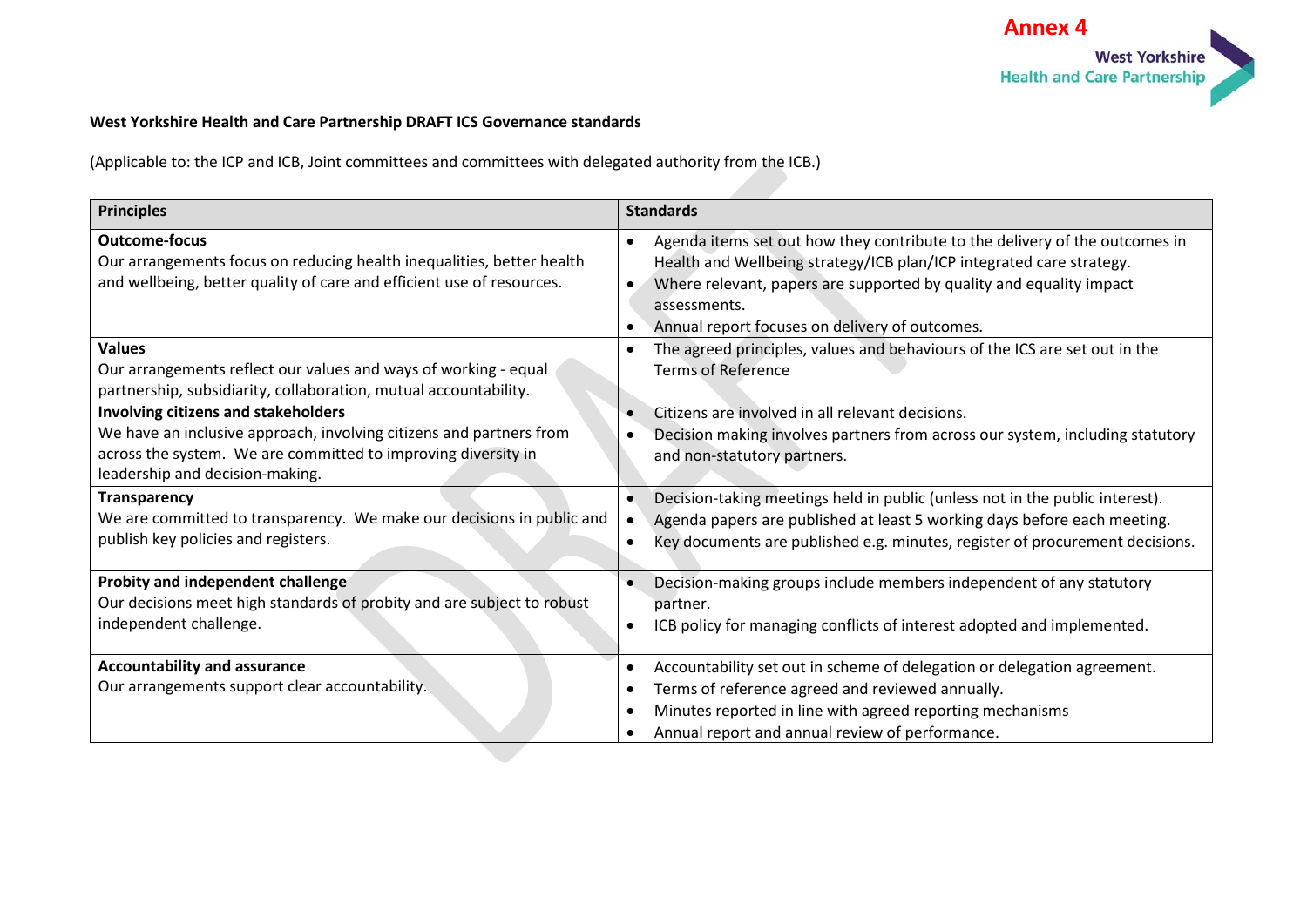Annex 4

West Yorkshire Health and Care Partnership

**West Yorkshire Health and Care Partnership DRAFT ICS Governance standards**

(Applicable to: the ICP and ICB, Joint committees and committees with delegated authority from the ICB.)

| Principles | Standards |
|---|---|
| **Outcome-focus**<br>Our arrangements focus on reducing health inequalities, better health and wellbeing, better quality of care and efficient use of resources. | • Agenda items set out how they contribute to the delivery of the outcomes in Health and Wellbeing strategy/ICB plan/ICP integrated care strategy.<br>• Where relevant, papers are supported by quality and equality impact assessments.<br>• Annual report focuses on delivery of outcomes. |
| **Values**<br>Our arrangements reflect our values and ways of working - equal partnership, subsidiarity, collaboration, mutual accountability. | • The agreed principles, values and behaviours of the ICS are set out in the Terms of Reference |
| **Involving citizens and stakeholders**<br>We have an inclusive approach, involving citizens and partners from across the system. We are committed to improving diversity in leadership and decision-making. | • Citizens are involved in all relevant decisions.<br>• Decision making involves partners from across our system, including statutory and non-statutory partners. |
| **Transparency**<br>We are committed to transparency. We make our decisions in public and publish key policies and registers. | • Decision-taking meetings held in public (unless not in the public interest).<br>• Agenda papers are published at least 5 working days before each meeting.<br>• Key documents are published e.g. minutes, register of procurement decisions. |
| **Probity and independent challenge**<br>Our decisions meet high standards of probity and are subject to robust independent challenge. | • Decision-making groups include members independent of any statutory partner.<br>• ICB policy for managing conflicts of interest adopted and implemented. |
| **Accountability and assurance**<br>Our arrangements support clear accountability. | • Accountability set out in scheme of delegation or delegation agreement.<br>• Terms of reference agreed and reviewed annually.<br>• Minutes reported in line with agreed reporting mechanisms<br>• Annual report and annual review of performance. |